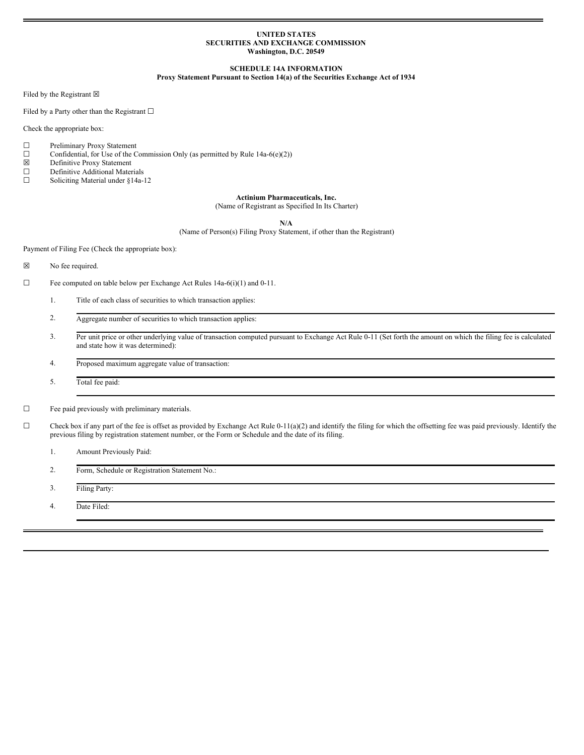**UNITED STATES**
**SECURITIES AND EXCHANGE COMMISSION**
**Washington, D.C. 20549**

**SCHEDULE 14A INFORMATION**
**Proxy Statement Pursuant to Section 14(a) of the Securities Exchange Act of 1934**

Filed by the Registrant ☒

Filed by a Party other than the Registrant ☐

Check the appropriate box:

☐ Preliminary Proxy Statement
☐ Confidential, for Use of the Commission Only (as permitted by Rule 14a-6(e)(2))
☒ Definitive Proxy Statement
☐ Definitive Additional Materials
☐ Soliciting Material under §14a-12

**Actinium Pharmaceuticals, Inc.**
(Name of Registrant as Specified In Its Charter)

**N/A**
(Name of Person(s) Filing Proxy Statement, if other than the Registrant)

Payment of Filing Fee (Check the appropriate box):

☒ No fee required.

☐ Fee computed on table below per Exchange Act Rules 14a-6(i)(1) and 0-11.

1. Title of each class of securities to which transaction applies:
2. Aggregate number of securities to which transaction applies:
3. Per unit price or other underlying value of transaction computed pursuant to Exchange Act Rule 0-11 (Set forth the amount on which the filing fee is calculated and state how it was determined):
4. Proposed maximum aggregate value of transaction:
5. Total fee paid:

☐ Fee paid previously with preliminary materials.

☐ Check box if any part of the fee is offset as provided by Exchange Act Rule 0-11(a)(2) and identify the filing for which the offsetting fee was paid previously. Identify the previous filing by registration statement number, or the Form or Schedule and the date of its filing.

1. Amount Previously Paid:
2. Form, Schedule or Registration Statement No.:
3. Filing Party:
4. Date Filed: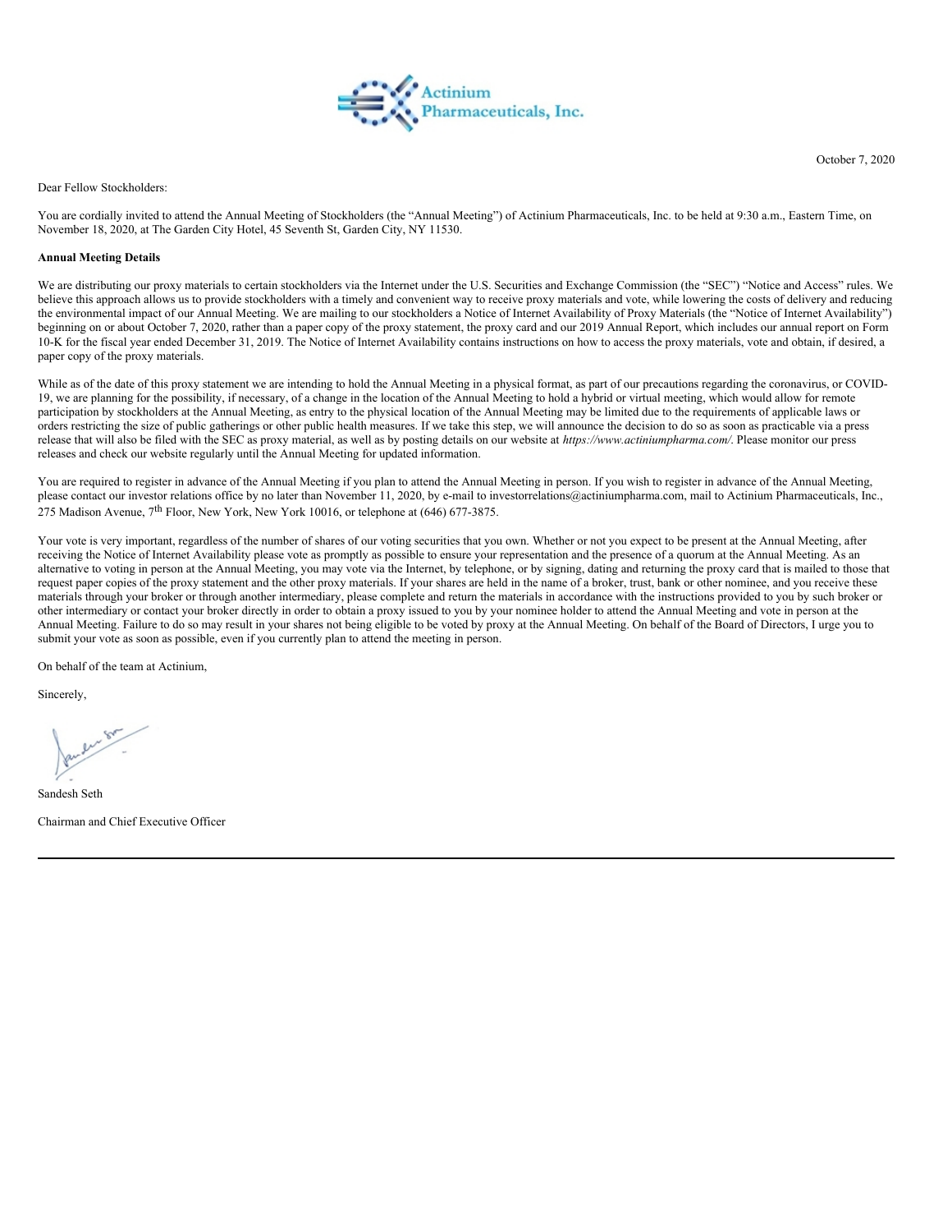Actinium Pharmaceuticals, Inc.

October 7, 2020

Dear Fellow Stockholders:

You are cordially invited to attend the Annual Meeting of Stockholders (the "Annual Meeting") of Actinium Pharmaceuticals, Inc. to be held at 9:30 a.m., Eastern Time, on November 18, 2020, at The Garden City Hotel, 45 Seventh St, Garden City, NY 11530.

**Annual Meeting Details**

We are distributing our proxy materials to certain stockholders via the Internet under the U.S. Securities and Exchange Commission (the "SEC") "Notice and Access" rules. We believe this approach allows us to provide stockholders with a timely and convenient way to receive proxy materials and vote, while lowering the costs of delivery and reducing the environmental impact of our Annual Meeting. We are mailing to our stockholders a Notice of Internet Availability of Proxy Materials (the "Notice of Internet Availability") beginning on or about October 7, 2020, rather than a paper copy of the proxy statement, the proxy card and our 2019 Annual Report, which includes our annual report on Form 10-K for the fiscal year ended December 31, 2019. The Notice of Internet Availability contains instructions on how to access the proxy materials, vote and obtain, if desired, a paper copy of the proxy materials.

While as of the date of this proxy statement we are intending to hold the Annual Meeting in a physical format, as part of our precautions regarding the coronavirus, or COVID-19, we are planning for the possibility, if necessary, of a change in the location of the Annual Meeting to hold a hybrid or virtual meeting, which would allow for remote participation by stockholders at the Annual Meeting, as entry to the physical location of the Annual Meeting may be limited due to the requirements of applicable laws or orders restricting the size of public gatherings or other public health measures. If we take this step, we will announce the decision to do so as soon as practicable via a press release that will also be filed with the SEC as proxy material, as well as by posting details on our website at *https://www.actiniumpharma.com/*. Please monitor our press releases and check our website regularly until the Annual Meeting for updated information.

You are required to register in advance of the Annual Meeting if you plan to attend the Annual Meeting in person. If you wish to register in advance of the Annual Meeting, please contact our investor relations office by no later than November 11, 2020, by e-mail to investorrelations@actiniumpharma.com, mail to Actinium Pharmaceuticals, Inc., 275 Madison Avenue, 7th Floor, New York, New York 10016, or telephone at (646) 677-3875.

Your vote is very important, regardless of the number of shares of our voting securities that you own. Whether or not you expect to be present at the Annual Meeting, after receiving the Notice of Internet Availability please vote as promptly as possible to ensure your representation and the presence of a quorum at the Annual Meeting. As an alternative to voting in person at the Annual Meeting, you may vote via the Internet, by telephone, or by signing, dating and returning the proxy card that is mailed to those that request paper copies of the proxy statement and the other proxy materials. If your shares are held in the name of a broker, trust, bank or other nominee, and you receive these materials through your broker or through another intermediary, please complete and return the materials in accordance with the instructions provided to you by such broker or other intermediary or contact your broker directly in order to obtain a proxy issued to you by your nominee holder to attend the Annual Meeting and vote in person at the Annual Meeting. Failure to do so may result in your shares not being eligible to be voted by proxy at the Annual Meeting. On behalf of the Board of Directors, I urge you to submit your vote as soon as possible, even if you currently plan to attend the meeting in person.

On behalf of the team at Actinium,

Sincerely,

Sandesh Seth

Chairman and Chief Executive Officer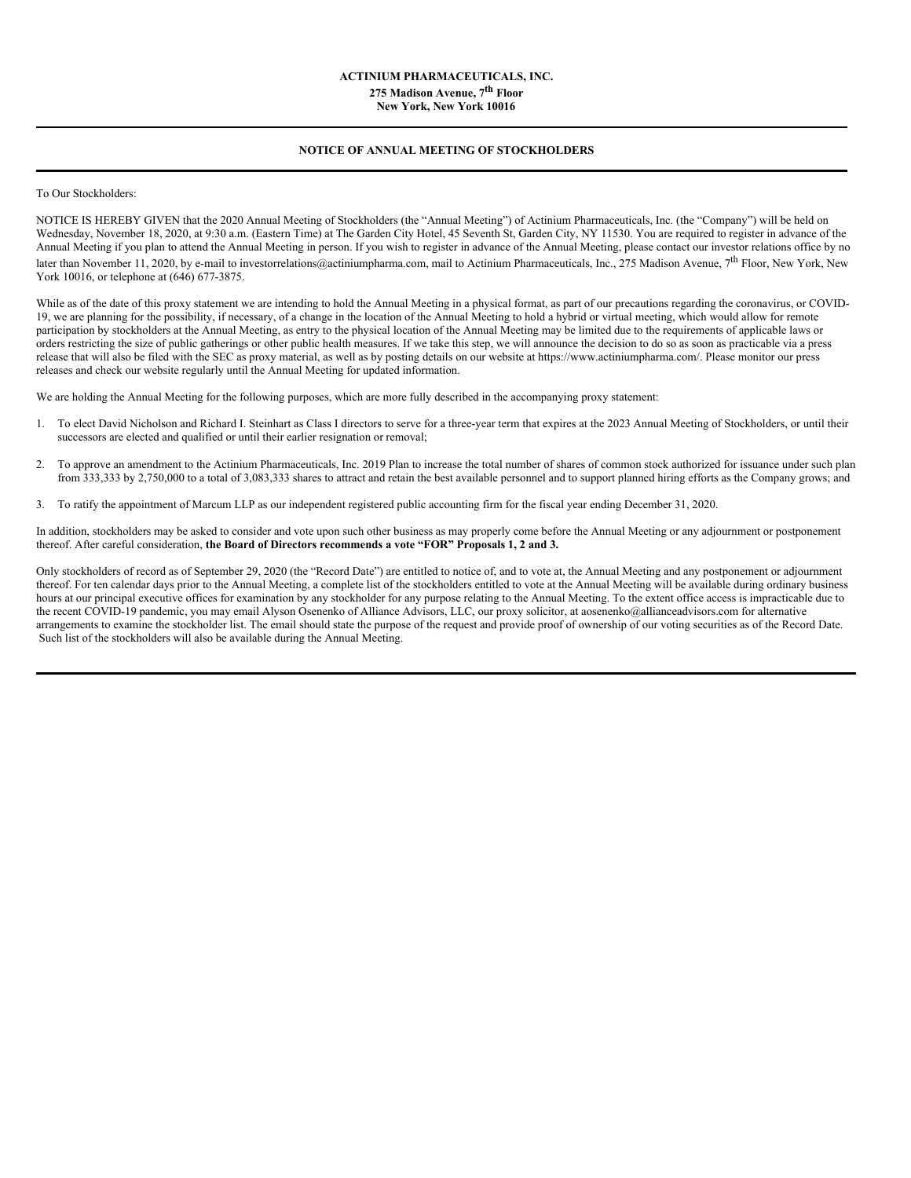**ACTINIUM PHARMACEUTICALS, INC.**
**275 Madison Avenue, 7th Floor**
**New York, New York 10016**

---

**NOTICE OF ANNUAL MEETING OF STOCKHOLDERS**

---

To Our Stockholders:

NOTICE IS HEREBY GIVEN that the 2020 Annual Meeting of Stockholders (the "Annual Meeting") of Actinium Pharmaceuticals, Inc. (the "Company") will be held on Wednesday, November 18, 2020, at 9:30 a.m. (Eastern Time) at The Garden City Hotel, 45 Seventh St, Garden City, NY 11530. You are required to register in advance of the Annual Meeting if you plan to attend the Annual Meeting in person. If you wish to register in advance of the Annual Meeting, please contact our investor relations office by no later than November 11, 2020, by e-mail to investorrelations@actiniumpharma.com, mail to Actinium Pharmaceuticals, Inc., 275 Madison Avenue, 7th Floor, New York, New York 10016, or telephone at (646) 677-3875.

While as of the date of this proxy statement we are intending to hold the Annual Meeting in a physical format, as part of our precautions regarding the coronavirus, or COVID-19, we are planning for the possibility, if necessary, of a change in the location of the Annual Meeting to hold a hybrid or virtual meeting, which would allow for remote participation by stockholders at the Annual Meeting, as entry to the physical location of the Annual Meeting may be limited due to the requirements of applicable laws or orders restricting the size of public gatherings or other public health measures. If we take this step, we will announce the decision to do so as soon as practicable via a press release that will also be filed with the SEC as proxy material, as well as by posting details on our website at https://www.actiniumpharma.com/. Please monitor our press releases and check our website regularly until the Annual Meeting for updated information.

We are holding the Annual Meeting for the following purposes, which are more fully described in the accompanying proxy statement:

1. To elect David Nicholson and Richard I. Steinhart as Class I directors to serve for a three-year term that expires at the 2023 Annual Meeting of Stockholders, or until their successors are elected and qualified or until their earlier resignation or removal;

2. To approve an amendment to the Actinium Pharmaceuticals, Inc. 2019 Plan to increase the total number of shares of common stock authorized for issuance under such plan from 333,333 by 2,750,000 to a total of 3,083,333 shares to attract and retain the best available personnel and to support planned hiring efforts as the Company grows; and

3. To ratify the appointment of Marcum LLP as our independent registered public accounting firm for the fiscal year ending December 31, 2020.

In addition, stockholders may be asked to consider and vote upon such other business as may properly come before the Annual Meeting or any adjournment or postponement thereof. After careful consideration, **the Board of Directors recommends a vote "FOR" Proposals 1, 2 and 3.**

Only stockholders of record as of September 29, 2020 (the "Record Date") are entitled to notice of, and to vote at, the Annual Meeting and any postponement or adjournment thereof. For ten calendar days prior to the Annual Meeting, a complete list of the stockholders entitled to vote at the Annual Meeting will be available during ordinary business hours at our principal executive offices for examination by any stockholder for any purpose relating to the Annual Meeting. To the extent office access is impracticable due to the recent COVID-19 pandemic, you may email Alyson Osenenko of Alliance Advisors, LLC, our proxy solicitor, at aosenenko@allianceadvisors.com for alternative arrangements to examine the stockholder list. The email should state the purpose of the request and provide proof of ownership of our voting securities as of the Record Date. Such list of the stockholders will also be available during the Annual Meeting.

---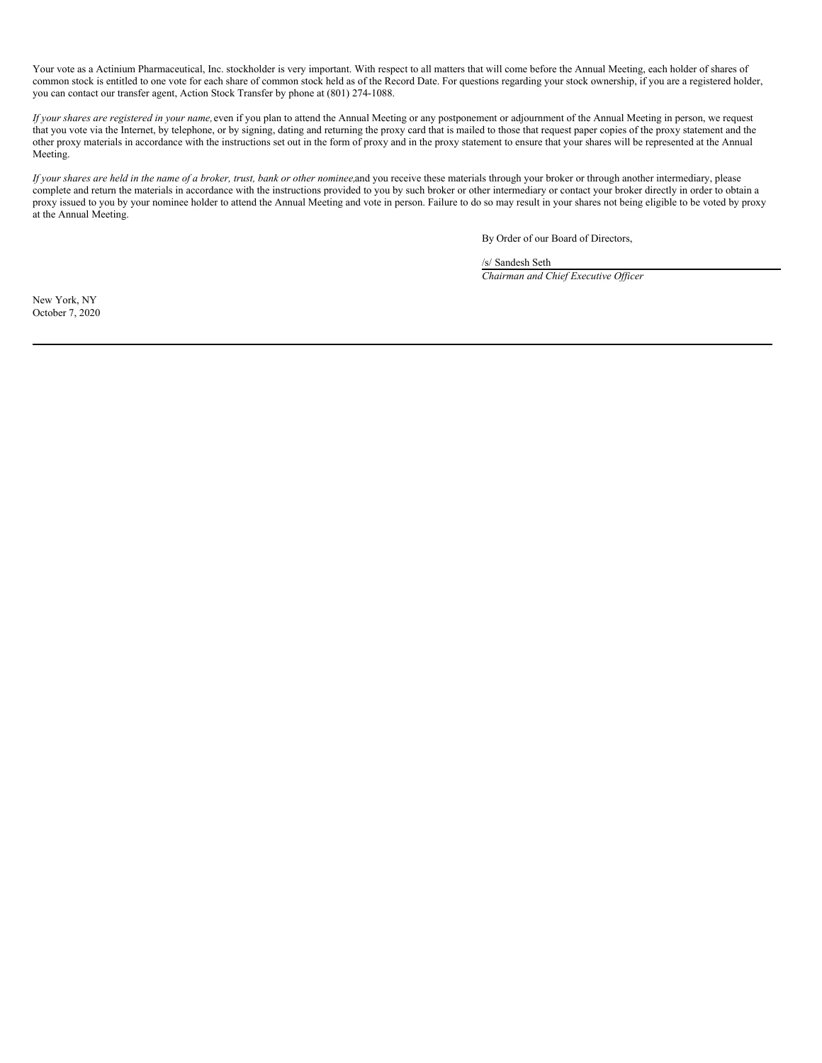Your vote as a Actinium Pharmaceutical, Inc. stockholder is very important. With respect to all matters that will come before the Annual Meeting, each holder of shares of common stock is entitled to one vote for each share of common stock held as of the Record Date. For questions regarding your stock ownership, if you are a registered holder, you can contact our transfer agent, Action Stock Transfer by phone at (801) 274-1088.

*If your shares are registered in your name,* even if you plan to attend the Annual Meeting or any postponement or adjournment of the Annual Meeting in person, we request that you vote via the Internet, by telephone, or by signing, dating and returning the proxy card that is mailed to those that request paper copies of the proxy statement and the other proxy materials in accordance with the instructions set out in the form of proxy and in the proxy statement to ensure that your shares will be represented at the Annual Meeting.

*If your shares are held in the name of a broker, trust, bank or other nominee,* and you receive these materials through your broker or through another intermediary, please complete and return the materials in accordance with the instructions provided to you by such broker or other intermediary or contact your broker directly in order to obtain a proxy issued to you by your nominee holder to attend the Annual Meeting and vote in person. Failure to do so may result in your shares not being eligible to be voted by proxy at the Annual Meeting.

By Order of our Board of Directors,

/s/ Sandesh Seth

*Chairman and Chief Executive Officer*

New York, NY

October 7, 2020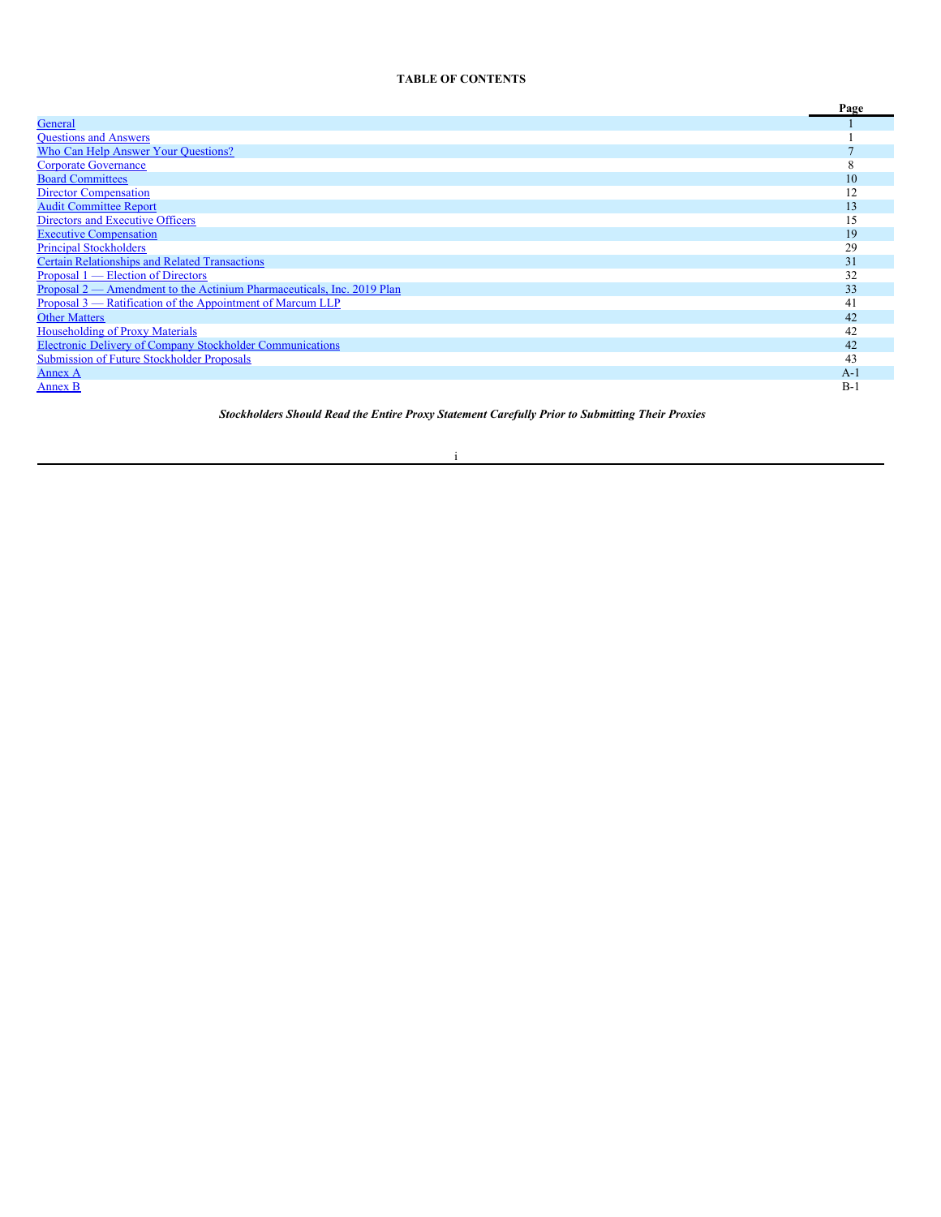**TABLE OF CONTENTS**

| | Page |
|---|---|
| General | 1 |
| Questions and Answers | 1 |
| Who Can Help Answer Your Questions? | 7 |
| Corporate Governance | 8 |
| Board Committees | 10 |
| Director Compensation | 12 |
| Audit Committee Report | 13 |
| Directors and Executive Officers | 15 |
| Executive Compensation | 19 |
| Principal Stockholders | 29 |
| Certain Relationships and Related Transactions | 31 |
| Proposal 1 — Election of Directors | 32 |
| Proposal 2 — Amendment to the Actinium Pharmaceuticals, Inc. 2019 Plan | 33 |
| Proposal 3 — Ratification of the Appointment of Marcum LLP | 41 |
| Other Matters | 42 |
| Householding of Proxy Materials | 42 |
| Electronic Delivery of Company Stockholder Communications | 42 |
| Submission of Future Stockholder Proposals | 43 |
| Annex A | A-1 |
| Annex B | B-1 |

***Stockholders Should Read the Entire Proxy Statement Carefully Prior to Submitting Their Proxies***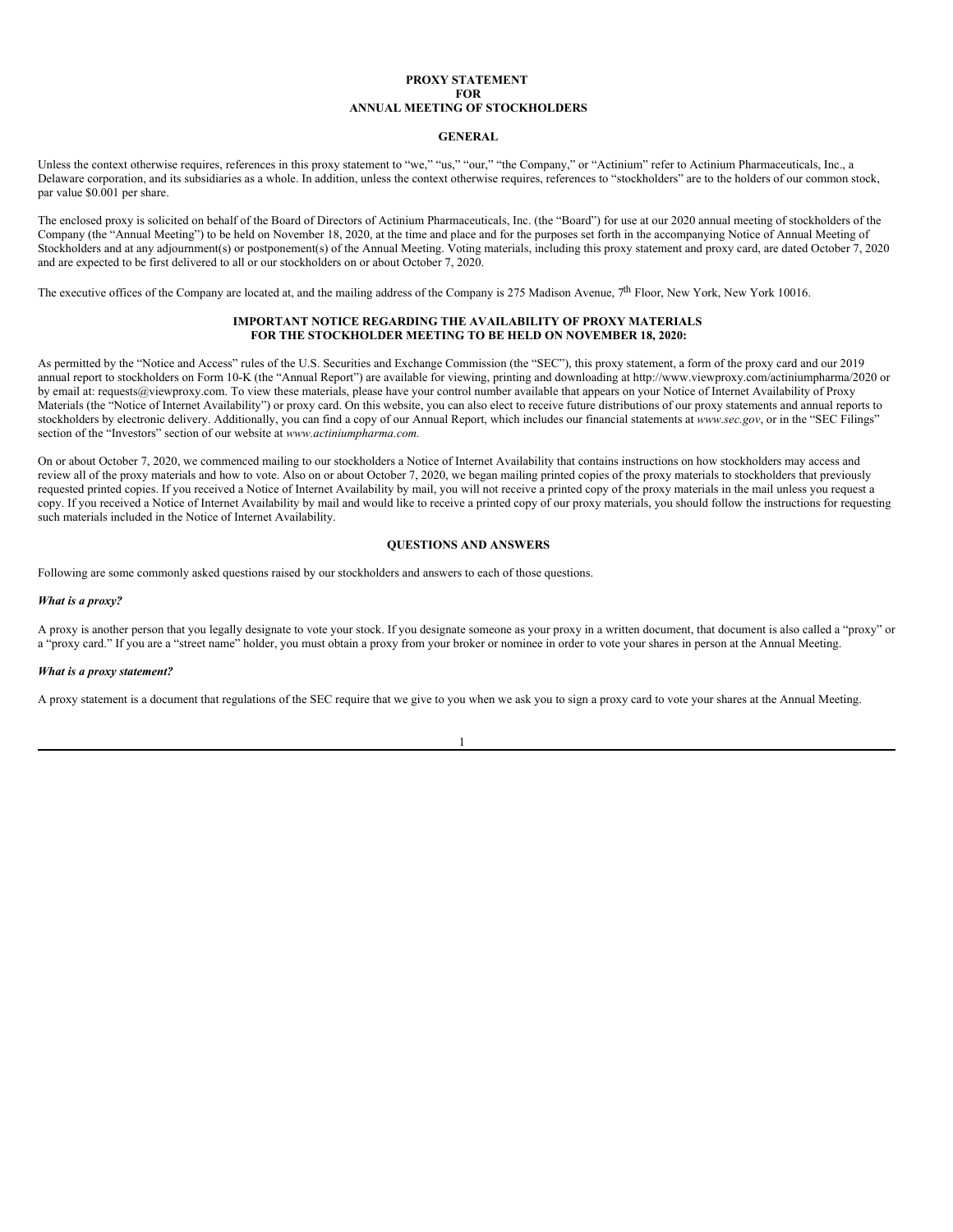# PROXY STATEMENT
# FOR
# ANNUAL MEETING OF STOCKHOLDERS

## GENERAL

Unless the context otherwise requires, references in this proxy statement to "we," "us," "our," "the Company," or "Actinium" refer to Actinium Pharmaceuticals, Inc., a Delaware corporation, and its subsidiaries as a whole. In addition, unless the context otherwise requires, references to "stockholders" are to the holders of our common stock, par value $0.001 per share.

The enclosed proxy is solicited on behalf of the Board of Directors of Actinium Pharmaceuticals, Inc. (the "Board") for use at our 2020 annual meeting of stockholders of the Company (the "Annual Meeting") to be held on November 18, 2020, at the time and place and for the purposes set forth in the accompanying Notice of Annual Meeting of Stockholders and at any adjournment(s) or postponement(s) of the Annual Meeting. Voting materials, including this proxy statement and proxy card, are dated October 7, 2020 and are expected to be first delivered to all or our stockholders on or about October 7, 2020.

The executive offices of the Company are located at, and the mailing address of the Company is 275 Madison Avenue, 7th Floor, New York, New York 10016.

## IMPORTANT NOTICE REGARDING THE AVAILABILITY OF PROXY MATERIALS FOR THE STOCKHOLDER MEETING TO BE HELD ON NOVEMBER 18, 2020:

As permitted by the "Notice and Access" rules of the U.S. Securities and Exchange Commission (the "SEC"), this proxy statement, a form of the proxy card and our 2019 annual report to stockholders on Form 10-K (the "Annual Report") are available for viewing, printing and downloading at http://www.viewproxy.com/actiniumpharma/2020 or by email at: requests@viewproxy.com. To view these materials, please have your control number available that appears on your Notice of Internet Availability of Proxy Materials (the "Notice of Internet Availability") or proxy card. On this website, you can also elect to receive future distributions of our proxy statements and annual reports to stockholders by electronic delivery. Additionally, you can find a copy of our Annual Report, which includes our financial statements at *www.sec.gov*, or in the "SEC Filings" section of the "Investors" section of our website at *www.actiniumpharma.com.*

On or about October 7, 2020, we commenced mailing to our stockholders a Notice of Internet Availability that contains instructions on how stockholders may access and review all of the proxy materials and how to vote. Also on or about October 7, 2020, we began mailing printed copies of the proxy materials to stockholders that previously requested printed copies. If you received a Notice of Internet Availability by mail, you will not receive a printed copy of the proxy materials in the mail unless you request a copy. If you received a Notice of Internet Availability by mail and would like to receive a printed copy of our proxy materials, you should follow the instructions for requesting such materials included in the Notice of Internet Availability.

## QUESTIONS AND ANSWERS

Following are some commonly asked questions raised by our stockholders and answers to each of those questions.

***What is a proxy?***

A proxy is another person that you legally designate to vote your stock. If you designate someone as your proxy in a written document, that document is also called a "proxy" or a "proxy card." If you are a "street name" holder, you must obtain a proxy from your broker or nominee in order to vote your shares in person at the Annual Meeting.

***What is a proxy statement?***

A proxy statement is a document that regulations of the SEC require that we give to you when we ask you to sign a proxy card to vote your shares at the Annual Meeting.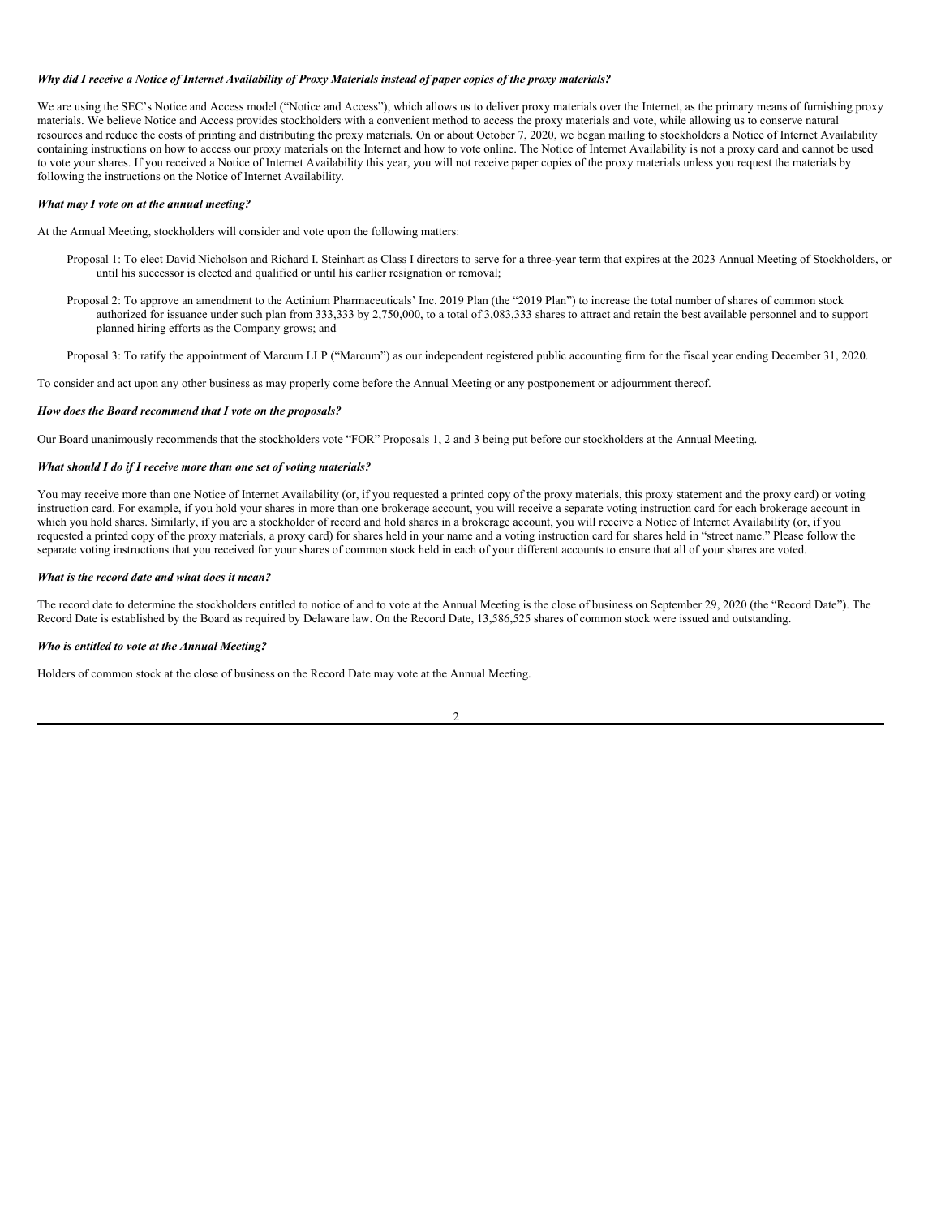*Why did I receive a Notice of Internet Availability of Proxy Materials instead of paper copies of the proxy materials?*

We are using the SEC's Notice and Access model ("Notice and Access"), which allows us to deliver proxy materials over the Internet, as the primary means of furnishing proxy materials. We believe Notice and Access provides stockholders with a convenient method to access the proxy materials and vote, while allowing us to conserve natural resources and reduce the costs of printing and distributing the proxy materials. On or about October 7, 2020, we began mailing to stockholders a Notice of Internet Availability containing instructions on how to access our proxy materials on the Internet and how to vote online. The Notice of Internet Availability is not a proxy card and cannot be used to vote your shares. If you received a Notice of Internet Availability this year, you will not receive paper copies of the proxy materials unless you request the materials by following the instructions on the Notice of Internet Availability.

*What may I vote on at the annual meeting?*

At the Annual Meeting, stockholders will consider and vote upon the following matters:

Proposal 1: To elect David Nicholson and Richard I. Steinhart as Class I directors to serve for a three-year term that expires at the 2023 Annual Meeting of Stockholders, or until his successor is elected and qualified or until his earlier resignation or removal;

Proposal 2: To approve an amendment to the Actinium Pharmaceuticals' Inc. 2019 Plan (the "2019 Plan") to increase the total number of shares of common stock authorized for issuance under such plan from 333,333 by 2,750,000, to a total of 3,083,333 shares to attract and retain the best available personnel and to support planned hiring efforts as the Company grows; and

Proposal 3: To ratify the appointment of Marcum LLP ("Marcum") as our independent registered public accounting firm for the fiscal year ending December 31, 2020.

To consider and act upon any other business as may properly come before the Annual Meeting or any postponement or adjournment thereof.

*How does the Board recommend that I vote on the proposals?*

Our Board unanimously recommends that the stockholders vote "FOR" Proposals 1, 2 and 3 being put before our stockholders at the Annual Meeting.

*What should I do if I receive more than one set of voting materials?*

You may receive more than one Notice of Internet Availability (or, if you requested a printed copy of the proxy materials, this proxy statement and the proxy card) or voting instruction card. For example, if you hold your shares in more than one brokerage account, you will receive a separate voting instruction card for each brokerage account in which you hold shares. Similarly, if you are a stockholder of record and hold shares in a brokerage account, you will receive a Notice of Internet Availability (or, if you requested a printed copy of the proxy materials, a proxy card) for shares held in your name and a voting instruction card for shares held in "street name." Please follow the separate voting instructions that you received for your shares of common stock held in each of your different accounts to ensure that all of your shares are voted.

*What is the record date and what does it mean?*

The record date to determine the stockholders entitled to notice of and to vote at the Annual Meeting is the close of business on September 29, 2020 (the "Record Date"). The Record Date is established by the Board as required by Delaware law. On the Record Date, 13,586,525 shares of common stock were issued and outstanding.

*Who is entitled to vote at the Annual Meeting?*

Holders of common stock at the close of business on the Record Date may vote at the Annual Meeting.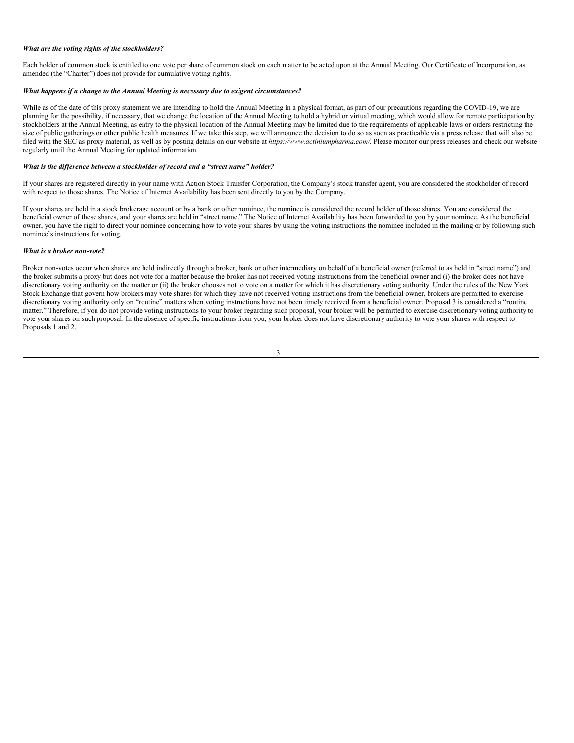***What are the voting rights of the stockholders?***

Each holder of common stock is entitled to one vote per share of common stock on each matter to be acted upon at the Annual Meeting. Our Certificate of Incorporation, as amended (the "Charter") does not provide for cumulative voting rights.

***What happens if a change to the Annual Meeting is necessary due to exigent circumstances?***

While as of the date of this proxy statement we are intending to hold the Annual Meeting in a physical format, as part of our precautions regarding the COVID-19, we are planning for the possibility, if necessary, that we change the location of the Annual Meeting to hold a hybrid or virtual meeting, which would allow for remote participation by stockholders at the Annual Meeting, as entry to the physical location of the Annual Meeting may be limited due to the requirements of applicable laws or orders restricting the size of public gatherings or other public health measures. If we take this step, we will announce the decision to do so as soon as practicable via a press release that will also be filed with the SEC as proxy material, as well as by posting details on our website at *https://www.actiniumpharma.com/*. Please monitor our press releases and check our website regularly until the Annual Meeting for updated information.

***What is the difference between a stockholder of record and a "street name" holder?***

If your shares are registered directly in your name with Action Stock Transfer Corporation, the Company's stock transfer agent, you are considered the stockholder of record with respect to those shares. The Notice of Internet Availability has been sent directly to you by the Company.

If your shares are held in a stock brokerage account or by a bank or other nominee, the nominee is considered the record holder of those shares. You are considered the beneficial owner of these shares, and your shares are held in "street name." The Notice of Internet Availability has been forwarded to you by your nominee. As the beneficial owner, you have the right to direct your nominee concerning how to vote your shares by using the voting instructions the nominee included in the mailing or by following such nominee's instructions for voting.

***What is a broker non-vote?***

Broker non-votes occur when shares are held indirectly through a broker, bank or other intermediary on behalf of a beneficial owner (referred to as held in "street name") and the broker submits a proxy but does not vote for a matter because the broker has not received voting instructions from the beneficial owner and (i) the broker does not have discretionary voting authority on the matter or (ii) the broker chooses not to vote on a matter for which it has discretionary voting authority. Under the rules of the New York Stock Exchange that govern how brokers may vote shares for which they have not received voting instructions from the beneficial owner, brokers are permitted to exercise discretionary voting authority only on "routine" matters when voting instructions have not been timely received from a beneficial owner. Proposal 3 is considered a "routine matter." Therefore, if you do not provide voting instructions to your broker regarding such proposal, your broker will be permitted to exercise discretionary voting authority to vote your shares on such proposal. In the absence of specific instructions from you, your broker does not have discretionary authority to vote your shares with respect to Proposals 1 and 2.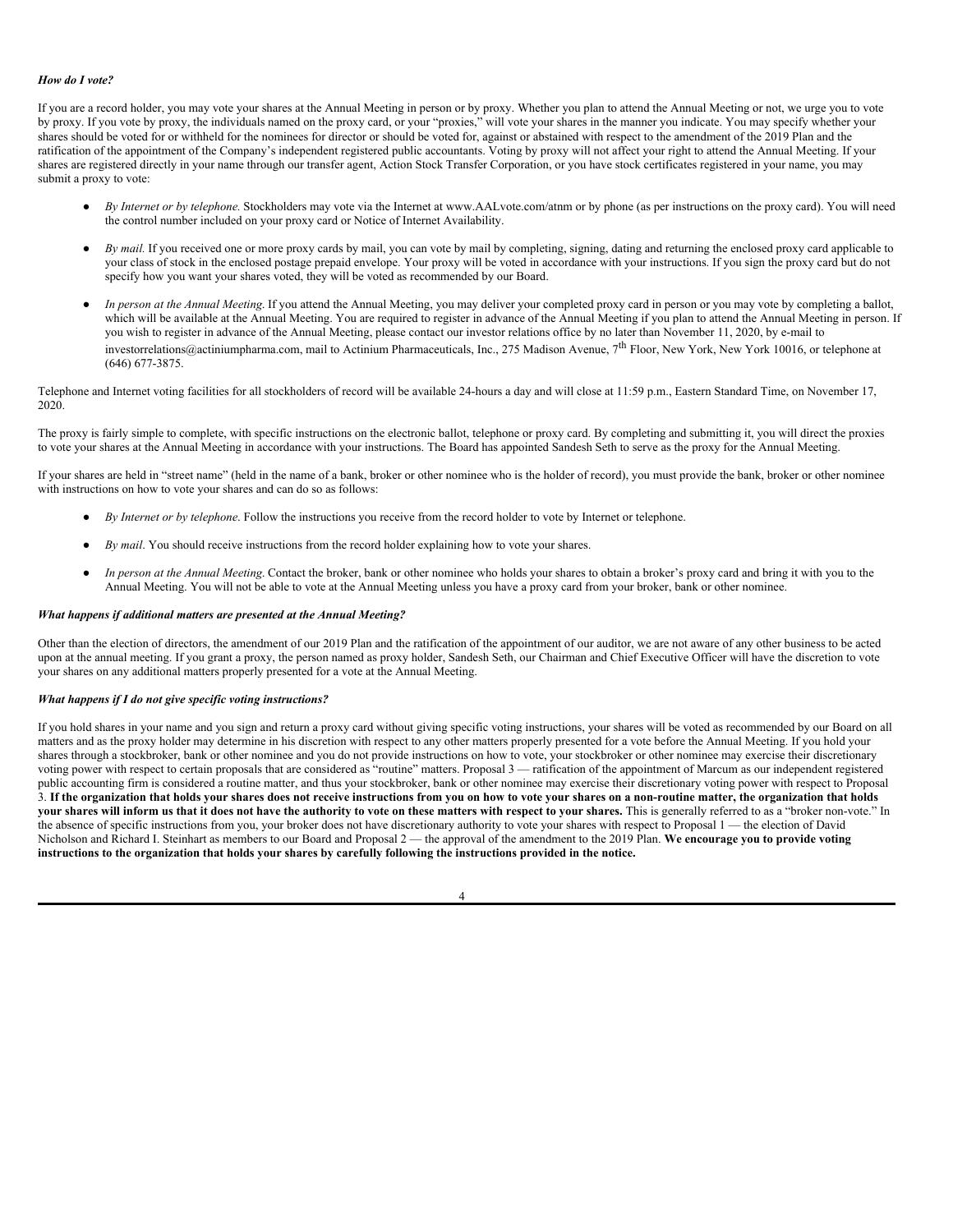***How do I vote?***

If you are a record holder, you may vote your shares at the Annual Meeting in person or by proxy. Whether you plan to attend the Annual Meeting or not, we urge you to vote by proxy. If you vote by proxy, the individuals named on the proxy card, or your "proxies," will vote your shares in the manner you indicate. You may specify whether your shares should be voted for or withheld for the nominees for director or should be voted for, against or abstained with respect to the amendment of the 2019 Plan and the ratification of the appointment of the Company's independent registered public accountants. Voting by proxy will not affect your right to attend the Annual Meeting. If your shares are registered directly in your name through our transfer agent, Action Stock Transfer Corporation, or you have stock certificates registered in your name, you may submit a proxy to vote:

- *By Internet or by telephone.* Stockholders may vote via the Internet at www.AALvote.com/atnm or by phone (as per instructions on the proxy card). You will need the control number included on your proxy card or Notice of Internet Availability.
- *By mail.* If you received one or more proxy cards by mail, you can vote by mail by completing, signing, dating and returning the enclosed proxy card applicable to your class of stock in the enclosed postage prepaid envelope. Your proxy will be voted in accordance with your instructions. If you sign the proxy card but do not specify how you want your shares voted, they will be voted as recommended by our Board.
- *In person at the Annual Meeting.* If you attend the Annual Meeting, you may deliver your completed proxy card in person or you may vote by completing a ballot, which will be available at the Annual Meeting. You are required to register in advance of the Annual Meeting if you plan to attend the Annual Meeting in person. If you wish to register in advance of the Annual Meeting, please contact our investor relations office by no later than November 11, 2020, by e-mail to investorrelations@actiniumpharma.com, mail to Actinium Pharmaceuticals, Inc., 275 Madison Avenue, 7th Floor, New York, New York 10016, or telephone at (646) 677-3875.

Telephone and Internet voting facilities for all stockholders of record will be available 24-hours a day and will close at 11:59 p.m., Eastern Standard Time, on November 17, 2020.

The proxy is fairly simple to complete, with specific instructions on the electronic ballot, telephone or proxy card. By completing and submitting it, you will direct the proxies to vote your shares at the Annual Meeting in accordance with your instructions. The Board has appointed Sandesh Seth to serve as the proxy for the Annual Meeting.

If your shares are held in "street name" (held in the name of a bank, broker or other nominee who is the holder of record), you must provide the bank, broker or other nominee with instructions on how to vote your shares and can do so as follows:

- *By Internet or by telephone*. Follow the instructions you receive from the record holder to vote by Internet or telephone.
- *By mail*. You should receive instructions from the record holder explaining how to vote your shares.
- *In person at the Annual Meeting*. Contact the broker, bank or other nominee who holds your shares to obtain a broker's proxy card and bring it with you to the Annual Meeting. You will not be able to vote at the Annual Meeting unless you have a proxy card from your broker, bank or other nominee.

***What happens if additional matters are presented at the Annual Meeting?***

Other than the election of directors, the amendment of our 2019 Plan and the ratification of the appointment of our auditor, we are not aware of any other business to be acted upon at the annual meeting. If you grant a proxy, the person named as proxy holder, Sandesh Seth, our Chairman and Chief Executive Officer will have the discretion to vote your shares on any additional matters properly presented for a vote at the Annual Meeting.

***What happens if I do not give specific voting instructions?***

If you hold shares in your name and you sign and return a proxy card without giving specific voting instructions, your shares will be voted as recommended by our Board on all matters and as the proxy holder may determine in his discretion with respect to any other matters properly presented for a vote before the Annual Meeting. If you hold your shares through a stockbroker, bank or other nominee and you do not provide instructions on how to vote, your stockbroker or other nominee may exercise their discretionary voting power with respect to certain proposals that are considered as "routine" matters. Proposal 3 — ratification of the appointment of Marcum as our independent registered public accounting firm is considered a routine matter, and thus your stockbroker, bank or other nominee may exercise their discretionary voting power with respect to Proposal 3. **If the organization that holds your shares does not receive instructions from you on how to vote your shares on a non-routine matter, the organization that holds your shares will inform us that it does not have the authority to vote on these matters with respect to your shares.** This is generally referred to as a "broker non-vote." In the absence of specific instructions from you, your broker does not have discretionary authority to vote your shares with respect to Proposal 1 — the election of David Nicholson and Richard I. Steinhart as members to our Board and Proposal 2 — the approval of the amendment to the 2019 Plan. **We encourage you to provide voting instructions to the organization that holds your shares by carefully following the instructions provided in the notice.**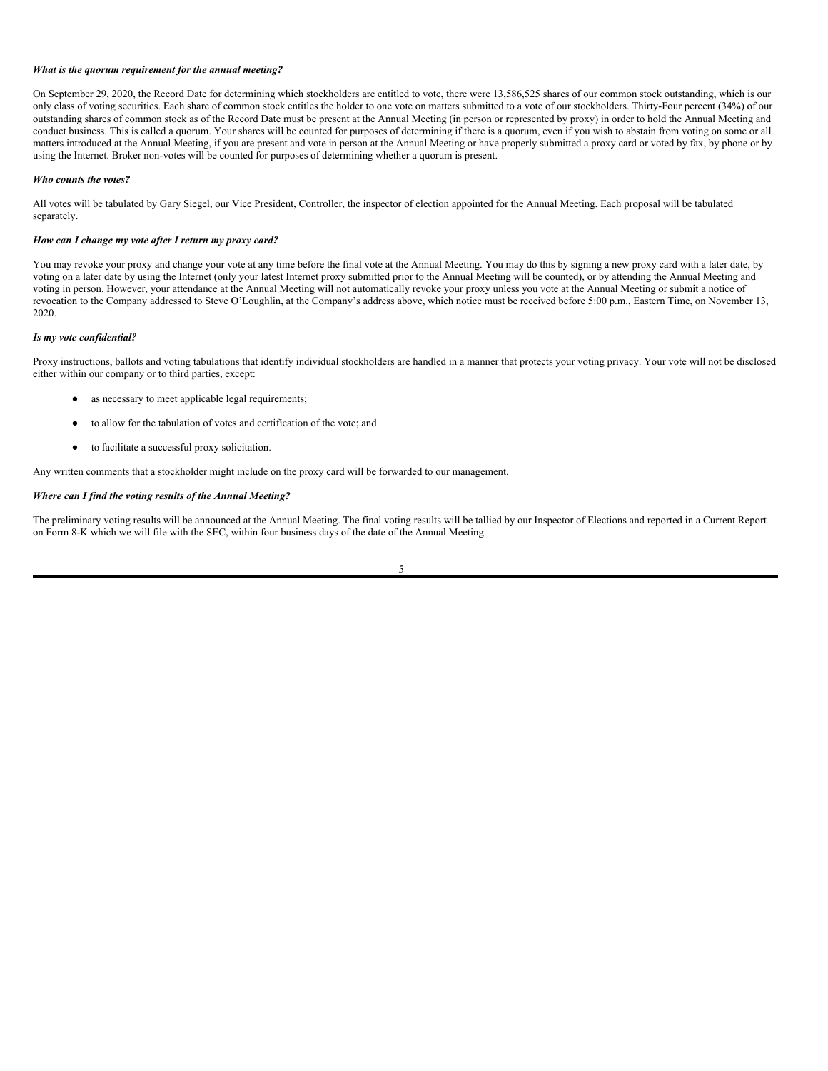***What is the quorum requirement for the annual meeting?***

On September 29, 2020, the Record Date for determining which stockholders are entitled to vote, there were 13,586,525 shares of our common stock outstanding, which is our only class of voting securities. Each share of common stock entitles the holder to one vote on matters submitted to a vote of our stockholders. Thirty-Four percent (34%) of our outstanding shares of common stock as of the Record Date must be present at the Annual Meeting (in person or represented by proxy) in order to hold the Annual Meeting and conduct business. This is called a quorum. Your shares will be counted for purposes of determining if there is a quorum, even if you wish to abstain from voting on some or all matters introduced at the Annual Meeting, if you are present and vote in person at the Annual Meeting or have properly submitted a proxy card or voted by fax, by phone or by using the Internet. Broker non-votes will be counted for purposes of determining whether a quorum is present.

***Who counts the votes?***

All votes will be tabulated by Gary Siegel, our Vice President, Controller, the inspector of election appointed for the Annual Meeting. Each proposal will be tabulated separately.

***How can I change my vote after I return my proxy card?***

You may revoke your proxy and change your vote at any time before the final vote at the Annual Meeting. You may do this by signing a new proxy card with a later date, by voting on a later date by using the Internet (only your latest Internet proxy submitted prior to the Annual Meeting will be counted), or by attending the Annual Meeting and voting in person. However, your attendance at the Annual Meeting will not automatically revoke your proxy unless you vote at the Annual Meeting or submit a notice of revocation to the Company addressed to Steve O'Loughlin, at the Company's address above, which notice must be received before 5:00 p.m., Eastern Time, on November 13, 2020.

***Is my vote confidential?***

Proxy instructions, ballots and voting tabulations that identify individual stockholders are handled in a manner that protects your voting privacy. Your vote will not be disclosed either within our company or to third parties, except:

- as necessary to meet applicable legal requirements;
- to allow for the tabulation of votes and certification of the vote; and
- to facilitate a successful proxy solicitation.

Any written comments that a stockholder might include on the proxy card will be forwarded to our management.

***Where can I find the voting results of the Annual Meeting?***

The preliminary voting results will be announced at the Annual Meeting. The final voting results will be tallied by our Inspector of Elections and reported in a Current Report on Form 8-K which we will file with the SEC, within four business days of the date of the Annual Meeting.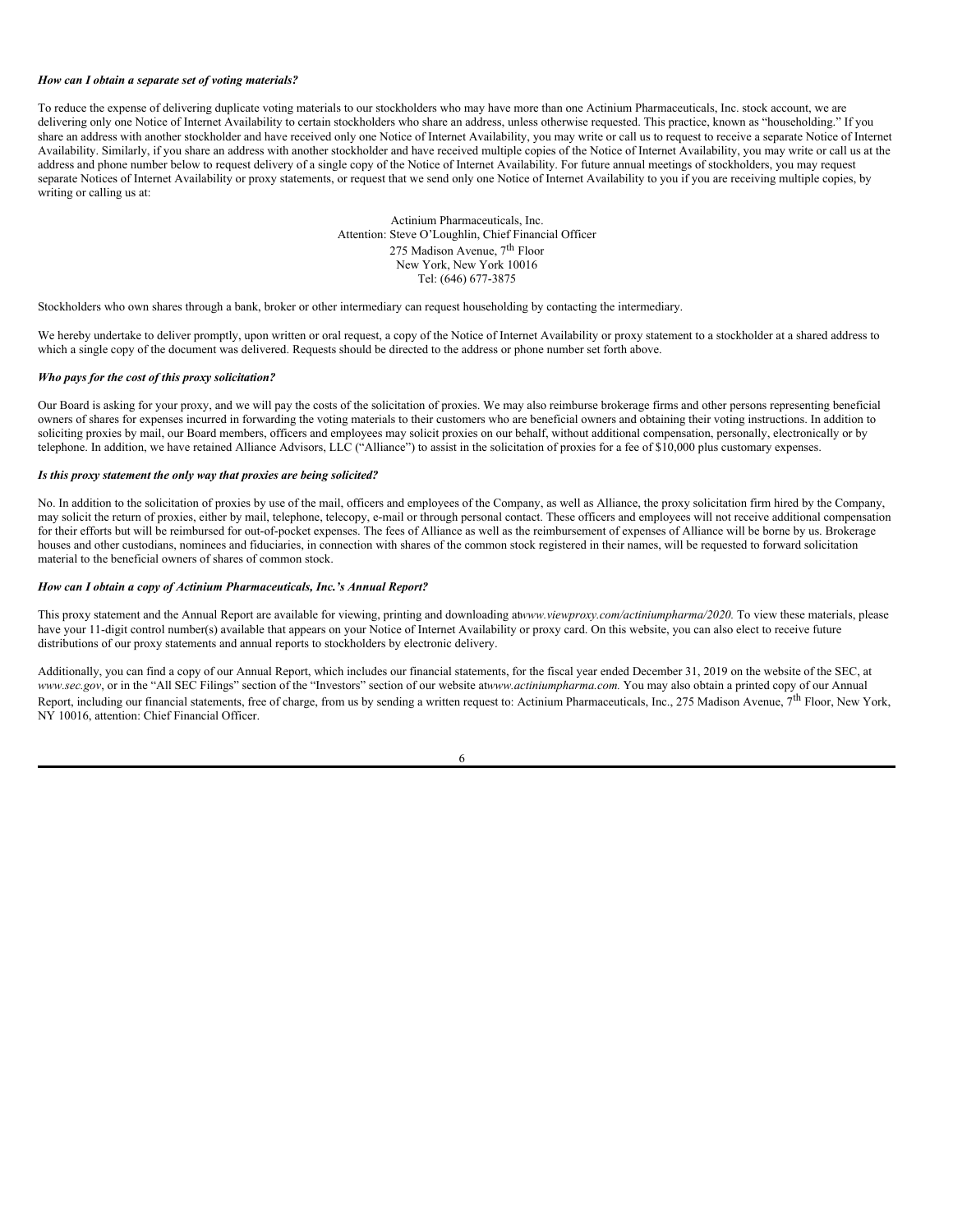***How can I obtain a separate set of voting materials?***

To reduce the expense of delivering duplicate voting materials to our stockholders who may have more than one Actinium Pharmaceuticals, Inc. stock account, we are delivering only one Notice of Internet Availability to certain stockholders who share an address, unless otherwise requested. This practice, known as "householding." If you share an address with another stockholder and have received only one Notice of Internet Availability, you may write or call us to request to receive a separate Notice of Internet Availability. Similarly, if you share an address with another stockholder and have received multiple copies of the Notice of Internet Availability, you may write or call us at the address and phone number below to request delivery of a single copy of the Notice of Internet Availability. For future annual meetings of stockholders, you may request separate Notices of Internet Availability or proxy statements, or request that we send only one Notice of Internet Availability to you if you are receiving multiple copies, by writing or calling us at:

Actinium Pharmaceuticals, Inc.
Attention: Steve O'Loughlin, Chief Financial Officer
275 Madison Avenue, 7th Floor
New York, New York 10016
Tel: (646) 677-3875

Stockholders who own shares through a bank, broker or other intermediary can request householding by contacting the intermediary.

We hereby undertake to deliver promptly, upon written or oral request, a copy of the Notice of Internet Availability or proxy statement to a stockholder at a shared address to which a single copy of the document was delivered. Requests should be directed to the address or phone number set forth above.

***Who pays for the cost of this proxy solicitation?***

Our Board is asking for your proxy, and we will pay the costs of the solicitation of proxies. We may also reimburse brokerage firms and other persons representing beneficial owners of shares for expenses incurred in forwarding the voting materials to their customers who are beneficial owners and obtaining their voting instructions. In addition to soliciting proxies by mail, our Board members, officers and employees may solicit proxies on our behalf, without additional compensation, personally, electronically or by telephone. In addition, we have retained Alliance Advisors, LLC ("Alliance") to assist in the solicitation of proxies for a fee of $10,000 plus customary expenses.

***Is this proxy statement the only way that proxies are being solicited?***

No. In addition to the solicitation of proxies by use of the mail, officers and employees of the Company, as well as Alliance, the proxy solicitation firm hired by the Company, may solicit the return of proxies, either by mail, telephone, telecopy, e-mail or through personal contact. These officers and employees will not receive additional compensation for their efforts but will be reimbursed for out-of-pocket expenses. The fees of Alliance as well as the reimbursement of expenses of Alliance will be borne by us. Brokerage houses and other custodians, nominees and fiduciaries, in connection with shares of the common stock registered in their names, will be requested to forward solicitation material to the beneficial owners of shares of common stock.

***How can I obtain a copy of Actinium Pharmaceuticals, Inc.'s Annual Report?***

This proxy statement and the Annual Report are available for viewing, printing and downloading at *www.viewproxy.com/actiniumpharma/2020.* To view these materials, please have your 11-digit control number(s) available that appears on your Notice of Internet Availability or proxy card. On this website, you can also elect to receive future distributions of our proxy statements and annual reports to stockholders by electronic delivery.

Additionally, you can find a copy of our Annual Report, which includes our financial statements, for the fiscal year ended December 31, 2019 on the website of the SEC, at *www.sec.gov*, or in the "All SEC Filings" section of the "Investors" section of our website at *www.actiniumpharma.com.* You may also obtain a printed copy of our Annual Report, including our financial statements, free of charge, from us by sending a written request to: Actinium Pharmaceuticals, Inc., 275 Madison Avenue, 7th Floor, New York, NY 10016, attention: Chief Financial Officer.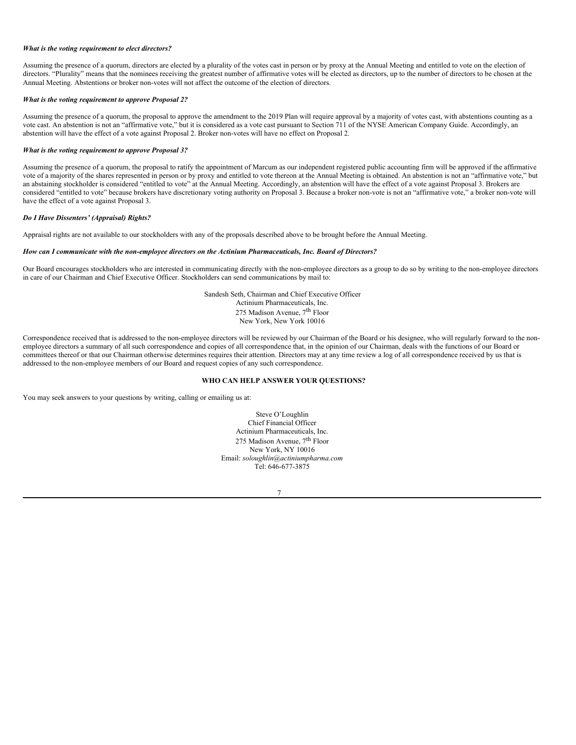***What is the voting requirement to elect directors?***

Assuming the presence of a quorum, directors are elected by a plurality of the votes cast in person or by proxy at the Annual Meeting and entitled to vote on the election of directors. "Plurality" means that the nominees receiving the greatest number of affirmative votes will be elected as directors, up to the number of directors to be chosen at the Annual Meeting. Abstentions or broker non-votes will not affect the outcome of the election of directors.

***What is the voting requirement to approve Proposal 2?***

Assuming the presence of a quorum, the proposal to approve the amendment to the 2019 Plan will require approval by a majority of votes cast, with abstentions counting as a vote cast. An abstention is not an "affirmative vote," but it is considered as a vote cast pursuant to Section 711 of the NYSE American Company Guide. Accordingly, an abstention will have the effect of a vote against Proposal 2. Broker non-votes will have no effect on Proposal 2.

***What is the voting requirement to approve Proposal 3?***

Assuming the presence of a quorum, the proposal to ratify the appointment of Marcum as our independent registered public accounting firm will be approved if the affirmative vote of a majority of the shares represented in person or by proxy and entitled to vote thereon at the Annual Meeting is obtained. An abstention is not an "affirmative vote," but an abstaining stockholder is considered "entitled to vote" at the Annual Meeting. Accordingly, an abstention will have the effect of a vote against Proposal 3. Brokers are considered "entitled to vote" because brokers have discretionary voting authority on Proposal 3. Because a broker non-vote is not an "affirmative vote," a broker non-vote will have the effect of a vote against Proposal 3.

***Do I Have Dissenters' (Appraisal) Rights?***

Appraisal rights are not available to our stockholders with any of the proposals described above to be brought before the Annual Meeting.

***How can I communicate with the non-employee directors on the Actinium Pharmaceuticals, Inc. Board of Directors?***

Our Board encourages stockholders who are interested in communicating directly with the non-employee directors as a group to do so by writing to the non-employee directors in care of our Chairman and Chief Executive Officer. Stockholders can send communications by mail to:

Sandesh Seth, Chairman and Chief Executive Officer
Actinium Pharmaceuticals, Inc.
275 Madison Avenue, 7th Floor
New York, New York 10016

Correspondence received that is addressed to the non-employee directors will be reviewed by our Chairman of the Board or his designee, who will regularly forward to the non-employee directors a summary of all such correspondence and copies of all correspondence that, in the opinion of our Chairman, deals with the functions of our Board or committees thereof or that our Chairman otherwise determines requires their attention. Directors may at any time review a log of all correspondence received by us that is addressed to the non-employee members of our Board and request copies of any such correspondence.

**WHO CAN HELP ANSWER YOUR QUESTIONS?**

You may seek answers to your questions by writing, calling or emailing us at:

Steve O'Loughlin
Chief Financial Officer
Actinium Pharmaceuticals, Inc.
275 Madison Avenue, 7th Floor
New York, NY 10016
Email: *soloughlin@actiniumpharma.com*
Tel: 646-677-3875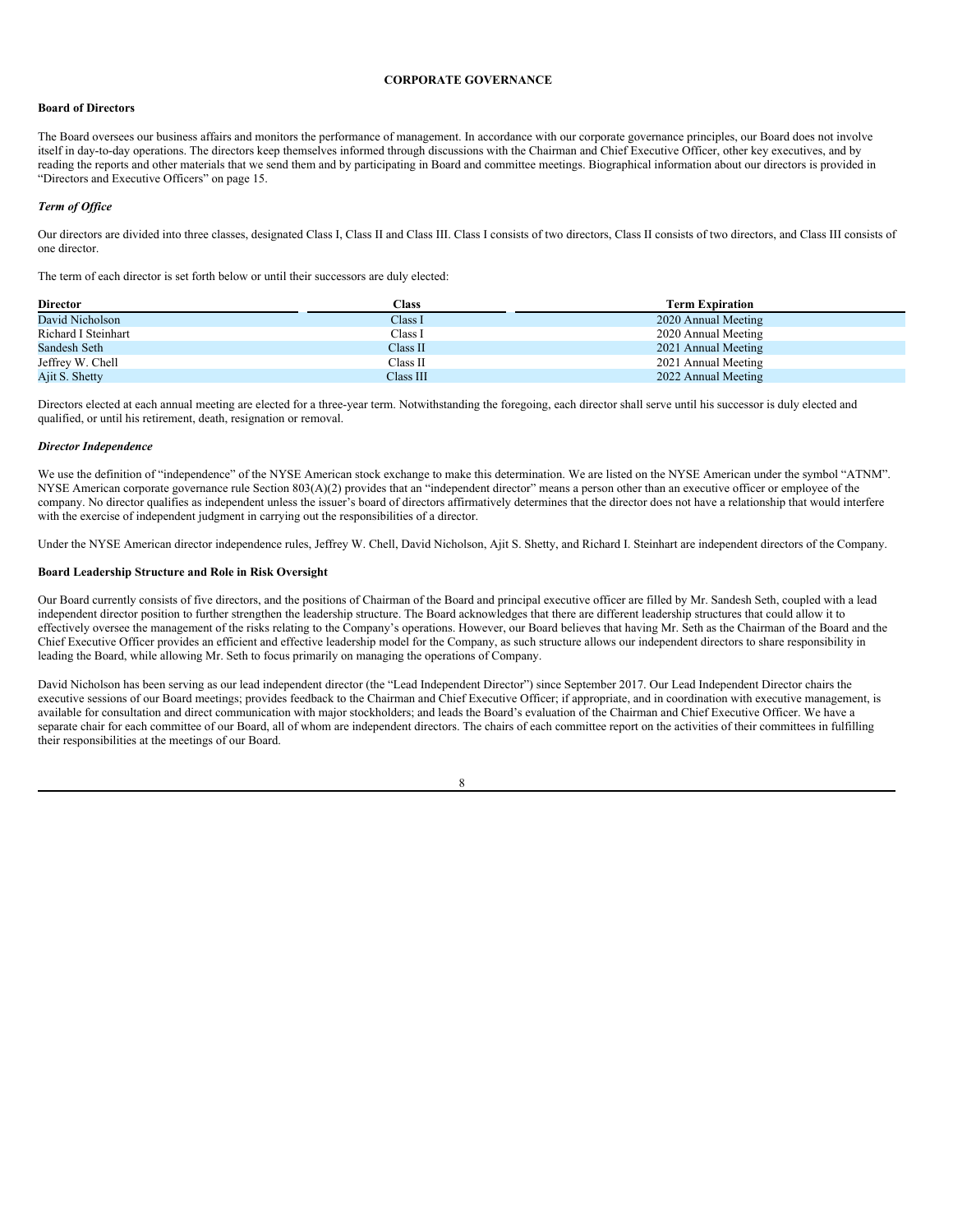# CORPORATE GOVERNANCE

## Board of Directors

The Board oversees our business affairs and monitors the performance of management. In accordance with our corporate governance principles, our Board does not involve itself in day-to-day operations. The directors keep themselves informed through discussions with the Chairman and Chief Executive Officer, other key executives, and by reading the reports and other materials that we send them and by participating in Board and committee meetings. Biographical information about our directors is provided in "Directors and Executive Officers" on page 15.

### *Term of Office*

Our directors are divided into three classes, designated Class I, Class II and Class III. Class I consists of two directors, Class II consists of two directors, and Class III consists of one director.

The term of each director is set forth below or until their successors are duly elected:

| Director | Class | Term Expiration |
|---|---|---|
| David Nicholson | Class I | 2020 Annual Meeting |
| Richard I Steinhart | Class I | 2020 Annual Meeting |
| Sandesh Seth | Class II | 2021 Annual Meeting |
| Jeffrey W. Chell | Class II | 2021 Annual Meeting |
| Ajit S. Shetty | Class III | 2022 Annual Meeting |

Directors elected at each annual meeting are elected for a three-year term. Notwithstanding the foregoing, each director shall serve until his successor is duly elected and qualified, or until his retirement, death, resignation or removal.

### *Director Independence*

We use the definition of "independence" of the NYSE American stock exchange to make this determination. We are listed on the NYSE American under the symbol "ATNM". NYSE American corporate governance rule Section 803(A)(2) provides that an "independent director" means a person other than an executive officer or employee of the company. No director qualifies as independent unless the issuer's board of directors affirmatively determines that the director does not have a relationship that would interfere with the exercise of independent judgment in carrying out the responsibilities of a director.

Under the NYSE American director independence rules, Jeffrey W. Chell, David Nicholson, Ajit S. Shetty, and Richard I. Steinhart are independent directors of the Company.

## Board Leadership Structure and Role in Risk Oversight

Our Board currently consists of five directors, and the positions of Chairman of the Board and principal executive officer are filled by Mr. Sandesh Seth, coupled with a lead independent director position to further strengthen the leadership structure. The Board acknowledges that there are different leadership structures that could allow it to effectively oversee the management of the risks relating to the Company's operations. However, our Board believes that having Mr. Seth as the Chairman of the Board and the Chief Executive Officer provides an efficient and effective leadership model for the Company, as such structure allows our independent directors to share responsibility in leading the Board, while allowing Mr. Seth to focus primarily on managing the operations of Company.

David Nicholson has been serving as our lead independent director (the "Lead Independent Director") since September 2017. Our Lead Independent Director chairs the executive sessions of our Board meetings; provides feedback to the Chairman and Chief Executive Officer; if appropriate, and in coordination with executive management, is available for consultation and direct communication with major stockholders; and leads the Board's evaluation of the Chairman and Chief Executive Officer. We have a separate chair for each committee of our Board, all of whom are independent directors. The chairs of each committee report on the activities of their committees in fulfilling their responsibilities at the meetings of our Board.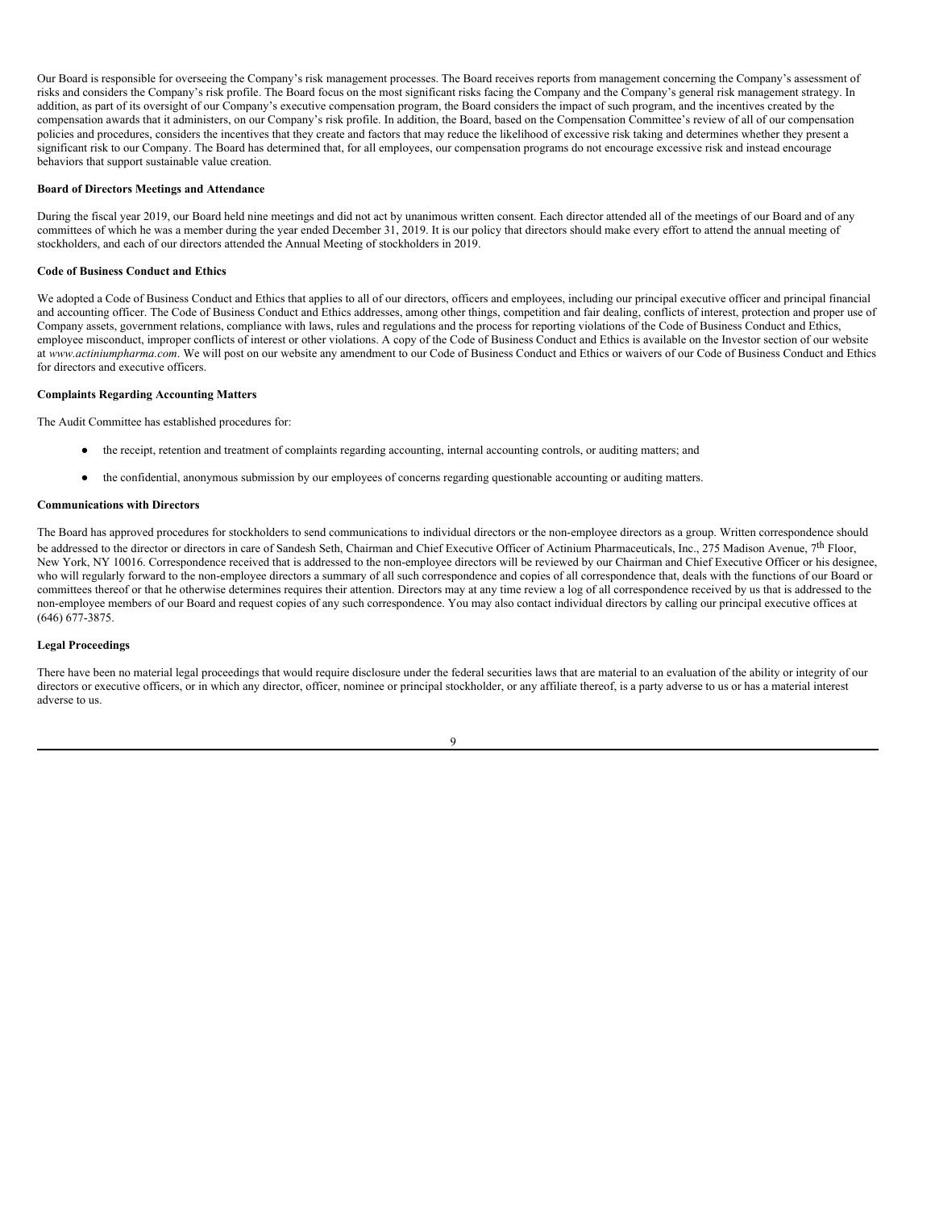Our Board is responsible for overseeing the Company's risk management processes. The Board receives reports from management concerning the Company's assessment of risks and considers the Company's risk profile. The Board focus on the most significant risks facing the Company and the Company's general risk management strategy. In addition, as part of its oversight of our Company's executive compensation program, the Board considers the impact of such program, and the incentives created by the compensation awards that it administers, on our Company's risk profile. In addition, the Board, based on the Compensation Committee's review of all of our compensation policies and procedures, considers the incentives that they create and factors that may reduce the likelihood of excessive risk taking and determines whether they present a significant risk to our Company. The Board has determined that, for all employees, our compensation programs do not encourage excessive risk and instead encourage behaviors that support sustainable value creation.

**Board of Directors Meetings and Attendance**

During the fiscal year 2019, our Board held nine meetings and did not act by unanimous written consent. Each director attended all of the meetings of our Board and of any committees of which he was a member during the year ended December 31, 2019. It is our policy that directors should make every effort to attend the annual meeting of stockholders, and each of our directors attended the Annual Meeting of stockholders in 2019.

**Code of Business Conduct and Ethics**

We adopted a Code of Business Conduct and Ethics that applies to all of our directors, officers and employees, including our principal executive officer and principal financial and accounting officer. The Code of Business Conduct and Ethics addresses, among other things, competition and fair dealing, conflicts of interest, protection and proper use of Company assets, government relations, compliance with laws, rules and regulations and the process for reporting violations of the Code of Business Conduct and Ethics, employee misconduct, improper conflicts of interest or other violations. A copy of the Code of Business Conduct and Ethics is available on the Investor section of our website at *www.actiniumpharma.com*. We will post on our website any amendment to our Code of Business Conduct and Ethics or waivers of our Code of Business Conduct and Ethics for directors and executive officers.

**Complaints Regarding Accounting Matters**

The Audit Committee has established procedures for:

- the receipt, retention and treatment of complaints regarding accounting, internal accounting controls, or auditing matters; and
- the confidential, anonymous submission by our employees of concerns regarding questionable accounting or auditing matters.

**Communications with Directors**

The Board has approved procedures for stockholders to send communications to individual directors or the non-employee directors as a group. Written correspondence should be addressed to the director or directors in care of Sandesh Seth, Chairman and Chief Executive Officer of Actinium Pharmaceuticals, Inc., 275 Madison Avenue, 7th Floor, New York, NY 10016. Correspondence received that is addressed to the non-employee directors will be reviewed by our Chairman and Chief Executive Officer or his designee, who will regularly forward to the non-employee directors a summary of all such correspondence and copies of all correspondence that, deals with the functions of our Board or committees thereof or that he otherwise determines requires their attention. Directors may at any time review a log of all correspondence received by us that is addressed to the non-employee members of our Board and request copies of any such correspondence. You may also contact individual directors by calling our principal executive offices at (646) 677-3875.

**Legal Proceedings**

There have been no material legal proceedings that would require disclosure under the federal securities laws that are material to an evaluation of the ability or integrity of our directors or executive officers, or in which any director, officer, nominee or principal stockholder, or any affiliate thereof, is a party adverse to us or has a material interest adverse to us.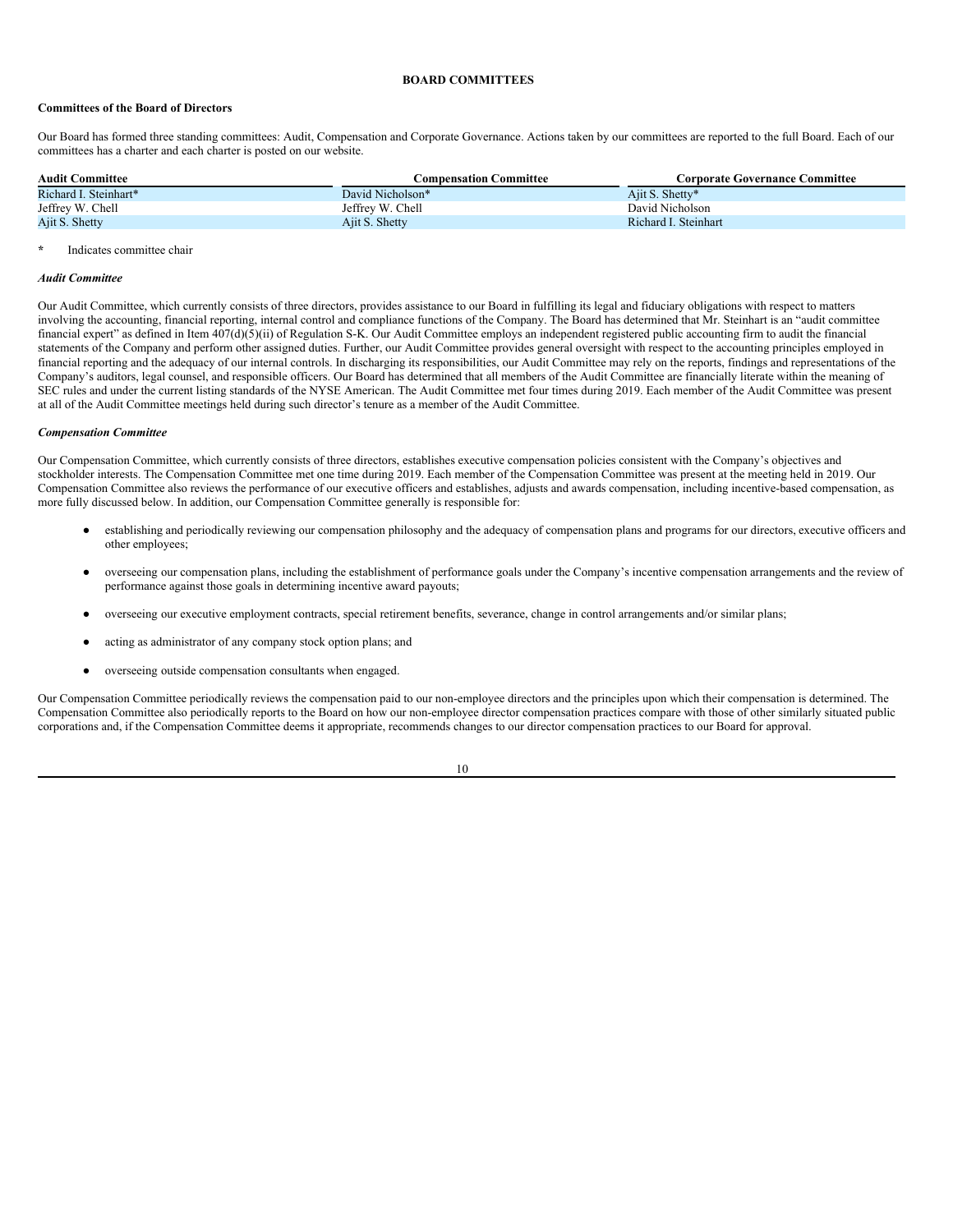## BOARD COMMITTEES

**Committees of the Board of Directors**

Our Board has formed three standing committees: Audit, Compensation and Corporate Governance. Actions taken by our committees are reported to the full Board. Each of our committees has a charter and each charter is posted on our website.

| Audit Committee | Compensation Committee | Corporate Governance Committee |
|---|---|---|
| Richard I. Steinhart* | David Nicholson* | Ajit S. Shetty* |
| Jeffrey W. Chell | Jeffrey W. Chell | David Nicholson |
| Ajit S. Shetty | Ajit S. Shetty | Richard I. Steinhart |

\* Indicates committee chair

***Audit Committee***

Our Audit Committee, which currently consists of three directors, provides assistance to our Board in fulfilling its legal and fiduciary obligations with respect to matters involving the accounting, financial reporting, internal control and compliance functions of the Company. The Board has determined that Mr. Steinhart is an "audit committee financial expert" as defined in Item 407(d)(5)(ii) of Regulation S-K. Our Audit Committee employs an independent registered public accounting firm to audit the financial statements of the Company and perform other assigned duties. Further, our Audit Committee provides general oversight with respect to the accounting principles employed in financial reporting and the adequacy of our internal controls. In discharging its responsibilities, our Audit Committee may rely on the reports, findings and representations of the Company's auditors, legal counsel, and responsible officers. Our Board has determined that all members of the Audit Committee are financially literate within the meaning of SEC rules and under the current listing standards of the NYSE American. The Audit Committee met four times during 2019. Each member of the Audit Committee was present at all of the Audit Committee meetings held during such director's tenure as a member of the Audit Committee.

***Compensation Committee***

Our Compensation Committee, which currently consists of three directors, establishes executive compensation policies consistent with the Company's objectives and stockholder interests. The Compensation Committee met one time during 2019. Each member of the Compensation Committee was present at the meeting held in 2019. Our Compensation Committee also reviews the performance of our executive officers and establishes, adjusts and awards compensation, including incentive-based compensation, as more fully discussed below. In addition, our Compensation Committee generally is responsible for:

- establishing and periodically reviewing our compensation philosophy and the adequacy of compensation plans and programs for our directors, executive officers and other employees;
- overseeing our compensation plans, including the establishment of performance goals under the Company's incentive compensation arrangements and the review of performance against those goals in determining incentive award payouts;
- overseeing our executive employment contracts, special retirement benefits, severance, change in control arrangements and/or similar plans;
- acting as administrator of any company stock option plans; and
- overseeing outside compensation consultants when engaged.

Our Compensation Committee periodically reviews the compensation paid to our non-employee directors and the principles upon which their compensation is determined. The Compensation Committee also periodically reports to the Board on how our non-employee director compensation practices compare with those of other similarly situated public corporations and, if the Compensation Committee deems it appropriate, recommends changes to our director compensation practices to our Board for approval.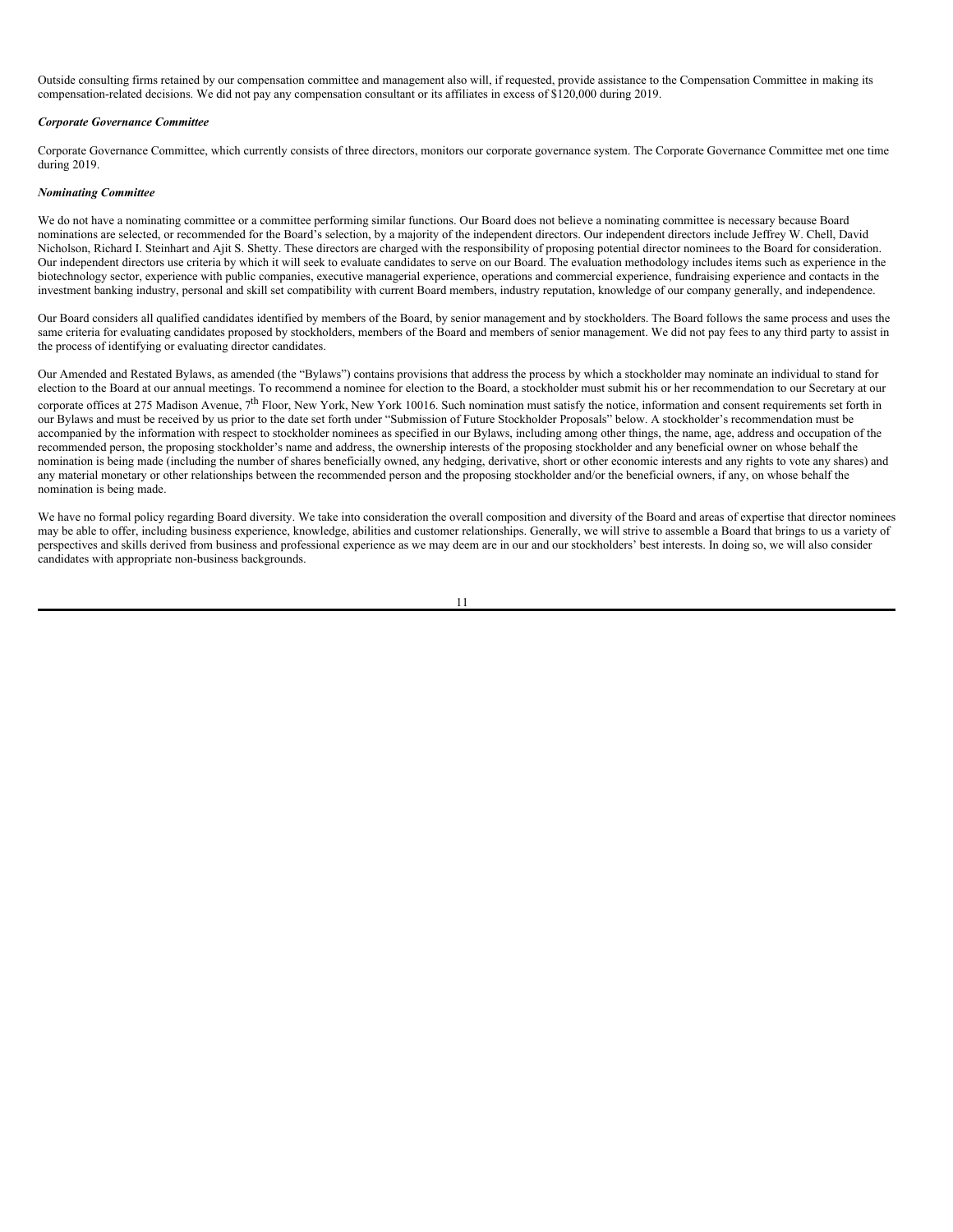Outside consulting firms retained by our compensation committee and management also will, if requested, provide assistance to the Compensation Committee in making its compensation-related decisions. We did not pay any compensation consultant or its affiliates in excess of $120,000 during 2019.

***Corporate Governance Committee***

Corporate Governance Committee, which currently consists of three directors, monitors our corporate governance system. The Corporate Governance Committee met one time during 2019.

***Nominating Committee***

We do not have a nominating committee or a committee performing similar functions. Our Board does not believe a nominating committee is necessary because Board nominations are selected, or recommended for the Board's selection, by a majority of the independent directors. Our independent directors include Jeffrey W. Chell, David Nicholson, Richard I. Steinhart and Ajit S. Shetty. These directors are charged with the responsibility of proposing potential director nominees to the Board for consideration. Our independent directors use criteria by which it will seek to evaluate candidates to serve on our Board. The evaluation methodology includes items such as experience in the biotechnology sector, experience with public companies, executive managerial experience, operations and commercial experience, fundraising experience and contacts in the investment banking industry, personal and skill set compatibility with current Board members, industry reputation, knowledge of our company generally, and independence.

Our Board considers all qualified candidates identified by members of the Board, by senior management and by stockholders. The Board follows the same process and uses the same criteria for evaluating candidates proposed by stockholders, members of the Board and members of senior management. We did not pay fees to any third party to assist in the process of identifying or evaluating director candidates.

Our Amended and Restated Bylaws, as amended (the "Bylaws") contains provisions that address the process by which a stockholder may nominate an individual to stand for election to the Board at our annual meetings. To recommend a nominee for election to the Board, a stockholder must submit his or her recommendation to our Secretary at our corporate offices at 275 Madison Avenue, 7th Floor, New York, New York 10016. Such nomination must satisfy the notice, information and consent requirements set forth in our Bylaws and must be received by us prior to the date set forth under "Submission of Future Stockholder Proposals" below. A stockholder's recommendation must be accompanied by the information with respect to stockholder nominees as specified in our Bylaws, including among other things, the name, age, address and occupation of the recommended person, the proposing stockholder's name and address, the ownership interests of the proposing stockholder and any beneficial owner on whose behalf the nomination is being made (including the number of shares beneficially owned, any hedging, derivative, short or other economic interests and any rights to vote any shares) and any material monetary or other relationships between the recommended person and the proposing stockholder and/or the beneficial owners, if any, on whose behalf the nomination is being made.

We have no formal policy regarding Board diversity. We take into consideration the overall composition and diversity of the Board and areas of expertise that director nominees may be able to offer, including business experience, knowledge, abilities and customer relationships. Generally, we will strive to assemble a Board that brings to us a variety of perspectives and skills derived from business and professional experience as we may deem are in our and our stockholders' best interests. In doing so, we will also consider candidates with appropriate non-business backgrounds.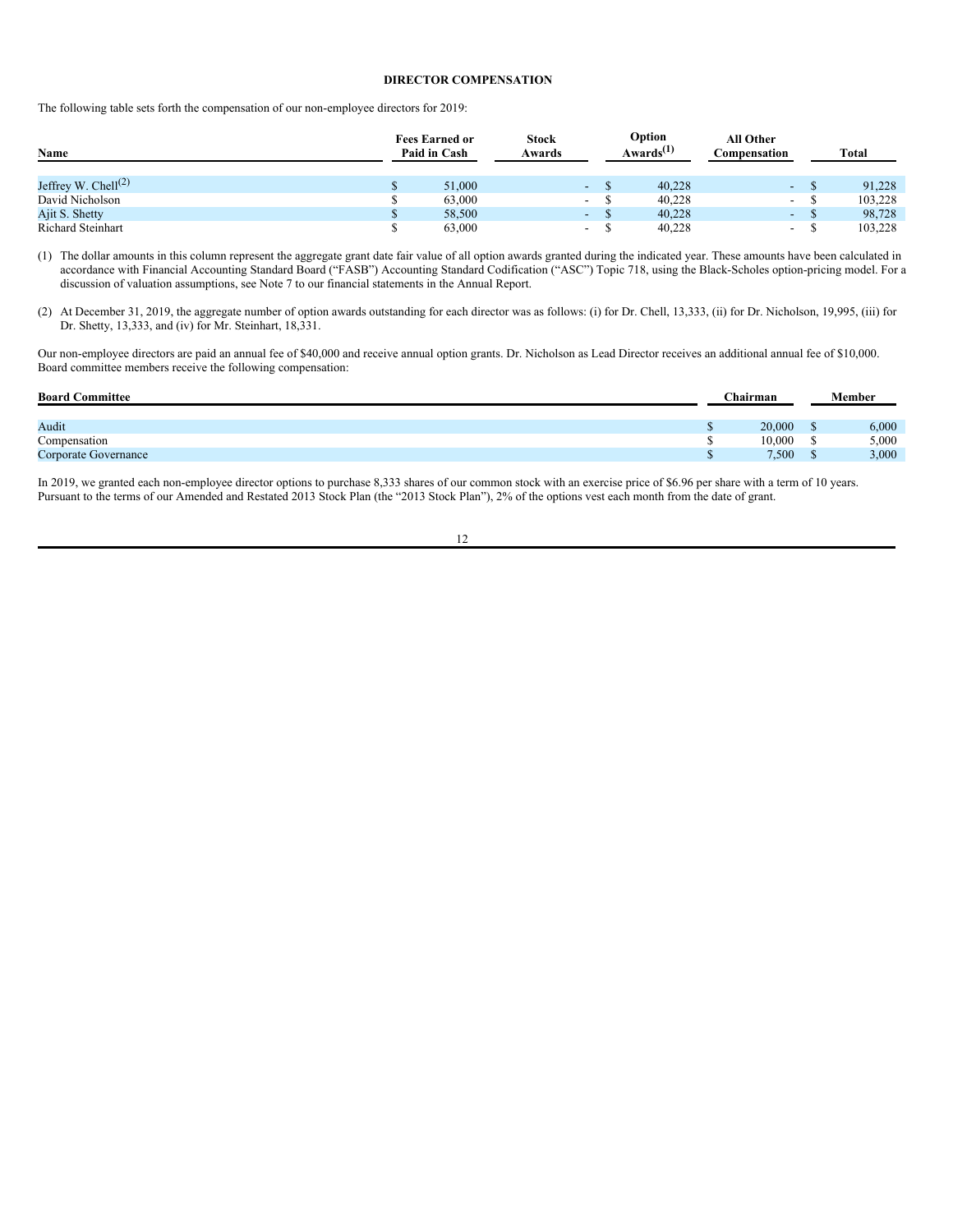## DIRECTOR COMPENSATION

The following table sets forth the compensation of our non-employee directors for 2019:

| Name | Fees Earned or Paid in Cash | Stock Awards | Option Awards[(1)] | All Other Compensation | Total |
|---|---|---|---|---|---|
| Jeffrey W. Chell[(2)] | $ 51,000 | - | $ 40,228 | - | $ 91,228 |
| David Nicholson | $ 63,000 | - | $ 40,228 | - | $ 103,228 |
| Ajit S. Shetty | $ 58,500 | - | $ 40,228 | - | $ 98,728 |
| Richard Steinhart | $ 63,000 | - | $ 40,228 | - | $ 103,228 |

(1) The dollar amounts in this column represent the aggregate grant date fair value of all option awards granted during the indicated year. These amounts have been calculated in accordance with Financial Accounting Standard Board ("FASB") Accounting Standard Codification ("ASC") Topic 718, using the Black-Scholes option-pricing model. For a discussion of valuation assumptions, see Note 7 to our financial statements in the Annual Report.

(2) At December 31, 2019, the aggregate number of option awards outstanding for each director was as follows: (i) for Dr. Chell, 13,333, (ii) for Dr. Nicholson, 19,995, (iii) for Dr. Shetty, 13,333, and (iv) for Mr. Steinhart, 18,331.

Our non-employee directors are paid an annual fee of $40,000 and receive annual option grants. Dr. Nicholson as Lead Director receives an additional annual fee of $10,000. Board committee members receive the following compensation:

| Board Committee | Chairman | Member |
|---|---|---|
| Audit | $ 20,000 | $ 6,000 |
| Compensation | $ 10,000 | $ 5,000 |
| Corporate Governance | $ 7,500 | $ 3,000 |

In 2019, we granted each non-employee director options to purchase 8,333 shares of our common stock with an exercise price of $6.96 per share with a term of 10 years. Pursuant to the terms of our Amended and Restated 2013 Stock Plan (the "2013 Stock Plan"), 2% of the options vest each month from the date of grant.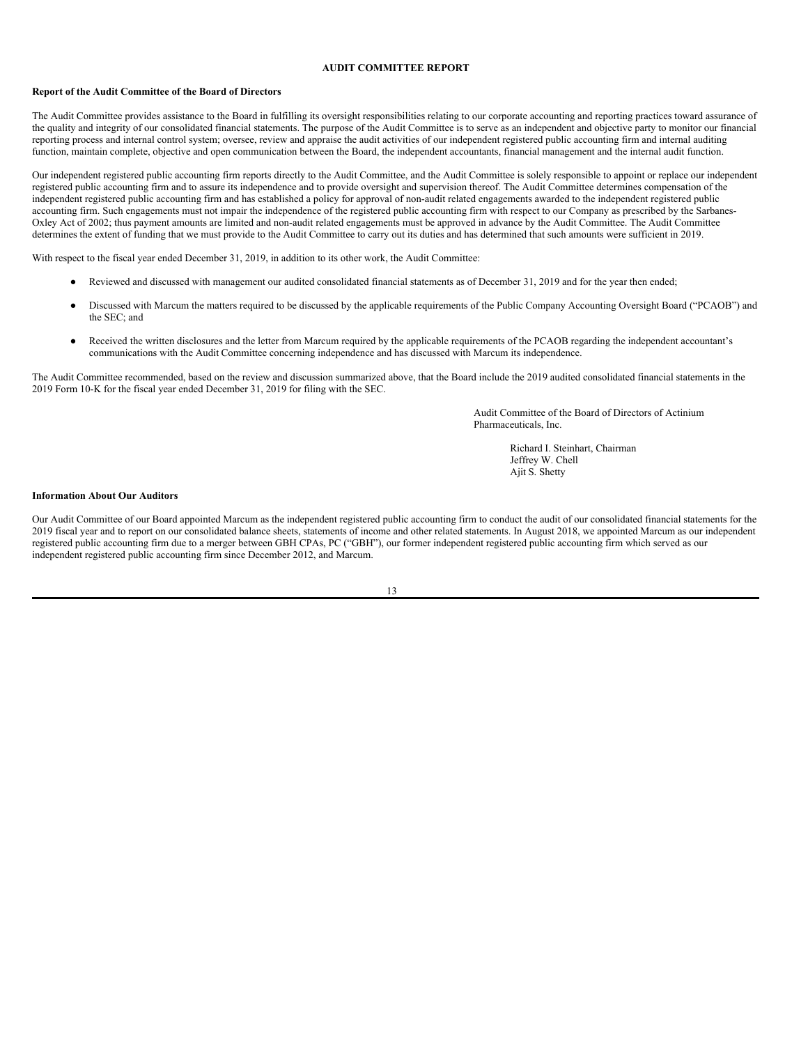## AUDIT COMMITTEE REPORT

**Report of the Audit Committee of the Board of Directors**

The Audit Committee provides assistance to the Board in fulfilling its oversight responsibilities relating to our corporate accounting and reporting practices toward assurance of the quality and integrity of our consolidated financial statements. The purpose of the Audit Committee is to serve as an independent and objective party to monitor our financial reporting process and internal control system; oversee, review and appraise the audit activities of our independent registered public accounting firm and internal auditing function, maintain complete, objective and open communication between the Board, the independent accountants, financial management and the internal audit function.

Our independent registered public accounting firm reports directly to the Audit Committee, and the Audit Committee is solely responsible to appoint or replace our independent registered public accounting firm and to assure its independence and to provide oversight and supervision thereof. The Audit Committee determines compensation of the independent registered public accounting firm and has established a policy for approval of non-audit related engagements awarded to the independent registered public accounting firm. Such engagements must not impair the independence of the registered public accounting firm with respect to our Company as prescribed by the Sarbanes-Oxley Act of 2002; thus payment amounts are limited and non-audit related engagements must be approved in advance by the Audit Committee. The Audit Committee determines the extent of funding that we must provide to the Audit Committee to carry out its duties and has determined that such amounts were sufficient in 2019.

With respect to the fiscal year ended December 31, 2019, in addition to its other work, the Audit Committee:

- Reviewed and discussed with management our audited consolidated financial statements as of December 31, 2019 and for the year then ended;
- Discussed with Marcum the matters required to be discussed by the applicable requirements of the Public Company Accounting Oversight Board ("PCAOB") and the SEC; and
- Received the written disclosures and the letter from Marcum required by the applicable requirements of the PCAOB regarding the independent accountant's communications with the Audit Committee concerning independence and has discussed with Marcum its independence.

The Audit Committee recommended, based on the review and discussion summarized above, that the Board include the 2019 audited consolidated financial statements in the 2019 Form 10-K for the fiscal year ended December 31, 2019 for filing with the SEC.

Audit Committee of the Board of Directors of Actinium Pharmaceuticals, Inc.

Richard I. Steinhart, Chairman
Jeffrey W. Chell
Ajit S. Shetty

**Information About Our Auditors**

Our Audit Committee of our Board appointed Marcum as the independent registered public accounting firm to conduct the audit of our consolidated financial statements for the 2019 fiscal year and to report on our consolidated balance sheets, statements of income and other related statements. In August 2018, we appointed Marcum as our independent registered public accounting firm due to a merger between GBH CPAs, PC ("GBH"), our former independent registered public accounting firm which served as our independent registered public accounting firm since December 2012, and Marcum.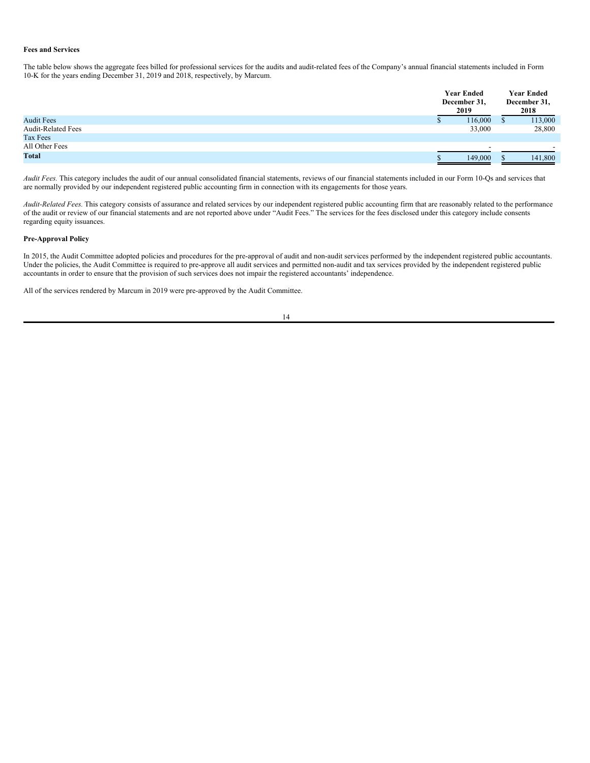**Fees and Services**

The table below shows the aggregate fees billed for professional services for the audits and audit-related fees of the Company's annual financial statements included in Form 10-K for the years ending December 31, 2019 and 2018, respectively, by Marcum.

| | Year Ended December 31, 2019 | Year Ended December 31, 2018 |
|---|---|---|
| Audit Fees | $ 116,000 | $ 113,000 |
| Audit-Related Fees | 33,000 | 28,800 |
| Tax Fees | | |
| All Other Fees | - | - |
| **Total** | $ 149,000 | $ 141,800 |

*Audit Fees.* This category includes the audit of our annual consolidated financial statements, reviews of our financial statements included in our Form 10-Qs and services that are normally provided by our independent registered public accounting firm in connection with its engagements for those years.

*Audit-Related Fees.* This category consists of assurance and related services by our independent registered public accounting firm that are reasonably related to the performance of the audit or review of our financial statements and are not reported above under "Audit Fees." The services for the fees disclosed under this category include consents regarding equity issuances.

**Pre-Approval Policy**

In 2015, the Audit Committee adopted policies and procedures for the pre-approval of audit and non-audit services performed by the independent registered public accountants. Under the policies, the Audit Committee is required to pre-approve all audit services and permitted non-audit and tax services provided by the independent registered public accountants in order to ensure that the provision of such services does not impair the registered accountants' independence.

All of the services rendered by Marcum in 2019 were pre-approved by the Audit Committee.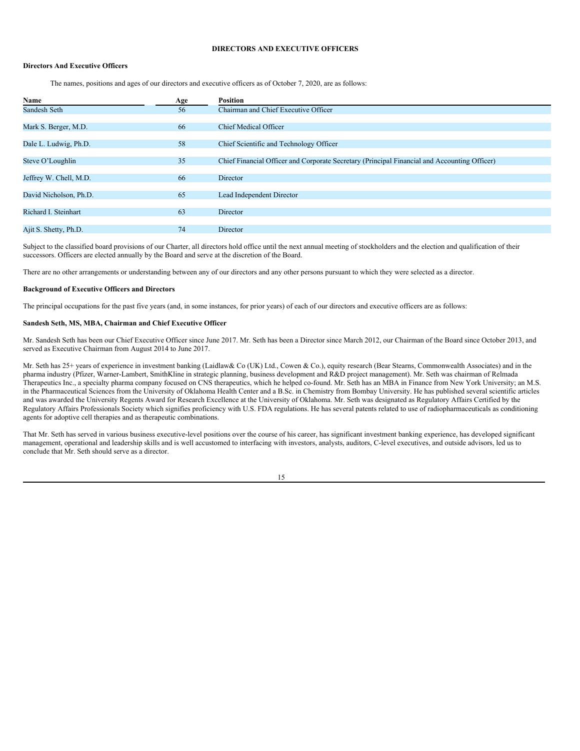# DIRECTORS AND EXECUTIVE OFFICERS

**Directors And Executive Officers**

The names, positions and ages of our directors and executive officers as of October 7, 2020, are as follows:

| Name | Age | Position |
|---|---|---|
| Sandesh Seth | 56 | Chairman and Chief Executive Officer |
| Mark S. Berger, M.D. | 66 | Chief Medical Officer |
| Dale L. Ludwig, Ph.D. | 58 | Chief Scientific and Technology Officer |
| Steve O'Loughlin | 35 | Chief Financial Officer and Corporate Secretary (Principal Financial and Accounting Officer) |
| Jeffrey W. Chell, M.D. | 66 | Director |
| David Nicholson, Ph.D. | 65 | Lead Independent Director |
| Richard I. Steinhart | 63 | Director |
| Ajit S. Shetty, Ph.D. | 74 | Director |

Subject to the classified board provisions of our Charter, all directors hold office until the next annual meeting of stockholders and the election and qualification of their successors. Officers are elected annually by the Board and serve at the discretion of the Board.

There are no other arrangements or understanding between any of our directors and any other persons pursuant to which they were selected as a director.

**Background of Executive Officers and Directors**

The principal occupations for the past five years (and, in some instances, for prior years) of each of our directors and executive officers are as follows:

**Sandesh Seth, MS, MBA, Chairman and Chief Executive Officer**

Mr. Sandesh Seth has been our Chief Executive Officer since June 2017. Mr. Seth has been a Director since March 2012, our Chairman of the Board since October 2013, and served as Executive Chairman from August 2014 to June 2017.

Mr. Seth has 25+ years of experience in investment banking (Laidlaw& Co (UK) Ltd., Cowen & Co.), equity research (Bear Stearns, Commonwealth Associates) and in the pharma industry (Pfizer, Warner-Lambert, SmithKline in strategic planning, business development and R&D project management). Mr. Seth was chairman of Relmada Therapeutics Inc., a specialty pharma company focused on CNS therapeutics, which he helped co-found. Mr. Seth has an MBA in Finance from New York University; an M.S. in the Pharmaceutical Sciences from the University of Oklahoma Health Center and a B.Sc. in Chemistry from Bombay University. He has published several scientific articles and was awarded the University Regents Award for Research Excellence at the University of Oklahoma. Mr. Seth was designated as Regulatory Affairs Certified by the Regulatory Affairs Professionals Society which signifies proficiency with U.S. FDA regulations. He has several patents related to use of radiopharmaceuticals as conditioning agents for adoptive cell therapies and as therapeutic combinations.

That Mr. Seth has served in various business executive-level positions over the course of his career, has significant investment banking experience, has developed significant management, operational and leadership skills and is well accustomed to interfacing with investors, analysts, auditors, C-level executives, and outside advisors, led us to conclude that Mr. Seth should serve as a director.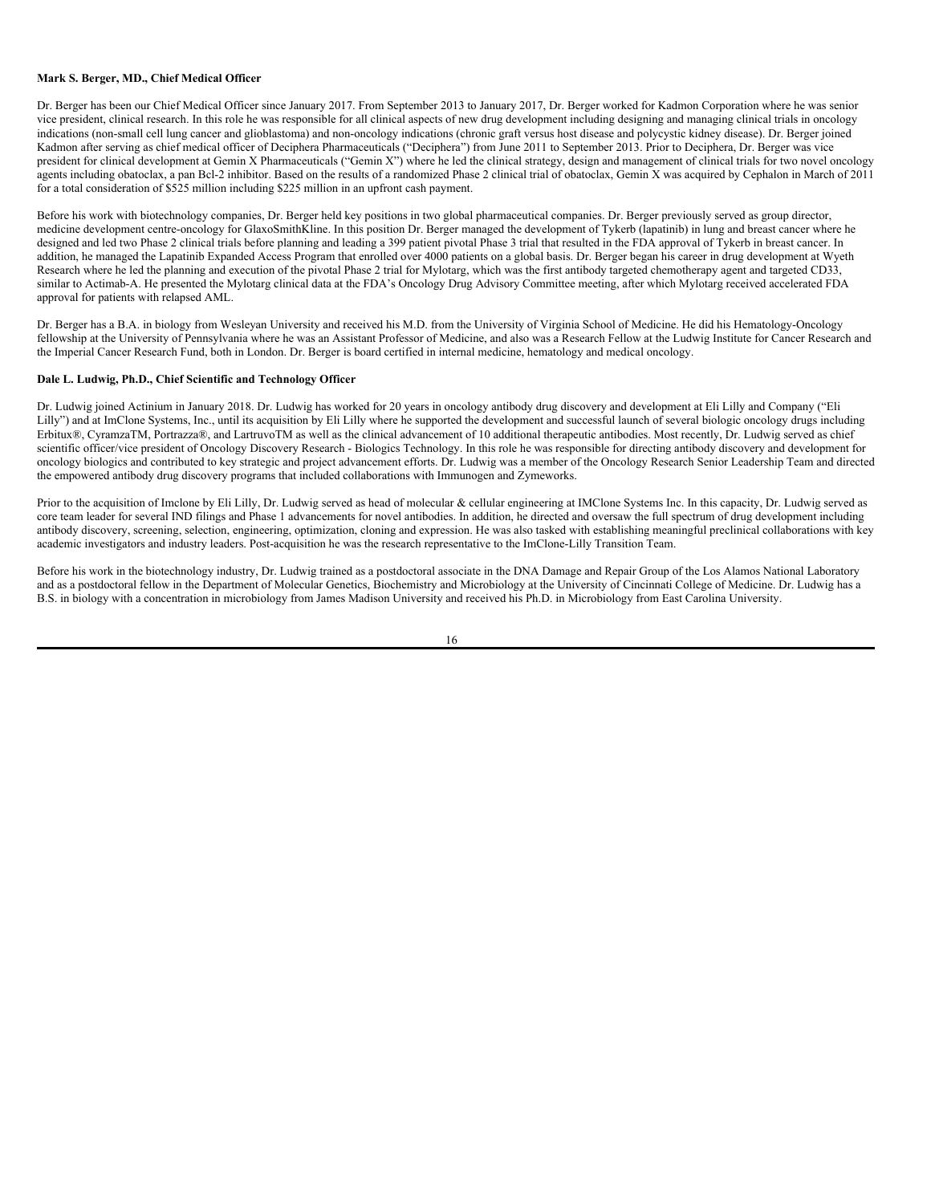**Mark S. Berger, MD., Chief Medical Officer**

Dr. Berger has been our Chief Medical Officer since January 2017. From September 2013 to January 2017, Dr. Berger worked for Kadmon Corporation where he was senior vice president, clinical research. In this role he was responsible for all clinical aspects of new drug development including designing and managing clinical trials in oncology indications (non-small cell lung cancer and glioblastoma) and non-oncology indications (chronic graft versus host disease and polycystic kidney disease). Dr. Berger joined Kadmon after serving as chief medical officer of Deciphera Pharmaceuticals ("Deciphera") from June 2011 to September 2013. Prior to Deciphera, Dr. Berger was vice president for clinical development at Gemin X Pharmaceuticals ("Gemin X") where he led the clinical strategy, design and management of clinical trials for two novel oncology agents including obatoclax, a pan Bcl-2 inhibitor. Based on the results of a randomized Phase 2 clinical trial of obatoclax, Gemin X was acquired by Cephalon in March of 2011 for a total consideration of $525 million including $225 million in an upfront cash payment.

Before his work with biotechnology companies, Dr. Berger held key positions in two global pharmaceutical companies. Dr. Berger previously served as group director, medicine development centre-oncology for GlaxoSmithKline. In this position Dr. Berger managed the development of Tykerb (lapatinib) in lung and breast cancer where he designed and led two Phase 2 clinical trials before planning and leading a 399 patient pivotal Phase 3 trial that resulted in the FDA approval of Tykerb in breast cancer. In addition, he managed the Lapatinib Expanded Access Program that enrolled over 4000 patients on a global basis. Dr. Berger began his career in drug development at Wyeth Research where he led the planning and execution of the pivotal Phase 2 trial for Mylotarg, which was the first antibody targeted chemotherapy agent and targeted CD33, similar to Actimab-A. He presented the Mylotarg clinical data at the FDA's Oncology Drug Advisory Committee meeting, after which Mylotarg received accelerated FDA approval for patients with relapsed AML.

Dr. Berger has a B.A. in biology from Wesleyan University and received his M.D. from the University of Virginia School of Medicine. He did his Hematology-Oncology fellowship at the University of Pennsylvania where he was an Assistant Professor of Medicine, and also was a Research Fellow at the Ludwig Institute for Cancer Research and the Imperial Cancer Research Fund, both in London. Dr. Berger is board certified in internal medicine, hematology and medical oncology.

**Dale L. Ludwig, Ph.D., Chief Scientific and Technology Officer**

Dr. Ludwig joined Actinium in January 2018. Dr. Ludwig has worked for 20 years in oncology antibody drug discovery and development at Eli Lilly and Company ("Eli Lilly") and at ImClone Systems, Inc., until its acquisition by Eli Lilly where he supported the development and successful launch of several biologic oncology drugs including Erbitux®, CyramzaTM, Portrazza®, and LartruvoTM as well as the clinical advancement of 10 additional therapeutic antibodies. Most recently, Dr. Ludwig served as chief scientific officer/vice president of Oncology Discovery Research - Biologics Technology. In this role he was responsible for directing antibody discovery and development for oncology biologics and contributed to key strategic and project advancement efforts. Dr. Ludwig was a member of the Oncology Research Senior Leadership Team and directed the empowered antibody drug discovery programs that included collaborations with Immunogen and Zymeworks.

Prior to the acquisition of Imclone by Eli Lilly, Dr. Ludwig served as head of molecular & cellular engineering at IMClone Systems Inc. In this capacity, Dr. Ludwig served as core team leader for several IND filings and Phase 1 advancements for novel antibodies. In addition, he directed and oversaw the full spectrum of drug development including antibody discovery, screening, selection, engineering, optimization, cloning and expression. He was also tasked with establishing meaningful preclinical collaborations with key academic investigators and industry leaders. Post-acquisition he was the research representative to the ImClone-Lilly Transition Team.

Before his work in the biotechnology industry, Dr. Ludwig trained as a postdoctoral associate in the DNA Damage and Repair Group of the Los Alamos National Laboratory and as a postdoctoral fellow in the Department of Molecular Genetics, Biochemistry and Microbiology at the University of Cincinnati College of Medicine. Dr. Ludwig has a B.S. in biology with a concentration in microbiology from James Madison University and received his Ph.D. in Microbiology from East Carolina University.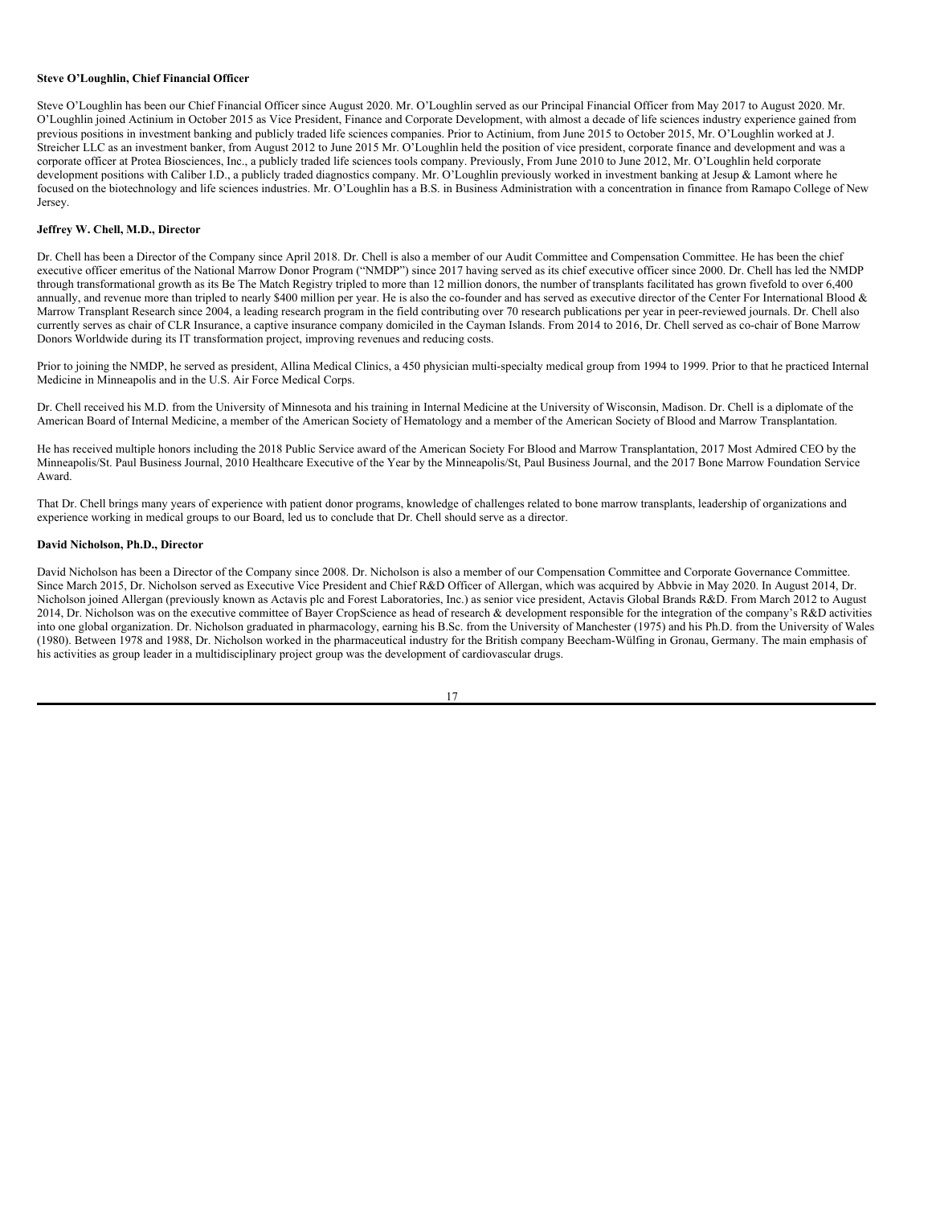**Steve O'Loughlin, Chief Financial Officer**

Steve O'Loughlin has been our Chief Financial Officer since August 2020. Mr. O'Loughlin served as our Principal Financial Officer from May 2017 to August 2020. Mr. O'Loughlin joined Actinium in October 2015 as Vice President, Finance and Corporate Development, with almost a decade of life sciences industry experience gained from previous positions in investment banking and publicly traded life sciences companies. Prior to Actinium, from June 2015 to October 2015, Mr. O'Loughlin worked at J. Streicher LLC as an investment banker, from August 2012 to June 2015 Mr. O'Loughlin held the position of vice president, corporate finance and development and was a corporate officer at Protea Biosciences, Inc., a publicly traded life sciences tools company. Previously, From June 2010 to June 2012, Mr. O'Loughlin held corporate development positions with Caliber I.D., a publicly traded diagnostics company. Mr. O'Loughlin previously worked in investment banking at Jesup & Lamont where he focused on the biotechnology and life sciences industries. Mr. O'Loughlin has a B.S. in Business Administration with a concentration in finance from Ramapo College of New Jersey.

**Jeffrey W. Chell, M.D., Director**

Dr. Chell has been a Director of the Company since April 2018. Dr. Chell is also a member of our Audit Committee and Compensation Committee. He has been the chief executive officer emeritus of the National Marrow Donor Program ("NMDP") since 2017 having served as its chief executive officer since 2000. Dr. Chell has led the NMDP through transformational growth as its Be The Match Registry tripled to more than 12 million donors, the number of transplants facilitated has grown fivefold to over 6,400 annually, and revenue more than tripled to nearly $400 million per year. He is also the co-founder and has served as executive director of the Center For International Blood & Marrow Transplant Research since 2004, a leading research program in the field contributing over 70 research publications per year in peer-reviewed journals. Dr. Chell also currently serves as chair of CLR Insurance, a captive insurance company domiciled in the Cayman Islands. From 2014 to 2016, Dr. Chell served as co-chair of Bone Marrow Donors Worldwide during its IT transformation project, improving revenues and reducing costs.

Prior to joining the NMDP, he served as president, Allina Medical Clinics, a 450 physician multi-specialty medical group from 1994 to 1999. Prior to that he practiced Internal Medicine in Minneapolis and in the U.S. Air Force Medical Corps.

Dr. Chell received his M.D. from the University of Minnesota and his training in Internal Medicine at the University of Wisconsin, Madison. Dr. Chell is a diplomate of the American Board of Internal Medicine, a member of the American Society of Hematology and a member of the American Society of Blood and Marrow Transplantation.

He has received multiple honors including the 2018 Public Service award of the American Society For Blood and Marrow Transplantation, 2017 Most Admired CEO by the Minneapolis/St. Paul Business Journal, 2010 Healthcare Executive of the Year by the Minneapolis/St, Paul Business Journal, and the 2017 Bone Marrow Foundation Service Award.

That Dr. Chell brings many years of experience with patient donor programs, knowledge of challenges related to bone marrow transplants, leadership of organizations and experience working in medical groups to our Board, led us to conclude that Dr. Chell should serve as a director.

**David Nicholson, Ph.D., Director**

David Nicholson has been a Director of the Company since 2008. Dr. Nicholson is also a member of our Compensation Committee and Corporate Governance Committee. Since March 2015, Dr. Nicholson served as Executive Vice President and Chief R&D Officer of Allergan, which was acquired by Abbvie in May 2020. In August 2014, Dr. Nicholson joined Allergan (previously known as Actavis plc and Forest Laboratories, Inc.) as senior vice president, Actavis Global Brands R&D. From March 2012 to August 2014, Dr. Nicholson was on the executive committee of Bayer CropScience as head of research & development responsible for the integration of the company's R&D activities into one global organization. Dr. Nicholson graduated in pharmacology, earning his B.Sc. from the University of Manchester (1975) and his Ph.D. from the University of Wales (1980). Between 1978 and 1988, Dr. Nicholson worked in the pharmaceutical industry for the British company Beecham-Wülfing in Gronau, Germany. The main emphasis of his activities as group leader in a multidisciplinary project group was the development of cardiovascular drugs.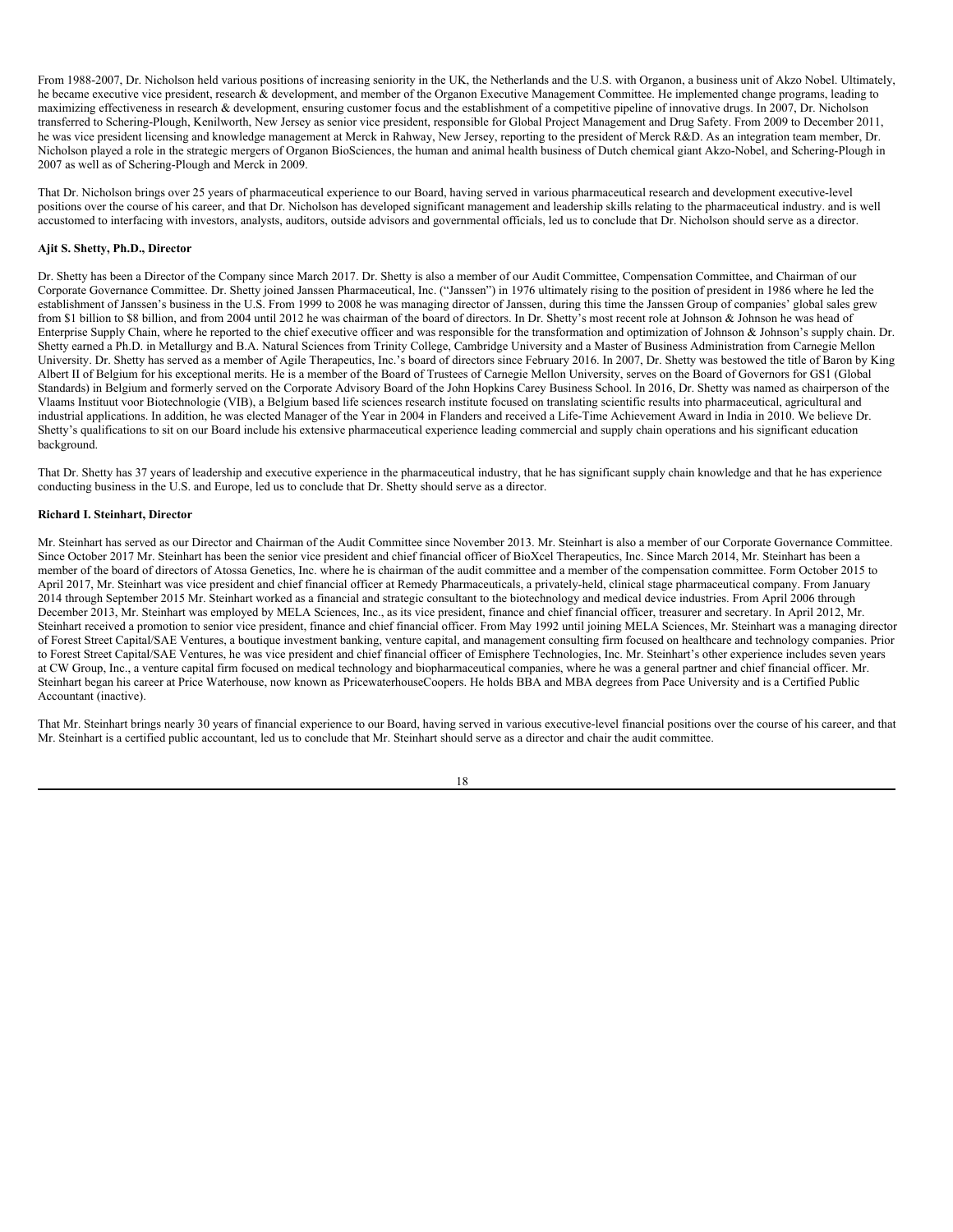From 1988-2007, Dr. Nicholson held various positions of increasing seniority in the UK, the Netherlands and the U.S. with Organon, a business unit of Akzo Nobel. Ultimately, he became executive vice president, research & development, and member of the Organon Executive Management Committee. He implemented change programs, leading to maximizing effectiveness in research & development, ensuring customer focus and the establishment of a competitive pipeline of innovative drugs. In 2007, Dr. Nicholson transferred to Schering-Plough, Kenilworth, New Jersey as senior vice president, responsible for Global Project Management and Drug Safety. From 2009 to December 2011, he was vice president licensing and knowledge management at Merck in Rahway, New Jersey, reporting to the president of Merck R&D. As an integration team member, Dr. Nicholson played a role in the strategic mergers of Organon BioSciences, the human and animal health business of Dutch chemical giant Akzo-Nobel, and Schering-Plough in 2007 as well as of Schering-Plough and Merck in 2009.

That Dr. Nicholson brings over 25 years of pharmaceutical experience to our Board, having served in various pharmaceutical research and development executive-level positions over the course of his career, and that Dr. Nicholson has developed significant management and leadership skills relating to the pharmaceutical industry. and is well accustomed to interfacing with investors, analysts, auditors, outside advisors and governmental officials, led us to conclude that Dr. Nicholson should serve as a director.

**Ajit S. Shetty, Ph.D., Director**

Dr. Shetty has been a Director of the Company since March 2017. Dr. Shetty is also a member of our Audit Committee, Compensation Committee, and Chairman of our Corporate Governance Committee. Dr. Shetty joined Janssen Pharmaceutical, Inc. ("Janssen") in 1976 ultimately rising to the position of president in 1986 where he led the establishment of Janssen's business in the U.S. From 1999 to 2008 he was managing director of Janssen, during this time the Janssen Group of companies' global sales grew from $1 billion to $8 billion, and from 2004 until 2012 he was chairman of the board of directors. In Dr. Shetty's most recent role at Johnson & Johnson he was head of Enterprise Supply Chain, where he reported to the chief executive officer and was responsible for the transformation and optimization of Johnson & Johnson's supply chain. Dr. Shetty earned a Ph.D. in Metallurgy and B.A. Natural Sciences from Trinity College, Cambridge University and a Master of Business Administration from Carnegie Mellon University. Dr. Shetty has served as a member of Agile Therapeutics, Inc.'s board of directors since February 2016. In 2007, Dr. Shetty was bestowed the title of Baron by King Albert II of Belgium for his exceptional merits. He is a member of the Board of Trustees of Carnegie Mellon University, serves on the Board of Governors for GS1 (Global Standards) in Belgium and formerly served on the Corporate Advisory Board of the John Hopkins Carey Business School. In 2016, Dr. Shetty was named as chairperson of the Vlaams Instituut voor Biotechnologie (VIB), a Belgium based life sciences research institute focused on translating scientific results into pharmaceutical, agricultural and industrial applications. In addition, he was elected Manager of the Year in 2004 in Flanders and received a Life-Time Achievement Award in India in 2010. We believe Dr. Shetty's qualifications to sit on our Board include his extensive pharmaceutical experience leading commercial and supply chain operations and his significant education background.

That Dr. Shetty has 37 years of leadership and executive experience in the pharmaceutical industry, that he has significant supply chain knowledge and that he has experience conducting business in the U.S. and Europe, led us to conclude that Dr. Shetty should serve as a director.

**Richard I. Steinhart, Director**

Mr. Steinhart has served as our Director and Chairman of the Audit Committee since November 2013. Mr. Steinhart is also a member of our Corporate Governance Committee. Since October 2017 Mr. Steinhart has been the senior vice president and chief financial officer of BioXcel Therapeutics, Inc. Since March 2014, Mr. Steinhart has been a member of the board of directors of Atossa Genetics, Inc. where he is chairman of the audit committee and a member of the compensation committee. Form October 2015 to April 2017, Mr. Steinhart was vice president and chief financial officer at Remedy Pharmaceuticals, a privately-held, clinical stage pharmaceutical company. From January 2014 through September 2015 Mr. Steinhart worked as a financial and strategic consultant to the biotechnology and medical device industries. From April 2006 through December 2013, Mr. Steinhart was employed by MELA Sciences, Inc., as its vice president, finance and chief financial officer, treasurer and secretary. In April 2012, Mr. Steinhart received a promotion to senior vice president, finance and chief financial officer. From May 1992 until joining MELA Sciences, Mr. Steinhart was a managing director of Forest Street Capital/SAE Ventures, a boutique investment banking, venture capital, and management consulting firm focused on healthcare and technology companies. Prior to Forest Street Capital/SAE Ventures, he was vice president and chief financial officer of Emisphere Technologies, Inc. Mr. Steinhart's other experience includes seven years at CW Group, Inc., a venture capital firm focused on medical technology and biopharmaceutical companies, where he was a general partner and chief financial officer. Mr. Steinhart began his career at Price Waterhouse, now known as PricewaterhouseCoopers. He holds BBA and MBA degrees from Pace University and is a Certified Public Accountant (inactive).

That Mr. Steinhart brings nearly 30 years of financial experience to our Board, having served in various executive-level financial positions over the course of his career, and that Mr. Steinhart is a certified public accountant, led us to conclude that Mr. Steinhart should serve as a director and chair the audit committee.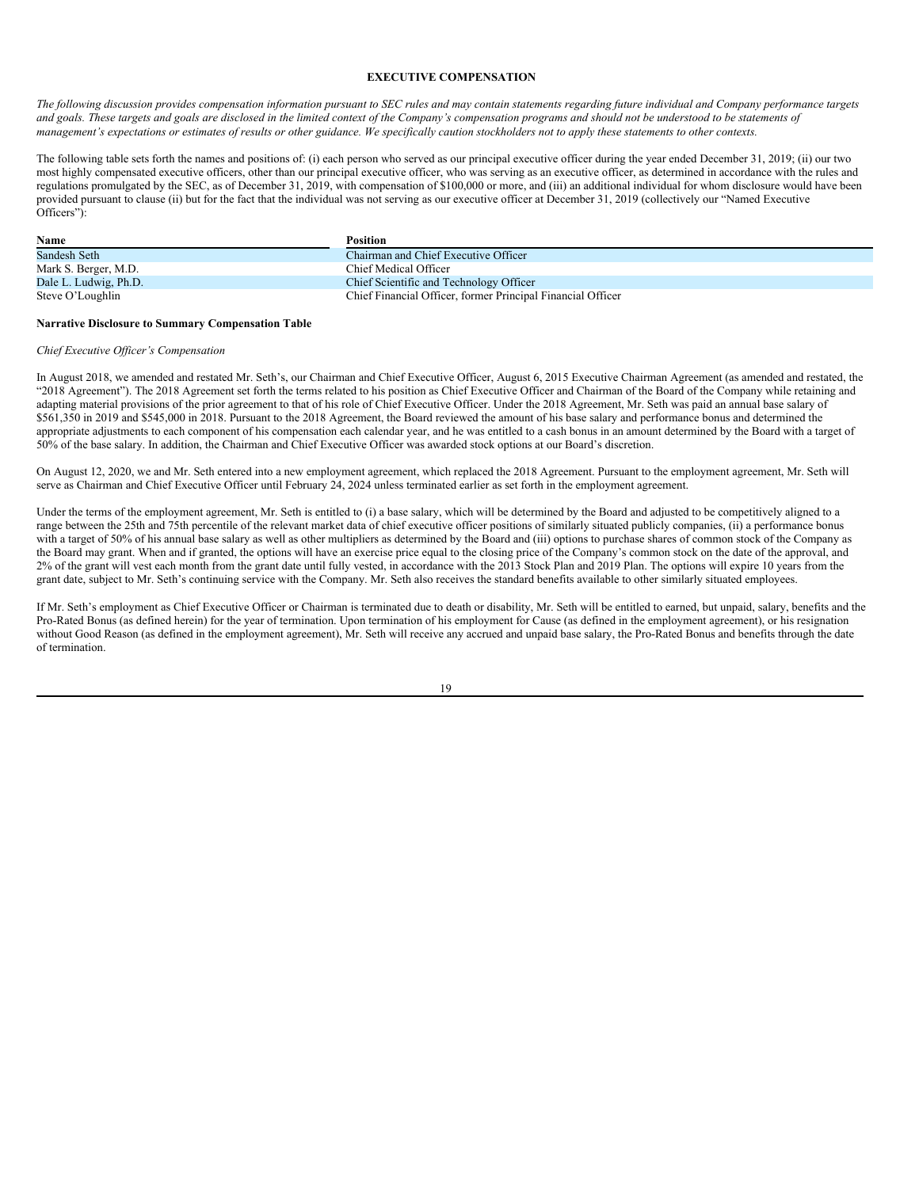## EXECUTIVE COMPENSATION

*The following discussion provides compensation information pursuant to SEC rules and may contain statements regarding future individual and Company performance targets and goals. These targets and goals are disclosed in the limited context of the Company's compensation programs and should not be understood to be statements of management's expectations or estimates of results or other guidance. We specifically caution stockholders not to apply these statements to other contexts.*

The following table sets forth the names and positions of: (i) each person who served as our principal executive officer during the year ended December 31, 2019; (ii) our two most highly compensated executive officers, other than our principal executive officer, who was serving as an executive officer, as determined in accordance with the rules and regulations promulgated by the SEC, as of December 31, 2019, with compensation of $100,000 or more, and (iii) an additional individual for whom disclosure would have been provided pursuant to clause (ii) but for the fact that the individual was not serving as our executive officer at December 31, 2019 (collectively our "Named Executive Officers"):

| Name | Position |
| --- | --- |
| Sandesh Seth | Chairman and Chief Executive Officer |
| Mark S. Berger, M.D. | Chief Medical Officer |
| Dale L. Ludwig, Ph.D. | Chief Scientific and Technology Officer |
| Steve O'Loughlin | Chief Financial Officer, former Principal Financial Officer |

**Narrative Disclosure to Summary Compensation Table**

*Chief Executive Officer's Compensation*

In August 2018, we amended and restated Mr. Seth's, our Chairman and Chief Executive Officer, August 6, 2015 Executive Chairman Agreement (as amended and restated, the "2018 Agreement"). The 2018 Agreement set forth the terms related to his position as Chief Executive Officer and Chairman of the Board of the Company while retaining and adapting material provisions of the prior agreement to that of his role of Chief Executive Officer. Under the 2018 Agreement, Mr. Seth was paid an annual base salary of $561,350 in 2019 and $545,000 in 2018. Pursuant to the 2018 Agreement, the Board reviewed the amount of his base salary and performance bonus and determined the appropriate adjustments to each component of his compensation each calendar year, and he was entitled to a cash bonus in an amount determined by the Board with a target of 50% of the base salary. In addition, the Chairman and Chief Executive Officer was awarded stock options at our Board's discretion.

On August 12, 2020, we and Mr. Seth entered into a new employment agreement, which replaced the 2018 Agreement. Pursuant to the employment agreement, Mr. Seth will serve as Chairman and Chief Executive Officer until February 24, 2024 unless terminated earlier as set forth in the employment agreement.

Under the terms of the employment agreement, Mr. Seth is entitled to (i) a base salary, which will be determined by the Board and adjusted to be competitively aligned to a range between the 25th and 75th percentile of the relevant market data of chief executive officer positions of similarly situated publicly companies, (ii) a performance bonus with a target of 50% of his annual base salary as well as other multipliers as determined by the Board and (iii) options to purchase shares of common stock of the Company as the Board may grant. When and if granted, the options will have an exercise price equal to the closing price of the Company's common stock on the date of the approval, and 2% of the grant will vest each month from the grant date until fully vested, in accordance with the 2013 Stock Plan and 2019 Plan. The options will expire 10 years from the grant date, subject to Mr. Seth's continuing service with the Company. Mr. Seth also receives the standard benefits available to other similarly situated employees.

If Mr. Seth's employment as Chief Executive Officer or Chairman is terminated due to death or disability, Mr. Seth will be entitled to earned, but unpaid, salary, benefits and the Pro-Rated Bonus (as defined herein) for the year of termination. Upon termination of his employment for Cause (as defined in the employment agreement), or his resignation without Good Reason (as defined in the employment agreement), Mr. Seth will receive any accrued and unpaid base salary, the Pro-Rated Bonus and benefits through the date of termination.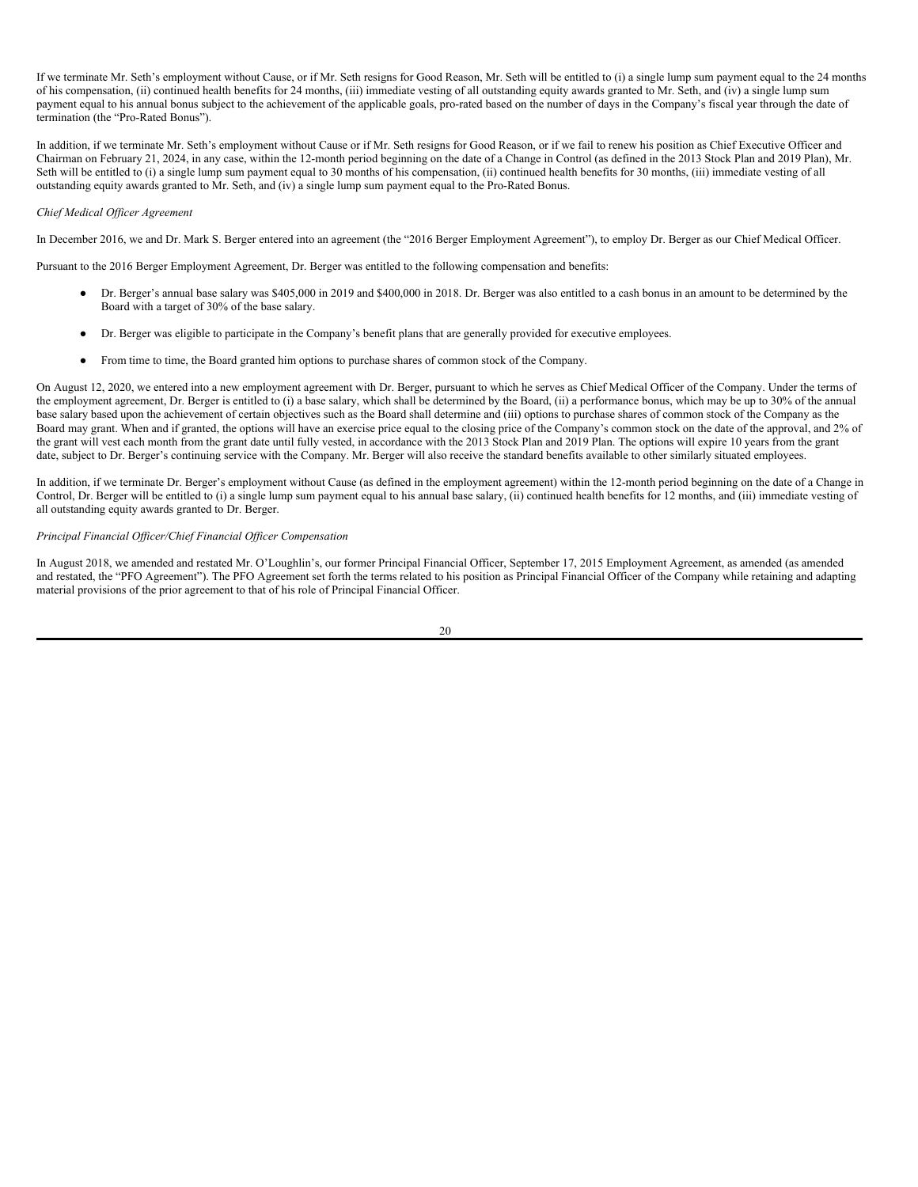If we terminate Mr. Seth's employment without Cause, or if Mr. Seth resigns for Good Reason, Mr. Seth will be entitled to (i) a single lump sum payment equal to the 24 months of his compensation, (ii) continued health benefits for 24 months, (iii) immediate vesting of all outstanding equity awards granted to Mr. Seth, and (iv) a single lump sum payment equal to his annual bonus subject to the achievement of the applicable goals, pro-rated based on the number of days in the Company's fiscal year through the date of termination (the "Pro-Rated Bonus").

In addition, if we terminate Mr. Seth's employment without Cause or if Mr. Seth resigns for Good Reason, or if we fail to renew his position as Chief Executive Officer and Chairman on February 21, 2024, in any case, within the 12-month period beginning on the date of a Change in Control (as defined in the 2013 Stock Plan and 2019 Plan), Mr. Seth will be entitled to (i) a single lump sum payment equal to 30 months of his compensation, (ii) continued health benefits for 30 months, (iii) immediate vesting of all outstanding equity awards granted to Mr. Seth, and (iv) a single lump sum payment equal to the Pro-Rated Bonus.

*Chief Medical Officer Agreement*

In December 2016, we and Dr. Mark S. Berger entered into an agreement (the "2016 Berger Employment Agreement"), to employ Dr. Berger as our Chief Medical Officer.

Pursuant to the 2016 Berger Employment Agreement, Dr. Berger was entitled to the following compensation and benefits:

- Dr. Berger's annual base salary was $405,000 in 2019 and $400,000 in 2018. Dr. Berger was also entitled to a cash bonus in an amount to be determined by the Board with a target of 30% of the base salary.
- Dr. Berger was eligible to participate in the Company's benefit plans that are generally provided for executive employees.
- From time to time, the Board granted him options to purchase shares of common stock of the Company.

On August 12, 2020, we entered into a new employment agreement with Dr. Berger, pursuant to which he serves as Chief Medical Officer of the Company. Under the terms of the employment agreement, Dr. Berger is entitled to (i) a base salary, which shall be determined by the Board, (ii) a performance bonus, which may be up to 30% of the annual base salary based upon the achievement of certain objectives such as the Board shall determine and (iii) options to purchase shares of common stock of the Company as the Board may grant. When and if granted, the options will have an exercise price equal to the closing price of the Company's common stock on the date of the approval, and 2% of the grant will vest each month from the grant date until fully vested, in accordance with the 2013 Stock Plan and 2019 Plan. The options will expire 10 years from the grant date, subject to Dr. Berger's continuing service with the Company. Mr. Berger will also receive the standard benefits available to other similarly situated employees.

In addition, if we terminate Dr. Berger's employment without Cause (as defined in the employment agreement) within the 12-month period beginning on the date of a Change in Control, Dr. Berger will be entitled to (i) a single lump sum payment equal to his annual base salary, (ii) continued health benefits for 12 months, and (iii) immediate vesting of all outstanding equity awards granted to Dr. Berger.

*Principal Financial Officer/Chief Financial Officer Compensation*

In August 2018, we amended and restated Mr. O'Loughlin's, our former Principal Financial Officer, September 17, 2015 Employment Agreement, as amended (as amended and restated, the "PFO Agreement"). The PFO Agreement set forth the terms related to his position as Principal Financial Officer of the Company while retaining and adapting material provisions of the prior agreement to that of his role of Principal Financial Officer.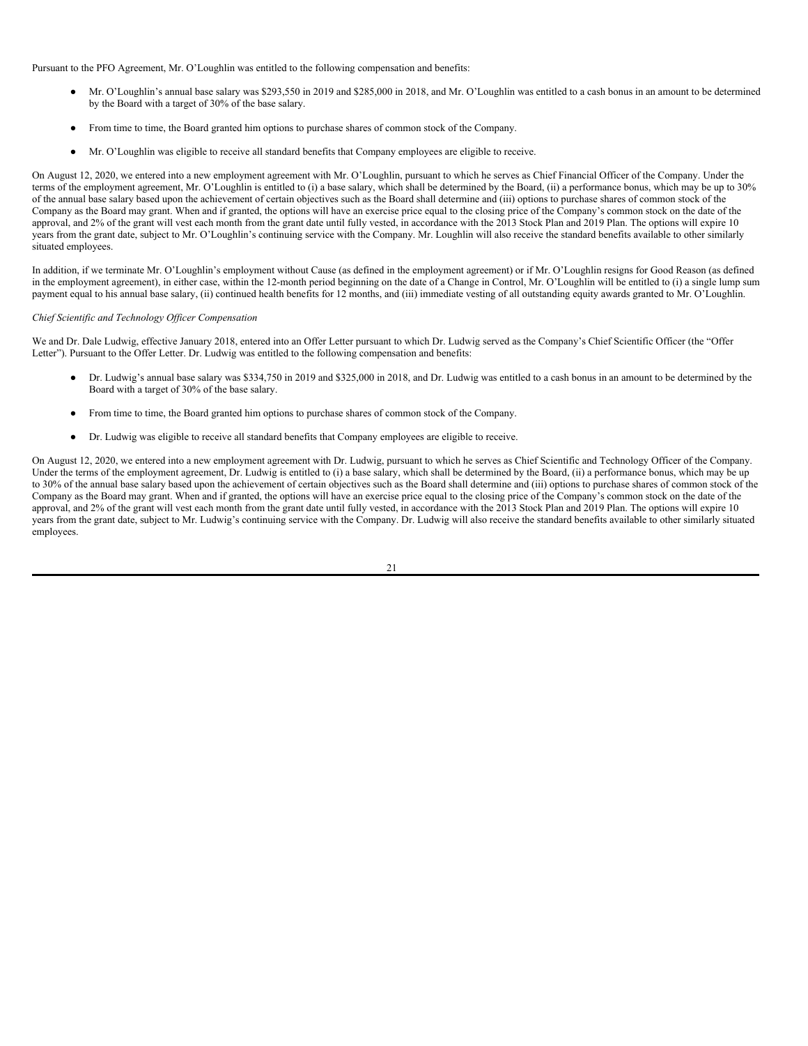Pursuant to the PFO Agreement, Mr. O'Loughlin was entitled to the following compensation and benefits:

- Mr. O'Loughlin's annual base salary was $293,550 in 2019 and $285,000 in 2018, and Mr. O'Loughlin was entitled to a cash bonus in an amount to be determined by the Board with a target of 30% of the base salary.
- From time to time, the Board granted him options to purchase shares of common stock of the Company.
- Mr. O'Loughlin was eligible to receive all standard benefits that Company employees are eligible to receive.

On August 12, 2020, we entered into a new employment agreement with Mr. O'Loughlin, pursuant to which he serves as Chief Financial Officer of the Company. Under the terms of the employment agreement, Mr. O'Loughlin is entitled to (i) a base salary, which shall be determined by the Board, (ii) a performance bonus, which may be up to 30% of the annual base salary based upon the achievement of certain objectives such as the Board shall determine and (iii) options to purchase shares of common stock of the Company as the Board may grant. When and if granted, the options will have an exercise price equal to the closing price of the Company's common stock on the date of the approval, and 2% of the grant will vest each month from the grant date until fully vested, in accordance with the 2013 Stock Plan and 2019 Plan. The options will expire 10 years from the grant date, subject to Mr. O'Loughlin's continuing service with the Company. Mr. Loughlin will also receive the standard benefits available to other similarly situated employees.

In addition, if we terminate Mr. O'Loughlin's employment without Cause (as defined in the employment agreement) or if Mr. O'Loughlin resigns for Good Reason (as defined in the employment agreement), in either case, within the 12-month period beginning on the date of a Change in Control, Mr. O'Loughlin will be entitled to (i) a single lump sum payment equal to his annual base salary, (ii) continued health benefits for 12 months, and (iii) immediate vesting of all outstanding equity awards granted to Mr. O'Loughlin.

*Chief Scientific and Technology Officer Compensation*

We and Dr. Dale Ludwig, effective January 2018, entered into an Offer Letter pursuant to which Dr. Ludwig served as the Company's Chief Scientific Officer (the "Offer Letter"). Pursuant to the Offer Letter. Dr. Ludwig was entitled to the following compensation and benefits:

- Dr. Ludwig's annual base salary was $334,750 in 2019 and $325,000 in 2018, and Dr. Ludwig was entitled to a cash bonus in an amount to be determined by the Board with a target of 30% of the base salary.
- From time to time, the Board granted him options to purchase shares of common stock of the Company.
- Dr. Ludwig was eligible to receive all standard benefits that Company employees are eligible to receive.

On August 12, 2020, we entered into a new employment agreement with Dr. Ludwig, pursuant to which he serves as Chief Scientific and Technology Officer of the Company. Under the terms of the employment agreement, Dr. Ludwig is entitled to (i) a base salary, which shall be determined by the Board, (ii) a performance bonus, which may be up to 30% of the annual base salary based upon the achievement of certain objectives such as the Board shall determine and (iii) options to purchase shares of common stock of the Company as the Board may grant. When and if granted, the options will have an exercise price equal to the closing price of the Company's common stock on the date of the approval, and 2% of the grant will vest each month from the grant date until fully vested, in accordance with the 2013 Stock Plan and 2019 Plan. The options will expire 10 years from the grant date, subject to Mr. Ludwig's continuing service with the Company. Dr. Ludwig will also receive the standard benefits available to other similarly situated employees.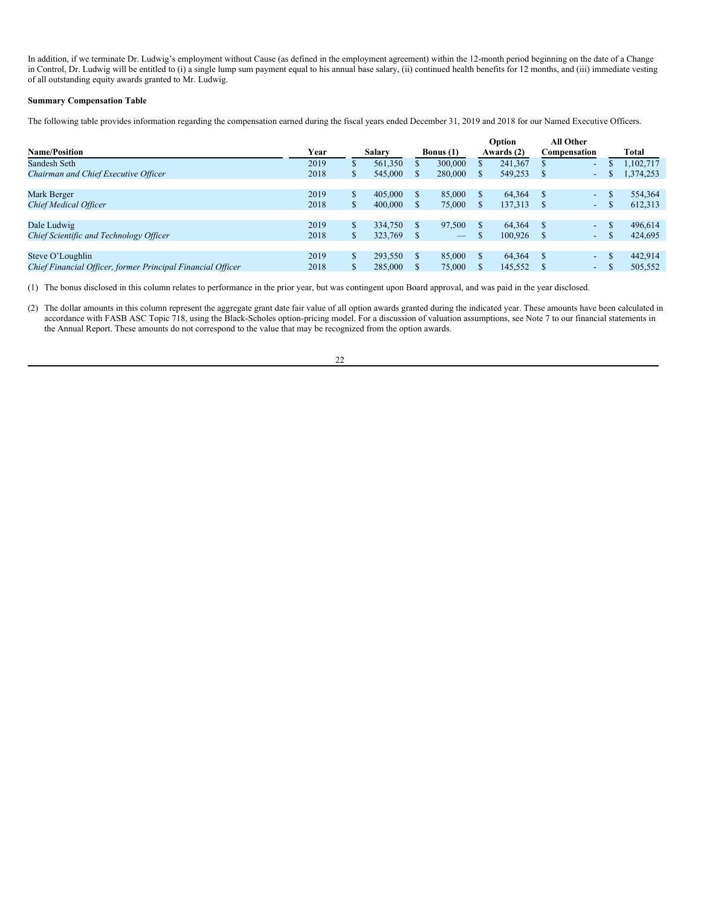In addition, if we terminate Dr. Ludwig's employment without Cause (as defined in the employment agreement) within the 12-month period beginning on the date of a Change in Control, Dr. Ludwig will be entitled to (i) a single lump sum payment equal to his annual base salary, (ii) continued health benefits for 12 months, and (iii) immediate vesting of all outstanding equity awards granted to Mr. Ludwig.

**Summary Compensation Table**

The following table provides information regarding the compensation earned during the fiscal years ended December 31, 2019 and 2018 for our Named Executive Officers.

| Name/Position | Year | Salary | Bonus (1) | Option Awards (2) | All Other Compensation | Total |
|---|---|---|---|---|---|---|
| Sandesh Seth | 2019 | $ 561,350 | $ 300,000 | $ 241,367 | $ - | $ 1,102,717 |
| *Chairman and Chief Executive Officer* | 2018 | $ 545,000 | $ 280,000 | $ 549,253 | $ - | $ 1,374,253 |
| Mark Berger | 2019 | $ 405,000 | $ 85,000 | $ 64,364 | $ - | $ 554,364 |
| *Chief Medical Officer* | 2018 | $ 400,000 | $ 75,000 | $ 137,313 | $ - | $ 612,313 |
| Dale Ludwig | 2019 | $ 334,750 | $ 97,500 | $ 64,364 | $ - | $ 496,614 |
| *Chief Scientific and Technology Officer* | 2018 | $ 323,769 | $ — | $ 100,926 | $ - | $ 424,695 |
| Steve O'Loughlin | 2019 | $ 293,550 | $ 85,000 | $ 64,364 | $ - | $ 442,914 |
| *Chief Financial Officer, former Principal Financial Officer* | 2018 | $ 285,000 | $ 75,000 | $ 145,552 | $ - | $ 505,552 |

(1) The bonus disclosed in this column relates to performance in the prior year, but was contingent upon Board approval, and was paid in the year disclosed.

(2) The dollar amounts in this column represent the aggregate grant date fair value of all option awards granted during the indicated year. These amounts have been calculated in accordance with FASB ASC Topic 718, using the Black-Scholes option-pricing model. For a discussion of valuation assumptions, see Note 7 to our financial statements in the Annual Report. These amounts do not correspond to the value that may be recognized from the option awards.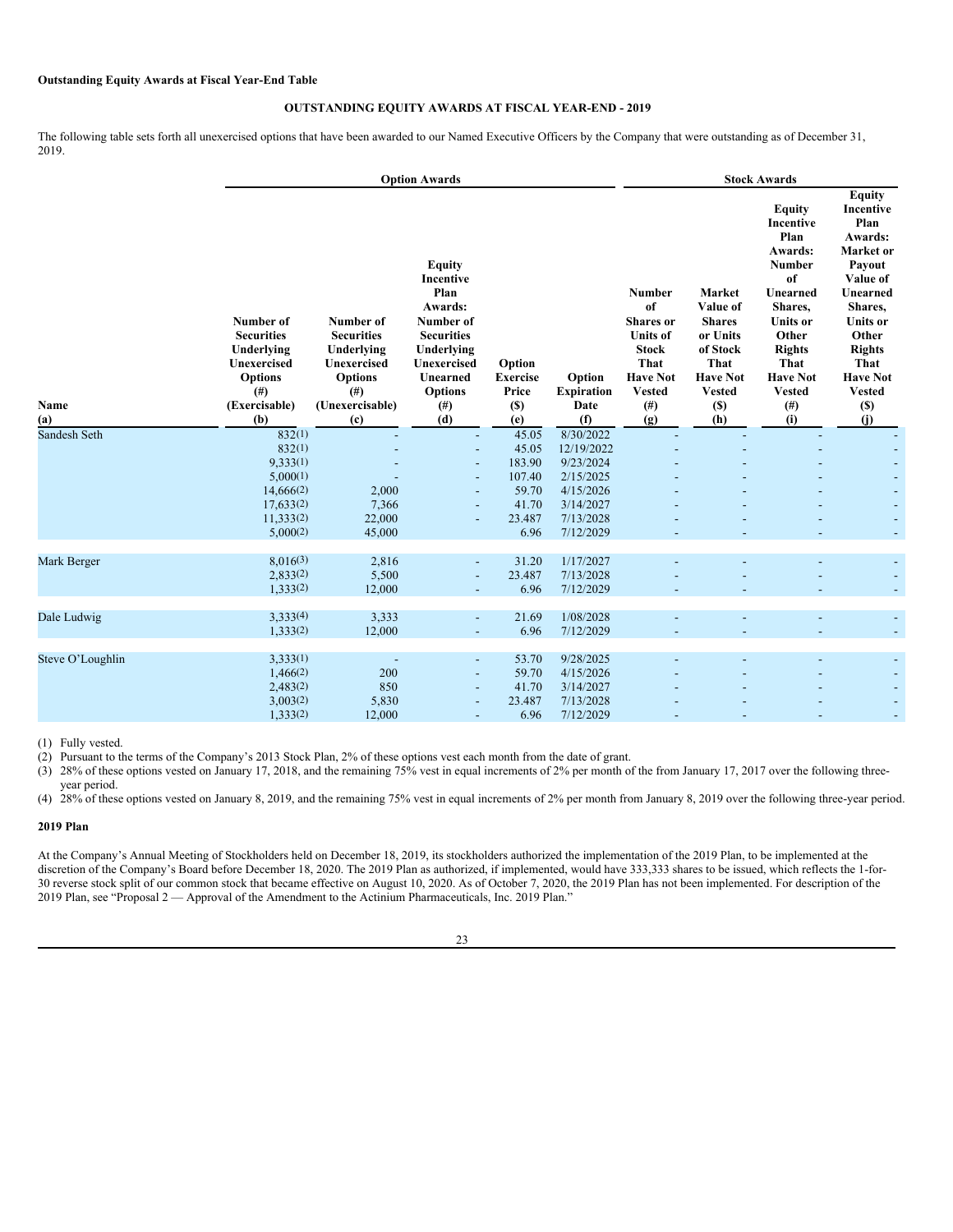**Outstanding Equity Awards at Fiscal Year-End Table**

**OUTSTANDING EQUITY AWARDS AT FISCAL YEAR-END - 2019**

The following table sets forth all unexercised options that have been awarded to our Named Executive Officers by the Company that were outstanding as of December 31, 2019.

| | Option Awards | | | | | Stock Awards | | | |
|---|---|---|---|---|---|---|---|---|---|
| Name (a) | Number of Securities Underlying Unexercised Options (#) (Exercisable) (b) | Number of Securities Underlying Unexercised Options (#) (Unexercisable) (c) | Equity Incentive Plan Awards: Number of Securities Underlying Unexercised Unearned Options (#) (d) | Option Exercise Price ($) (e) | Option Expiration Date (f) | Number of Shares or Units of Stock That Have Not Vested (#) (g) | Market Value of Shares or Units of Stock That Have Not Vested ($) (h) | Equity Incentive Plan Awards: Number of Unearned Shares, Units or Other Rights That Have Not Vested (#) (i) | Equity Incentive Plan Awards: Market or Payout Value of Unearned Shares, Units or Other Rights That Have Not Vested ($) (j) |
| Sandesh Seth | 832(1) | - | - | 45.05 | 8/30/2022 | - | - | - | - |
| | 832(1) | - | - | 45.05 | 12/19/2022 | - | - | - | - |
| | 9,333(1) | - | - | 183.90 | 9/23/2024 | - | - | - | - |
| | 5,000(1) | - | - | 107.40 | 2/15/2025 | - | - | - | - |
| | 14,666(2) | 2,000 | - | 59.70 | 4/15/2026 | - | - | - | - |
| | 17,633(2) | 7,366 | - | 41.70 | 3/14/2027 | - | - | - | - |
| | 11,333(2) | 22,000 | - | 23.487 | 7/13/2028 | - | - | - | - |
| | 5,000(2) | 45,000 | | 6.96 | 7/12/2029 | - | - | - | - |
| Mark Berger | 8,016(3) | 2,816 | - | 31.20 | 1/17/2027 | - | - | - | - |
| | 2,833(2) | 5,500 | - | 23.487 | 7/13/2028 | - | - | - | - |
| | 1,333(2) | 12,000 | - | 6.96 | 7/12/2029 | - | - | - | - |
| Dale Ludwig | 3,333(4) | 3,333 | - | 21.69 | 1/08/2028 | - | - | - | - |
| | 1,333(2) | 12,000 | - | 6.96 | 7/12/2029 | - | - | - | - |
| Steve O'Loughlin | 3,333(1) | - | - | 53.70 | 9/28/2025 | - | - | - | - |
| | 1,466(2) | 200 | - | 59.70 | 4/15/2026 | - | - | - | - |
| | 2,483(2) | 850 | - | 41.70 | 3/14/2027 | - | - | - | - |
| | 3,003(2) | 5,830 | - | 23.487 | 7/13/2028 | - | - | - | - |
| | 1,333(2) | 12,000 | - | 6.96 | 7/12/2029 | - | - | - | - |

(1) Fully vested.

(2) Pursuant to the terms of the Company's 2013 Stock Plan, 2% of these options vest each month from the date of grant.

(3) 28% of these options vested on January 17, 2018, and the remaining 75% vest in equal increments of 2% per month of the from January 17, 2017 over the following three-year period.

(4) 28% of these options vested on January 8, 2019, and the remaining 75% vest in equal increments of 2% per month from January 8, 2019 over the following three-year period.

**2019 Plan**

At the Company's Annual Meeting of Stockholders held on December 18, 2019, its stockholders authorized the implementation of the 2019 Plan, to be implemented at the discretion of the Company's Board before December 18, 2020. The 2019 Plan as authorized, if implemented, would have 333,333 shares to be issued, which reflects the 1-for-30 reverse stock split of our common stock that became effective on August 10, 2020. As of October 7, 2020, the 2019 Plan has not been implemented. For description of the 2019 Plan, see "Proposal 2 — Approval of the Amendment to the Actinium Pharmaceuticals, Inc. 2019 Plan."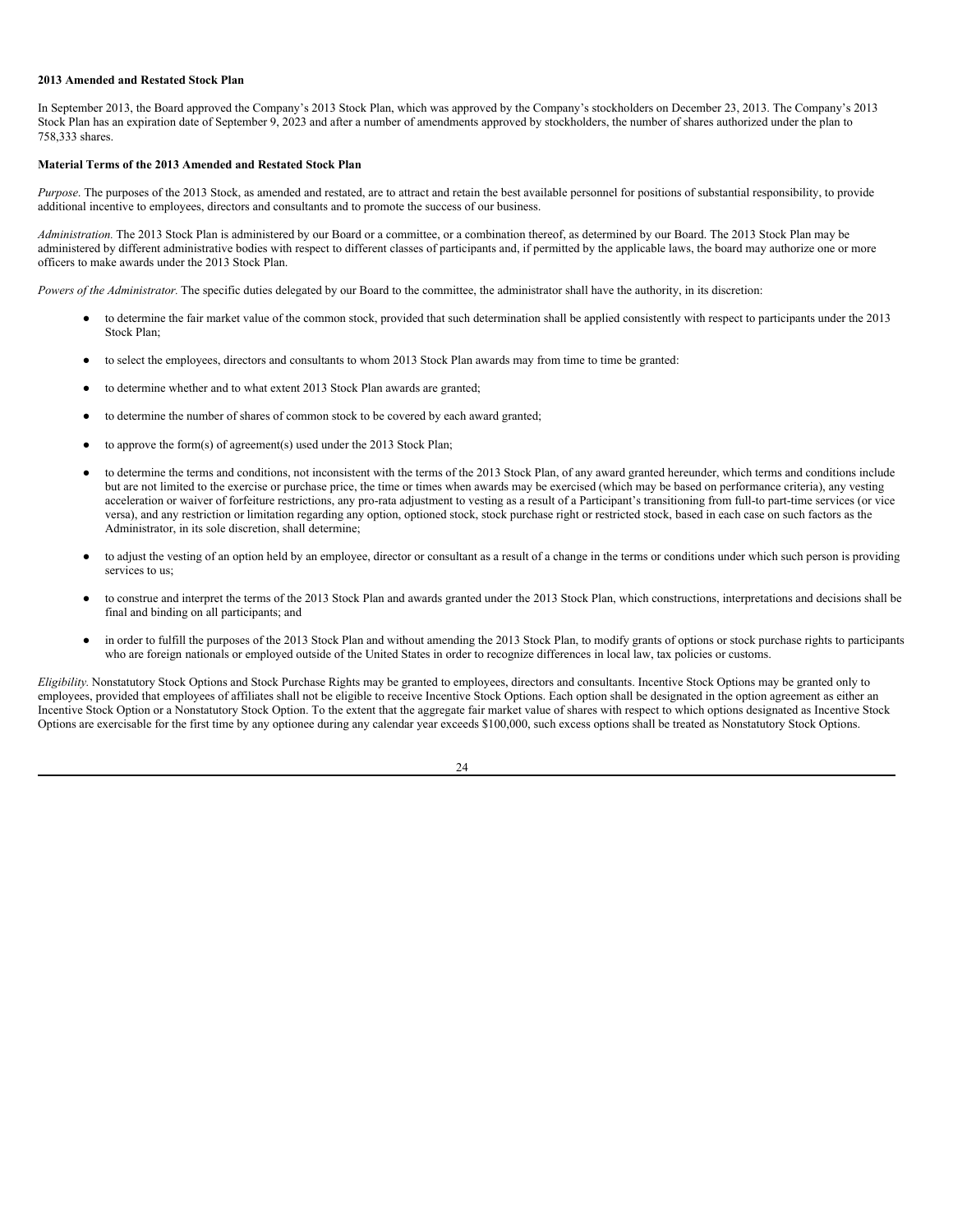**2013 Amended and Restated Stock Plan**

In September 2013, the Board approved the Company's 2013 Stock Plan, which was approved by the Company's stockholders on December 23, 2013. The Company's 2013 Stock Plan has an expiration date of September 9, 2023 and after a number of amendments approved by stockholders, the number of shares authorized under the plan to 758,333 shares.

**Material Terms of the 2013 Amended and Restated Stock Plan**

*Purpose*. The purposes of the 2013 Stock, as amended and restated, are to attract and retain the best available personnel for positions of substantial responsibility, to provide additional incentive to employees, directors and consultants and to promote the success of our business.

*Administration.* The 2013 Stock Plan is administered by our Board or a committee, or a combination thereof, as determined by our Board. The 2013 Stock Plan may be administered by different administrative bodies with respect to different classes of participants and, if permitted by the applicable laws, the board may authorize one or more officers to make awards under the 2013 Stock Plan.

*Powers of the Administrator.* The specific duties delegated by our Board to the committee, the administrator shall have the authority, in its discretion:

- to determine the fair market value of the common stock, provided that such determination shall be applied consistently with respect to participants under the 2013 Stock Plan;
- to select the employees, directors and consultants to whom 2013 Stock Plan awards may from time to time be granted:
- to determine whether and to what extent 2013 Stock Plan awards are granted;
- to determine the number of shares of common stock to be covered by each award granted;
- to approve the form(s) of agreement(s) used under the 2013 Stock Plan;
- to determine the terms and conditions, not inconsistent with the terms of the 2013 Stock Plan, of any award granted hereunder, which terms and conditions include but are not limited to the exercise or purchase price, the time or times when awards may be exercised (which may be based on performance criteria), any vesting acceleration or waiver of forfeiture restrictions, any pro-rata adjustment to vesting as a result of a Participant's transitioning from full-to part-time services (or vice versa), and any restriction or limitation regarding any option, optioned stock, stock purchase right or restricted stock, based in each case on such factors as the Administrator, in its sole discretion, shall determine;
- to adjust the vesting of an option held by an employee, director or consultant as a result of a change in the terms or conditions under which such person is providing services to us;
- to construe and interpret the terms of the 2013 Stock Plan and awards granted under the 2013 Stock Plan, which constructions, interpretations and decisions shall be final and binding on all participants; and
- in order to fulfill the purposes of the 2013 Stock Plan and without amending the 2013 Stock Plan, to modify grants of options or stock purchase rights to participants who are foreign nationals or employed outside of the United States in order to recognize differences in local law, tax policies or customs.

*Eligibility.* Nonstatutory Stock Options and Stock Purchase Rights may be granted to employees, directors and consultants. Incentive Stock Options may be granted only to employees, provided that employees of affiliates shall not be eligible to receive Incentive Stock Options. Each option shall be designated in the option agreement as either an Incentive Stock Option or a Nonstatutory Stock Option. To the extent that the aggregate fair market value of shares with respect to which options designated as Incentive Stock Options are exercisable for the first time by any optionee during any calendar year exceeds $100,000, such excess options shall be treated as Nonstatutory Stock Options.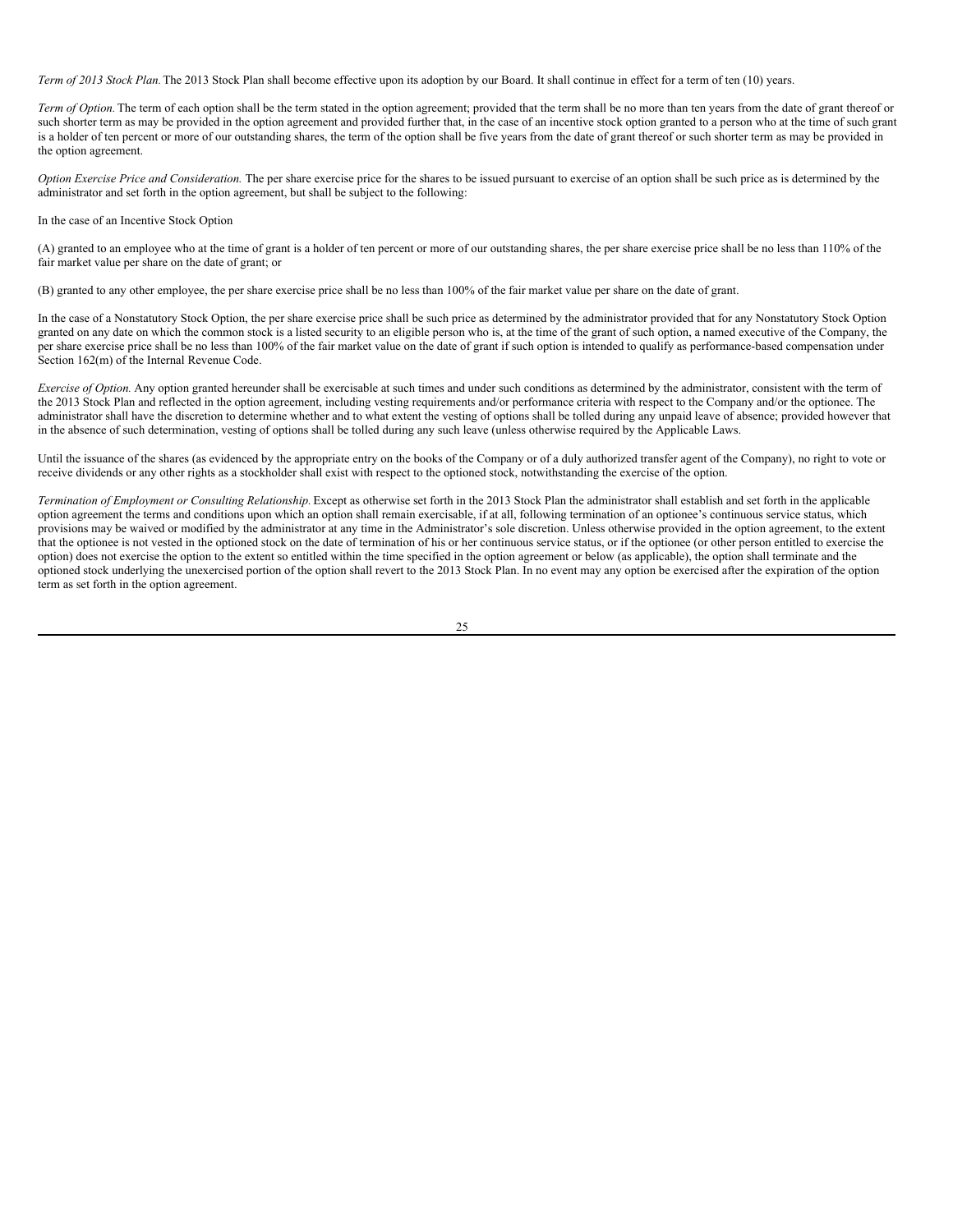*Term of 2013 Stock Plan.* The 2013 Stock Plan shall become effective upon its adoption by our Board. It shall continue in effect for a term of ten (10) years.

*Term of Option.* The term of each option shall be the term stated in the option agreement; provided that the term shall be no more than ten years from the date of grant thereof or such shorter term as may be provided in the option agreement and provided further that, in the case of an incentive stock option granted to a person who at the time of such grant is a holder of ten percent or more of our outstanding shares, the term of the option shall be five years from the date of grant thereof or such shorter term as may be provided in the option agreement.

*Option Exercise Price and Consideration.* The per share exercise price for the shares to be issued pursuant to exercise of an option shall be such price as is determined by the administrator and set forth in the option agreement, but shall be subject to the following:

In the case of an Incentive Stock Option

(A) granted to an employee who at the time of grant is a holder of ten percent or more of our outstanding shares, the per share exercise price shall be no less than 110% of the fair market value per share on the date of grant; or

(B) granted to any other employee, the per share exercise price shall be no less than 100% of the fair market value per share on the date of grant.

In the case of a Nonstatutory Stock Option, the per share exercise price shall be such price as determined by the administrator provided that for any Nonstatutory Stock Option granted on any date on which the common stock is a listed security to an eligible person who is, at the time of the grant of such option, a named executive of the Company, the per share exercise price shall be no less than 100% of the fair market value on the date of grant if such option is intended to qualify as performance-based compensation under Section 162(m) of the Internal Revenue Code.

*Exercise of Option.* Any option granted hereunder shall be exercisable at such times and under such conditions as determined by the administrator, consistent with the term of the 2013 Stock Plan and reflected in the option agreement, including vesting requirements and/or performance criteria with respect to the Company and/or the optionee. The administrator shall have the discretion to determine whether and to what extent the vesting of options shall be tolled during any unpaid leave of absence; provided however that in the absence of such determination, vesting of options shall be tolled during any such leave (unless otherwise required by the Applicable Laws.

Until the issuance of the shares (as evidenced by the appropriate entry on the books of the Company or of a duly authorized transfer agent of the Company), no right to vote or receive dividends or any other rights as a stockholder shall exist with respect to the optioned stock, notwithstanding the exercise of the option.

*Termination of Employment or Consulting Relationship.* Except as otherwise set forth in the 2013 Stock Plan the administrator shall establish and set forth in the applicable option agreement the terms and conditions upon which an option shall remain exercisable, if at all, following termination of an optionee's continuous service status, which provisions may be waived or modified by the administrator at any time in the Administrator's sole discretion. Unless otherwise provided in the option agreement, to the extent that the optionee is not vested in the optioned stock on the date of termination of his or her continuous service status, or if the optionee (or other person entitled to exercise the option) does not exercise the option to the extent so entitled within the time specified in the option agreement or below (as applicable), the option shall terminate and the optioned stock underlying the unexercised portion of the option shall revert to the 2013 Stock Plan. In no event may any option be exercised after the expiration of the option term as set forth in the option agreement.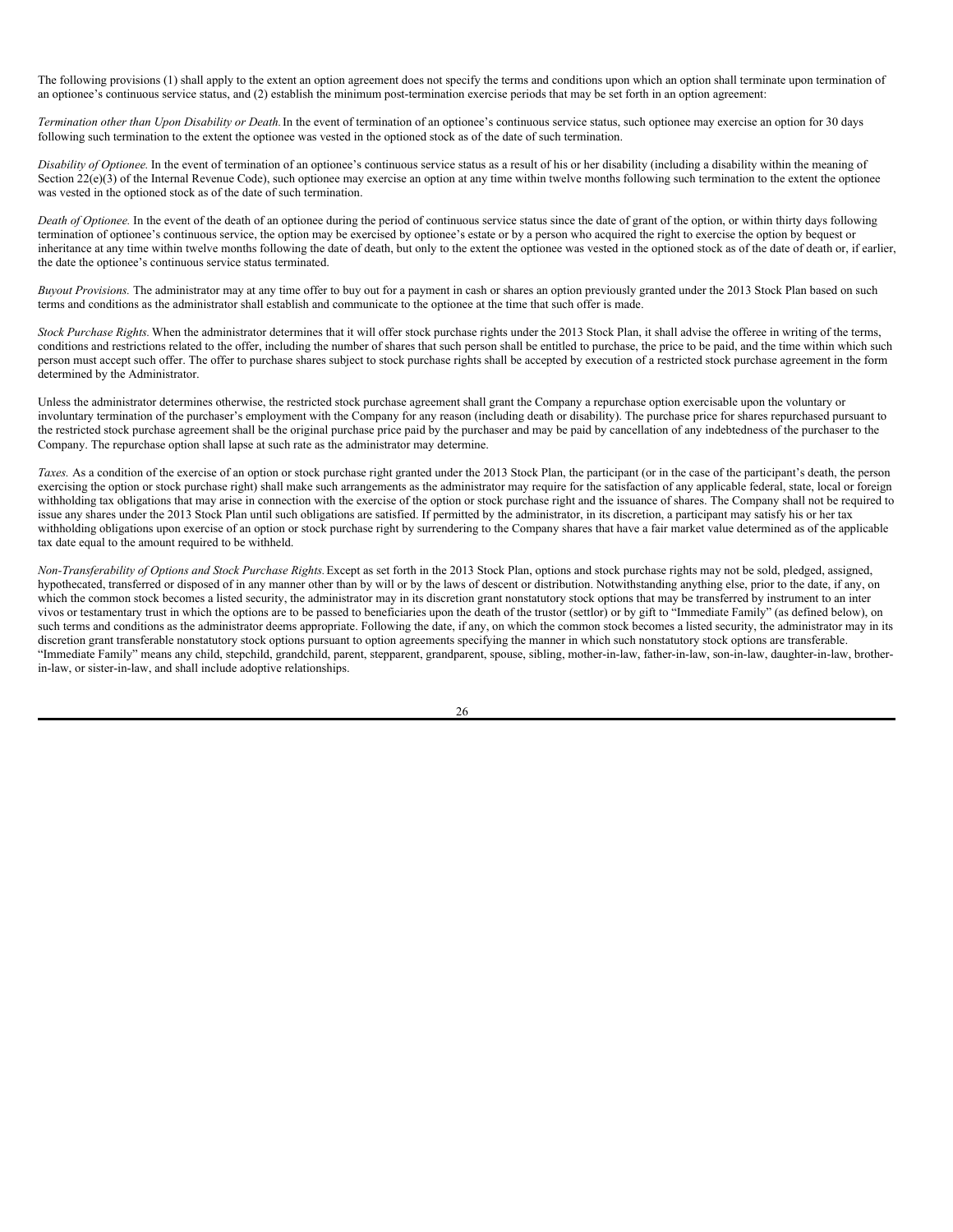The following provisions (1) shall apply to the extent an option agreement does not specify the terms and conditions upon which an option shall terminate upon termination of an optionee's continuous service status, and (2) establish the minimum post-termination exercise periods that may be set forth in an option agreement:

*Termination other than Upon Disability or Death.* In the event of termination of an optionee's continuous service status, such optionee may exercise an option for 30 days following such termination to the extent the optionee was vested in the optioned stock as of the date of such termination.

*Disability of Optionee.* In the event of termination of an optionee's continuous service status as a result of his or her disability (including a disability within the meaning of Section 22(e)(3) of the Internal Revenue Code), such optionee may exercise an option at any time within twelve months following such termination to the extent the optionee was vested in the optioned stock as of the date of such termination.

*Death of Optionee.* In the event of the death of an optionee during the period of continuous service status since the date of grant of the option, or within thirty days following termination of optionee's continuous service, the option may be exercised by optionee's estate or by a person who acquired the right to exercise the option by bequest or inheritance at any time within twelve months following the date of death, but only to the extent the optionee was vested in the optioned stock as of the date of death or, if earlier, the date the optionee's continuous service status terminated.

*Buyout Provisions.* The administrator may at any time offer to buy out for a payment in cash or shares an option previously granted under the 2013 Stock Plan based on such terms and conditions as the administrator shall establish and communicate to the optionee at the time that such offer is made.

*Stock Purchase Rights.* When the administrator determines that it will offer stock purchase rights under the 2013 Stock Plan, it shall advise the offeree in writing of the terms, conditions and restrictions related to the offer, including the number of shares that such person shall be entitled to purchase, the price to be paid, and the time within which such person must accept such offer. The offer to purchase shares subject to stock purchase rights shall be accepted by execution of a restricted stock purchase agreement in the form determined by the Administrator.

Unless the administrator determines otherwise, the restricted stock purchase agreement shall grant the Company a repurchase option exercisable upon the voluntary or involuntary termination of the purchaser's employment with the Company for any reason (including death or disability). The purchase price for shares repurchased pursuant to the restricted stock purchase agreement shall be the original purchase price paid by the purchaser and may be paid by cancellation of any indebtedness of the purchaser to the Company. The repurchase option shall lapse at such rate as the administrator may determine.

*Taxes.* As a condition of the exercise of an option or stock purchase right granted under the 2013 Stock Plan, the participant (or in the case of the participant's death, the person exercising the option or stock purchase right) shall make such arrangements as the administrator may require for the satisfaction of any applicable federal, state, local or foreign withholding tax obligations that may arise in connection with the exercise of the option or stock purchase right and the issuance of shares. The Company shall not be required to issue any shares under the 2013 Stock Plan until such obligations are satisfied. If permitted by the administrator, in its discretion, a participant may satisfy his or her tax withholding obligations upon exercise of an option or stock purchase right by surrendering to the Company shares that have a fair market value determined as of the applicable tax date equal to the amount required to be withheld.

*Non-Transferability of Options and Stock Purchase Rights.* Except as set forth in the 2013 Stock Plan, options and stock purchase rights may not be sold, pledged, assigned, hypothecated, transferred or disposed of in any manner other than by will or by the laws of descent or distribution. Notwithstanding anything else, prior to the date, if any, on which the common stock becomes a listed security, the administrator may in its discretion grant nonstatutory stock options that may be transferred by instrument to an inter vivos or testamentary trust in which the options are to be passed to beneficiaries upon the death of the trustor (settlor) or by gift to "Immediate Family" (as defined below), on such terms and conditions as the administrator deems appropriate. Following the date, if any, on which the common stock becomes a listed security, the administrator may in its discretion grant transferable nonstatutory stock options pursuant to option agreements specifying the manner in which such nonstatutory stock options are transferable. "Immediate Family" means any child, stepchild, grandchild, parent, stepparent, grandparent, spouse, sibling, mother-in-law, father-in-law, son-in-law, daughter-in-law, brother-in-law, or sister-in-law, and shall include adoptive relationships.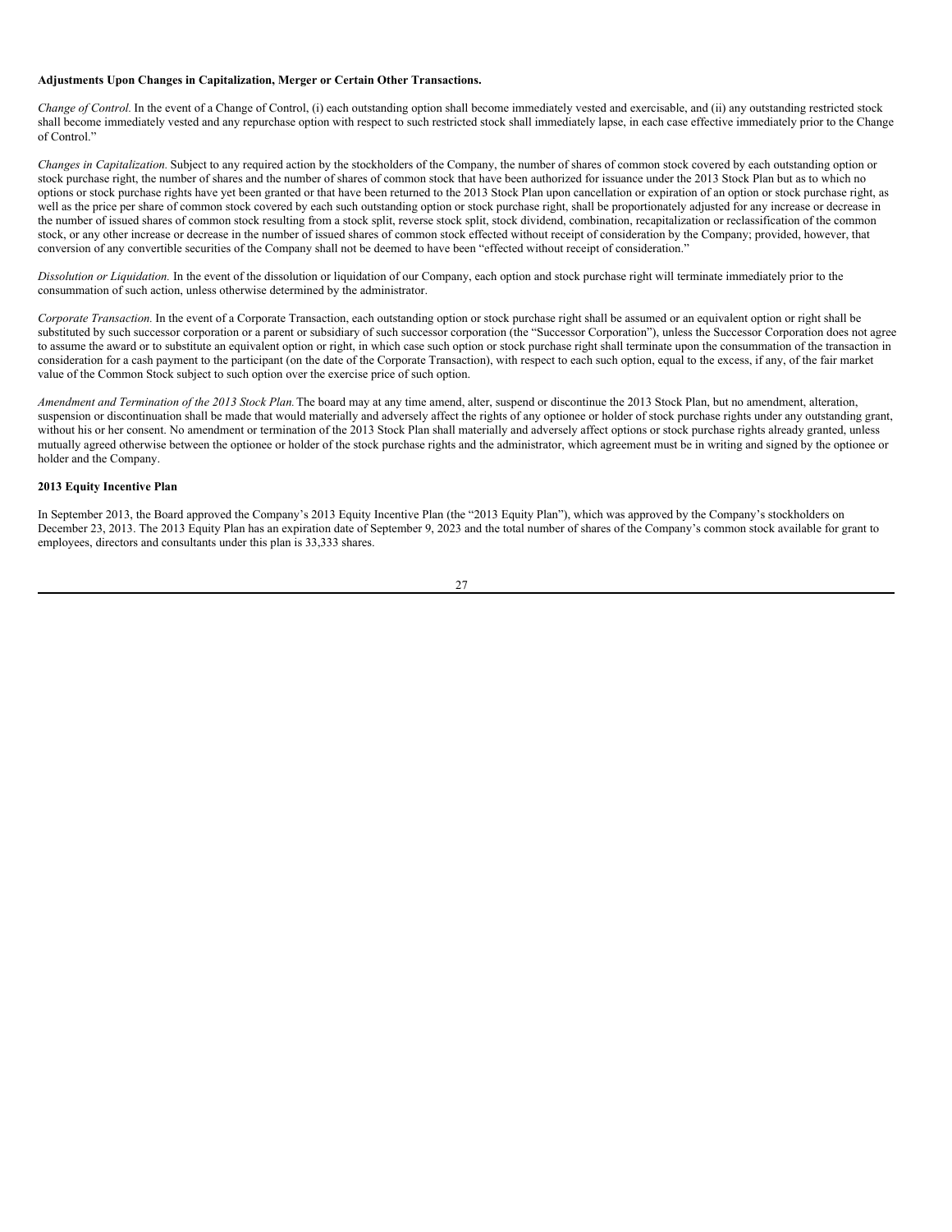**Adjustments Upon Changes in Capitalization, Merger or Certain Other Transactions.**

*Change of Control.* In the event of a Change of Control, (i) each outstanding option shall become immediately vested and exercisable, and (ii) any outstanding restricted stock shall become immediately vested and any repurchase option with respect to such restricted stock shall immediately lapse, in each case effective immediately prior to the Change of Control."

*Changes in Capitalization.* Subject to any required action by the stockholders of the Company, the number of shares of common stock covered by each outstanding option or stock purchase right, the number of shares and the number of shares of common stock that have been authorized for issuance under the 2013 Stock Plan but as to which no options or stock purchase rights have yet been granted or that have been returned to the 2013 Stock Plan upon cancellation or expiration of an option or stock purchase right, as well as the price per share of common stock covered by each such outstanding option or stock purchase right, shall be proportionately adjusted for any increase or decrease in the number of issued shares of common stock resulting from a stock split, reverse stock split, stock dividend, combination, recapitalization or reclassification of the common stock, or any other increase or decrease in the number of issued shares of common stock effected without receipt of consideration by the Company; provided, however, that conversion of any convertible securities of the Company shall not be deemed to have been "effected without receipt of consideration."

*Dissolution or Liquidation.* In the event of the dissolution or liquidation of our Company, each option and stock purchase right will terminate immediately prior to the consummation of such action, unless otherwise determined by the administrator.

*Corporate Transaction.* In the event of a Corporate Transaction, each outstanding option or stock purchase right shall be assumed or an equivalent option or right shall be substituted by such successor corporation or a parent or subsidiary of such successor corporation (the "Successor Corporation"), unless the Successor Corporation does not agree to assume the award or to substitute an equivalent option or right, in which case such option or stock purchase right shall terminate upon the consummation of the transaction in consideration for a cash payment to the participant (on the date of the Corporate Transaction), with respect to each such option, equal to the excess, if any, of the fair market value of the Common Stock subject to such option over the exercise price of such option.

*Amendment and Termination of the 2013 Stock Plan.* The board may at any time amend, alter, suspend or discontinue the 2013 Stock Plan, but no amendment, alteration, suspension or discontinuation shall be made that would materially and adversely affect the rights of any optionee or holder of stock purchase rights under any outstanding grant, without his or her consent. No amendment or termination of the 2013 Stock Plan shall materially and adversely affect options or stock purchase rights already granted, unless mutually agreed otherwise between the optionee or holder of the stock purchase rights and the administrator, which agreement must be in writing and signed by the optionee or holder and the Company.

**2013 Equity Incentive Plan**

In September 2013, the Board approved the Company's 2013 Equity Incentive Plan (the "2013 Equity Plan"), which was approved by the Company's stockholders on December 23, 2013. The 2013 Equity Plan has an expiration date of September 9, 2023 and the total number of shares of the Company's common stock available for grant to employees, directors and consultants under this plan is 33,333 shares.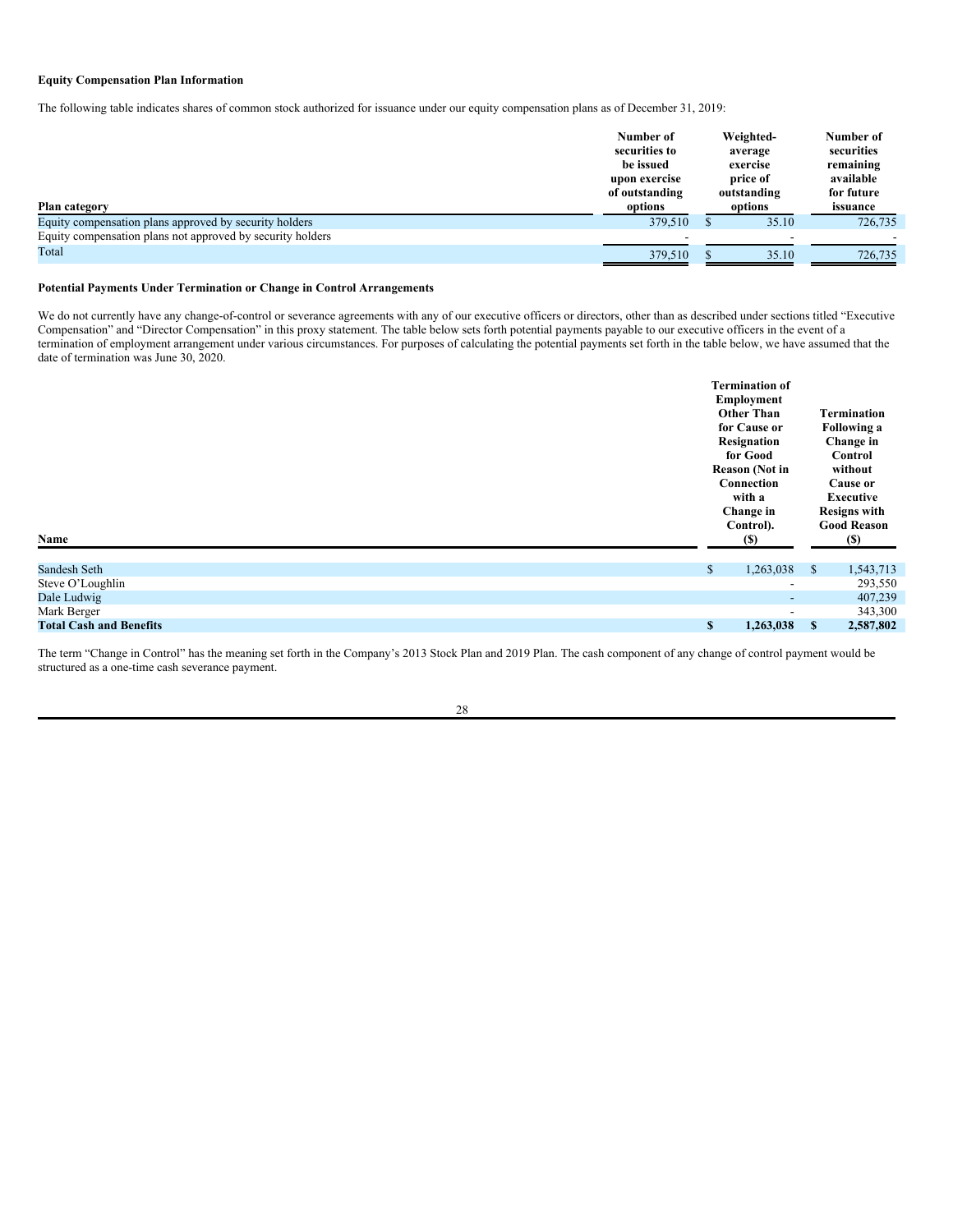**Equity Compensation Plan Information**

The following table indicates shares of common stock authorized for issuance under our equity compensation plans as of December 31, 2019:

| Plan category | Number of securities to be issued upon exercise of outstanding options | Weighted-average exercise price of outstanding options | Number of securities remaining available for future issuance |
|---|---|---|---|
| Equity compensation plans approved by security holders | 379,510 | $ 35.10 | 726,735 |
| Equity compensation plans not approved by security holders | - | - | - |
| Total | 379,510 | $ 35.10 | 726,735 |

**Potential Payments Under Termination or Change in Control Arrangements**

We do not currently have any change-of-control or severance agreements with any of our executive officers or directors, other than as described under sections titled "Executive Compensation" and "Director Compensation" in this proxy statement. The table below sets forth potential payments payable to our executive officers in the event of a termination of employment arrangement under various circumstances. For purposes of calculating the potential payments set forth in the table below, we have assumed that the date of termination was June 30, 2020.

| Name | Termination of Employment Other Than for Cause or Resignation for Good Reason (Not in Connection with a Change in Control). ($) | Termination Following a Change in Control without Cause or Executive Resigns with Good Reason ($) |
|---|---|---|
| Sandesh Seth | $ 1,263,038 | $ 1,543,713 |
| Steve O'Loughlin | - | 293,550 |
| Dale Ludwig | - | 407,239 |
| Mark Berger | - | 343,300 |
| **Total Cash and Benefits** | **$ 1,263,038** | **$ 2,587,802** |

The term "Change in Control" has the meaning set forth in the Company's 2013 Stock Plan and 2019 Plan. The cash component of any change of control payment would be structured as a one-time cash severance payment.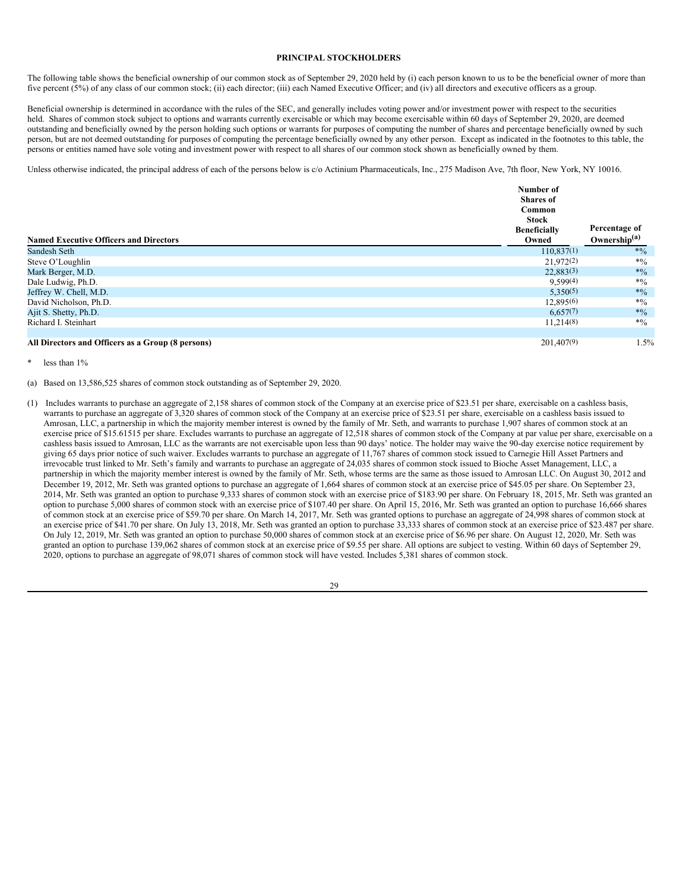# PRINCIPAL STOCKHOLDERS

The following table shows the beneficial ownership of our common stock as of September 29, 2020 held by (i) each person known to us to be the beneficial owner of more than five percent (5%) of any class of our common stock; (ii) each director; (iii) each Named Executive Officer; and (iv) all directors and executive officers as a group.

Beneficial ownership is determined in accordance with the rules of the SEC, and generally includes voting power and/or investment power with respect to the securities held. Shares of common stock subject to options and warrants currently exercisable or which may become exercisable within 60 days of September 29, 2020, are deemed outstanding and beneficially owned by the person holding such options or warrants for purposes of computing the number of shares and percentage beneficially owned by such person, but are not deemed outstanding for purposes of computing the percentage beneficially owned by any other person. Except as indicated in the footnotes to this table, the persons or entities named have sole voting and investment power with respect to all shares of our common stock shown as beneficially owned by them.

Unless otherwise indicated, the principal address of each of the persons below is c/o Actinium Pharmaceuticals, Inc., 275 Madison Ave, 7th floor, New York, NY 10016.

| Named Executive Officers and Directors | Number of Shares of Common Stock Beneficially Owned | Percentage of Ownership[(a)] |
|---|---|---|
| Sandesh Seth | 110,837(1) | *% |
| Steve O'Loughlin | 21,972(2) | *% |
| Mark Berger, M.D. | 22,883(3) | *% |
| Dale Ludwig, Ph.D. | 9,599(4) | *% |
| Jeffrey W. Chell, M.D. | 5,350(5) | *% |
| David Nicholson, Ph.D. | 12,895(6) | *% |
| Ajit S. Shetty, Ph.D. | 6,657(7) | *% |
| Richard I. Steinhart | 11,214(8) | *% |
| | | |
| **All Directors and Officers as a Group (8 persons)** | 201,407(9) | 1.5% |

\* less than 1%

(a) Based on 13,586,525 shares of common stock outstanding as of September 29, 2020.

(1) Includes warrants to purchase an aggregate of 2,158 shares of common stock of the Company at an exercise price of $23.51 per share, exercisable on a cashless basis, warrants to purchase an aggregate of 3,320 shares of common stock of the Company at an exercise price of $23.51 per share, exercisable on a cashless basis issued to Amrosan, LLC, a partnership in which the majority member interest is owned by the family of Mr. Seth, and warrants to purchase 1,907 shares of common stock at an exercise price of $15.61515 per share. Excludes warrants to purchase an aggregate of 12,518 shares of common stock of the Company at par value per share, exercisable on a cashless basis issued to Amrosan, LLC as the warrants are not exercisable upon less than 90 days' notice. The holder may waive the 90-day exercise notice requirement by giving 65 days prior notice of such waiver. Excludes warrants to purchase an aggregate of 11,767 shares of common stock issued to Carnegie Hill Asset Partners and irrevocable trust linked to Mr. Seth's family and warrants to purchase an aggregate of 24,035 shares of common stock issued to Bioche Asset Management, LLC, a partnership in which the majority member interest is owned by the family of Mr. Seth, whose terms are the same as those issued to Amrosan LLC. On August 30, 2012 and December 19, 2012, Mr. Seth was granted options to purchase an aggregate of 1,664 shares of common stock at an exercise price of $45.05 per share. On September 23, 2014, Mr. Seth was granted an option to purchase 9,333 shares of common stock with an exercise price of $183.90 per share. On February 18, 2015, Mr. Seth was granted an option to purchase 5,000 shares of common stock with an exercise price of $107.40 per share. On April 15, 2016, Mr. Seth was granted an option to purchase 16,666 shares of common stock at an exercise price of $59.70 per share. On March 14, 2017, Mr. Seth was granted options to purchase an aggregate of 24,998 shares of common stock at an exercise price of $41.70 per share. On July 13, 2018, Mr. Seth was granted an option to purchase 33,333 shares of common stock at an exercise price of $23.487 per share. On July 12, 2019, Mr. Seth was granted an option to purchase 50,000 shares of common stock at an exercise price of $6.96 per share. On August 12, 2020, Mr. Seth was granted an option to purchase 139,062 shares of common stock at an exercise price of $9.55 per share. All options are subject to vesting. Within 60 days of September 29, 2020, options to purchase an aggregate of 98,071 shares of common stock will have vested. Includes 5,381 shares of common stock.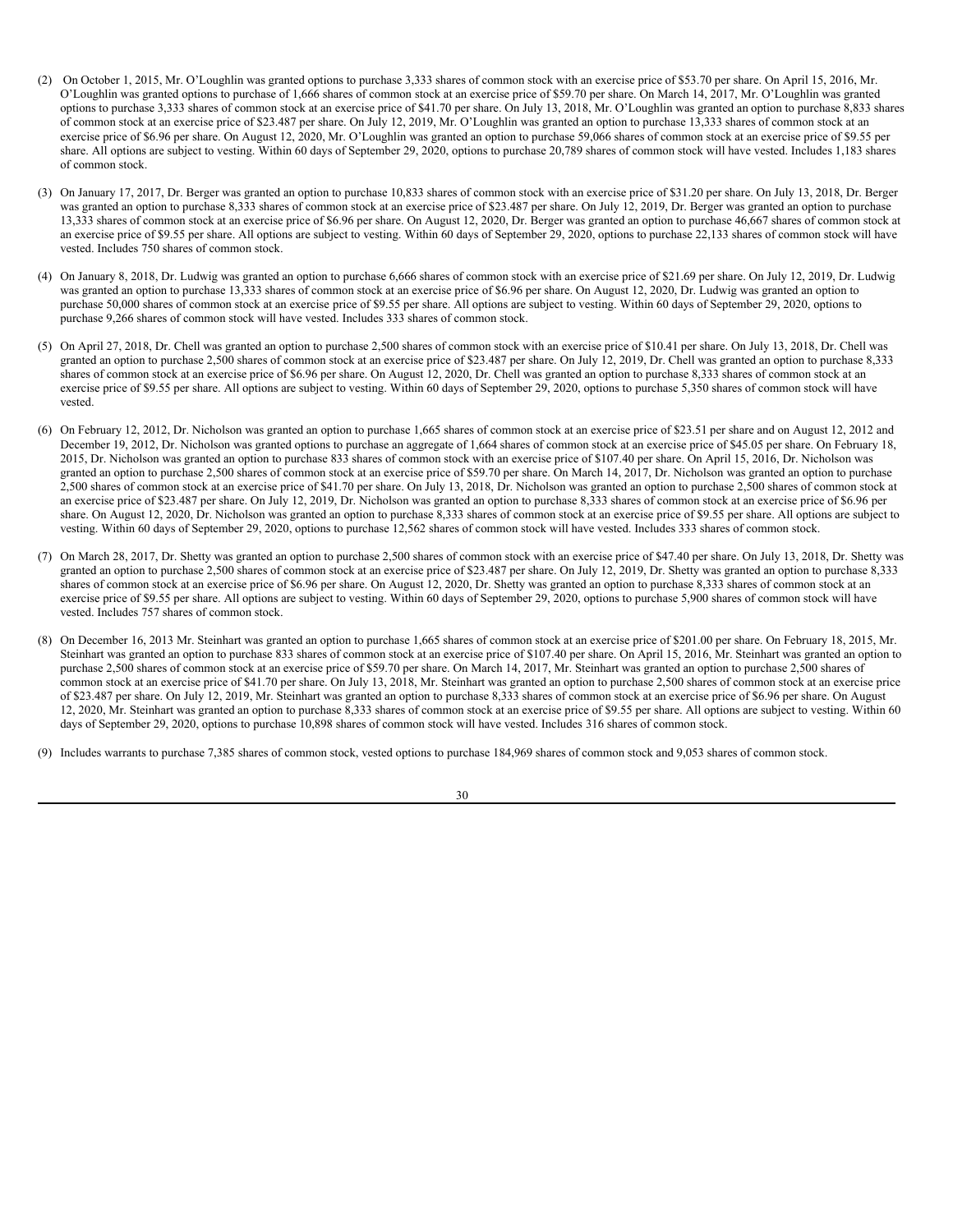(2) On October 1, 2015, Mr. O'Loughlin was granted options to purchase 3,333 shares of common stock with an exercise price of $53.70 per share. On April 15, 2016, Mr. O'Loughlin was granted options to purchase of 1,666 shares of common stock at an exercise price of $59.70 per share. On March 14, 2017, Mr. O'Loughlin was granted options to purchase 3,333 shares of common stock at an exercise price of $41.70 per share. On July 13, 2018, Mr. O'Loughlin was granted an option to purchase 8,833 shares of common stock at an exercise price of $23.487 per share. On July 12, 2019, Mr. O'Loughlin was granted an option to purchase 13,333 shares of common stock at an exercise price of $6.96 per share. On August 12, 2020, Mr. O'Loughlin was granted an option to purchase 59,066 shares of common stock at an exercise price of $9.55 per share. All options are subject to vesting. Within 60 days of September 29, 2020, options to purchase 20,789 shares of common stock will have vested. Includes 1,183 shares of common stock.

(3) On January 17, 2017, Dr. Berger was granted an option to purchase 10,833 shares of common stock with an exercise price of $31.20 per share. On July 13, 2018, Dr. Berger was granted an option to purchase 8,333 shares of common stock at an exercise price of $23.487 per share. On July 12, 2019, Dr. Berger was granted an option to purchase 13,333 shares of common stock at an exercise price of $6.96 per share. On August 12, 2020, Dr. Berger was granted an option to purchase 46,667 shares of common stock at an exercise price of $9.55 per share. All options are subject to vesting. Within 60 days of September 29, 2020, options to purchase 22,133 shares of common stock will have vested. Includes 750 shares of common stock.

(4) On January 8, 2018, Dr. Ludwig was granted an option to purchase 6,666 shares of common stock with an exercise price of $21.69 per share. On July 12, 2019, Dr. Ludwig was granted an option to purchase 13,333 shares of common stock at an exercise price of $6.96 per share. On August 12, 2020, Dr. Ludwig was granted an option to purchase 50,000 shares of common stock at an exercise price of $9.55 per share. All options are subject to vesting. Within 60 days of September 29, 2020, options to purchase 9,266 shares of common stock will have vested. Includes 333 shares of common stock.

(5) On April 27, 2018, Dr. Chell was granted an option to purchase 2,500 shares of common stock with an exercise price of $10.41 per share. On July 13, 2018, Dr. Chell was granted an option to purchase 2,500 shares of common stock at an exercise price of $23.487 per share. On July 12, 2019, Dr. Chell was granted an option to purchase 8,333 shares of common stock at an exercise price of $6.96 per share. On August 12, 2020, Dr. Chell was granted an option to purchase 8,333 shares of common stock at an exercise price of $9.55 per share. All options are subject to vesting. Within 60 days of September 29, 2020, options to purchase 5,350 shares of common stock will have vested.

(6) On February 12, 2012, Dr. Nicholson was granted an option to purchase 1,665 shares of common stock at an exercise price of $23.51 per share and on August 12, 2012 and December 19, 2012, Dr. Nicholson was granted options to purchase an aggregate of 1,664 shares of common stock at an exercise price of $45.05 per share. On February 18, 2015, Dr. Nicholson was granted an option to purchase 833 shares of common stock with an exercise price of $107.40 per share. On April 15, 2016, Dr. Nicholson was granted an option to purchase 2,500 shares of common stock at an exercise price of $59.70 per share. On March 14, 2017, Dr. Nicholson was granted an option to purchase 2,500 shares of common stock at an exercise price of $41.70 per share. On July 13, 2018, Dr. Nicholson was granted an option to purchase 2,500 shares of common stock at an exercise price of $23.487 per share. On July 12, 2019, Dr. Nicholson was granted an option to purchase 8,333 shares of common stock at an exercise price of $6.96 per share. On August 12, 2020, Dr. Nicholson was granted an option to purchase 8,333 shares of common stock at an exercise price of $9.55 per share. All options are subject to vesting. Within 60 days of September 29, 2020, options to purchase 12,562 shares of common stock will have vested. Includes 333 shares of common stock.

(7) On March 28, 2017, Dr. Shetty was granted an option to purchase 2,500 shares of common stock with an exercise price of $47.40 per share. On July 13, 2018, Dr. Shetty was granted an option to purchase 2,500 shares of common stock at an exercise price of $23.487 per share. On July 12, 2019, Dr. Shetty was granted an option to purchase 8,333 shares of common stock at an exercise price of $6.96 per share. On August 12, 2020, Dr. Shetty was granted an option to purchase 8,333 shares of common stock at an exercise price of $9.55 per share. All options are subject to vesting. Within 60 days of September 29, 2020, options to purchase 5,900 shares of common stock will have vested. Includes 757 shares of common stock.

(8) On December 16, 2013 Mr. Steinhart was granted an option to purchase 1,665 shares of common stock at an exercise price of $201.00 per share. On February 18, 2015, Mr. Steinhart was granted an option to purchase 833 shares of common stock at an exercise price of $107.40 per share. On April 15, 2016, Mr. Steinhart was granted an option to purchase 2,500 shares of common stock at an exercise price of $59.70 per share. On March 14, 2017, Mr. Steinhart was granted an option to purchase 2,500 shares of common stock at an exercise price of $41.70 per share. On July 13, 2018, Mr. Steinhart was granted an option to purchase 2,500 shares of common stock at an exercise price of $23.487 per share. On July 12, 2019, Mr. Steinhart was granted an option to purchase 8,333 shares of common stock at an exercise price of $6.96 per share. On August 12, 2020, Mr. Steinhart was granted an option to purchase 8,333 shares of common stock at an exercise price of $9.55 per share. All options are subject to vesting. Within 60 days of September 29, 2020, options to purchase 10,898 shares of common stock will have vested. Includes 316 shares of common stock.

(9) Includes warrants to purchase 7,385 shares of common stock, vested options to purchase 184,969 shares of common stock and 9,053 shares of common stock.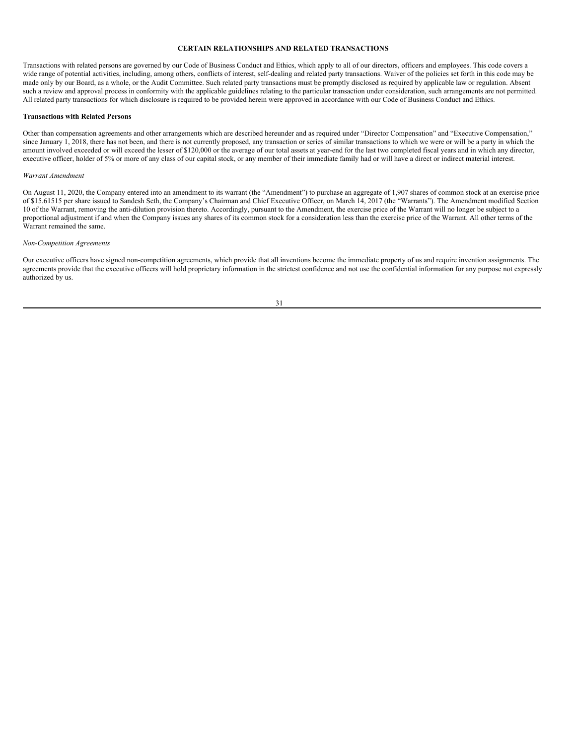# CERTAIN RELATIONSHIPS AND RELATED TRANSACTIONS

Transactions with related persons are governed by our Code of Business Conduct and Ethics, which apply to all of our directors, officers and employees. This code covers a wide range of potential activities, including, among others, conflicts of interest, self-dealing and related party transactions. Waiver of the policies set forth in this code may be made only by our Board, as a whole, or the Audit Committee. Such related party transactions must be promptly disclosed as required by applicable law or regulation. Absent such a review and approval process in conformity with the applicable guidelines relating to the particular transaction under consideration, such arrangements are not permitted. All related party transactions for which disclosure is required to be provided herein were approved in accordance with our Code of Business Conduct and Ethics.

**Transactions with Related Persons**

Other than compensation agreements and other arrangements which are described hereunder and as required under "Director Compensation" and "Executive Compensation," since January 1, 2018, there has not been, and there is not currently proposed, any transaction or series of similar transactions to which we were or will be a party in which the amount involved exceeded or will exceed the lesser of $120,000 or the average of our total assets at year-end for the last two completed fiscal years and in which any director, executive officer, holder of 5% or more of any class of our capital stock, or any member of their immediate family had or will have a direct or indirect material interest.

*Warrant Amendment*

On August 11, 2020, the Company entered into an amendment to its warrant (the "Amendment") to purchase an aggregate of 1,907 shares of common stock at an exercise price of $15.61515 per share issued to Sandesh Seth, the Company's Chairman and Chief Executive Officer, on March 14, 2017 (the "Warrants"). The Amendment modified Section 10 of the Warrant, removing the anti-dilution provision thereto. Accordingly, pursuant to the Amendment, the exercise price of the Warrant will no longer be subject to a proportional adjustment if and when the Company issues any shares of its common stock for a consideration less than the exercise price of the Warrant. All other terms of the Warrant remained the same.

*Non-Competition Agreements*

Our executive officers have signed non-competition agreements, which provide that all inventions become the immediate property of us and require invention assignments. The agreements provide that the executive officers will hold proprietary information in the strictest confidence and not use the confidential information for any purpose not expressly authorized by us.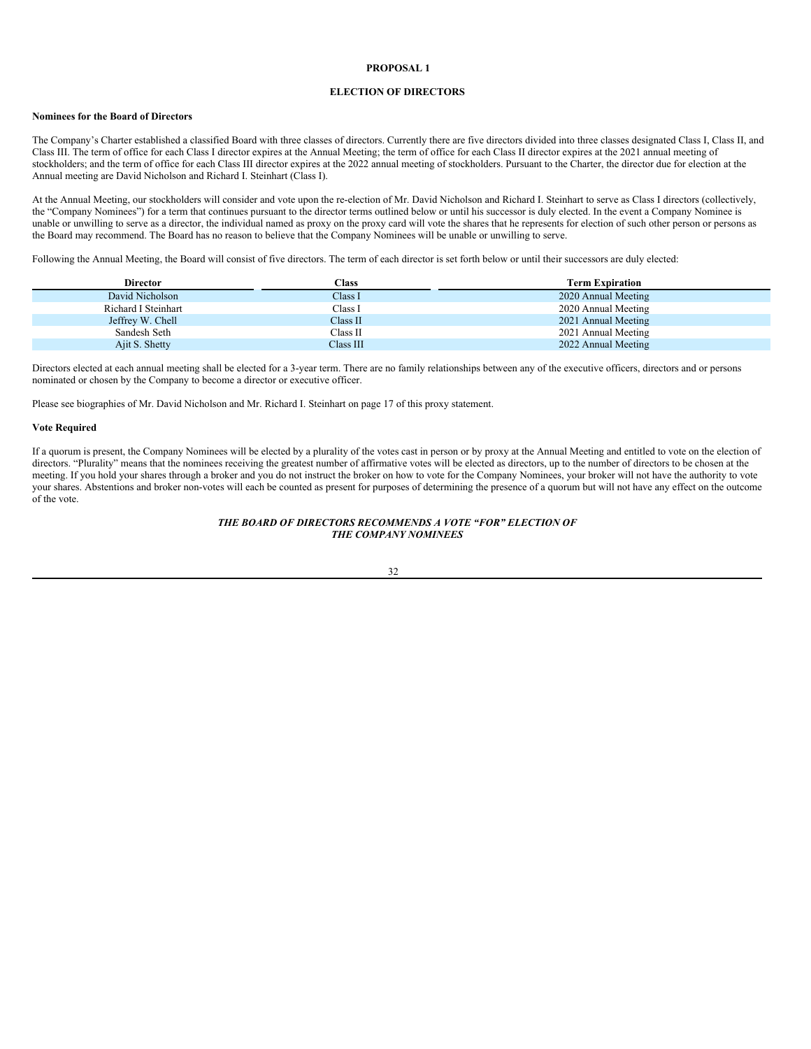## PROPOSAL 1

## ELECTION OF DIRECTORS

**Nominees for the Board of Directors**

The Company's Charter established a classified Board with three classes of directors. Currently there are five directors divided into three classes designated Class I, Class II, and Class III. The term of office for each Class I director expires at the Annual Meeting; the term of office for each Class II director expires at the 2021 annual meeting of stockholders; and the term of office for each Class III director expires at the 2022 annual meeting of stockholders. Pursuant to the Charter, the director due for election at the Annual meeting are David Nicholson and Richard I. Steinhart (Class I).

At the Annual Meeting, our stockholders will consider and vote upon the re-election of Mr. David Nicholson and Richard I. Steinhart to serve as Class I directors (collectively, the "Company Nominees") for a term that continues pursuant to the director terms outlined below or until his successor is duly elected. In the event a Company Nominee is unable or unwilling to serve as a director, the individual named as proxy on the proxy card will vote the shares that he represents for election of such other person or persons as the Board may recommend. The Board has no reason to believe that the Company Nominees will be unable or unwilling to serve.

Following the Annual Meeting, the Board will consist of five directors. The term of each director is set forth below or until their successors are duly elected:

| Director | Class | Term Expiration |
|---|---|---|
| David Nicholson | Class I | 2020 Annual Meeting |
| Richard I Steinhart | Class I | 2020 Annual Meeting |
| Jeffrey W. Chell | Class II | 2021 Annual Meeting |
| Sandesh Seth | Class II | 2021 Annual Meeting |
| Ajit S. Shetty | Class III | 2022 Annual Meeting |

Directors elected at each annual meeting shall be elected for a 3-year term. There are no family relationships between any of the executive officers, directors and or persons nominated or chosen by the Company to become a director or executive officer.

Please see biographies of Mr. David Nicholson and Mr. Richard I. Steinhart on page 17 of this proxy statement.

**Vote Required**

If a quorum is present, the Company Nominees will be elected by a plurality of the votes cast in person or by proxy at the Annual Meeting and entitled to vote on the election of directors. "Plurality" means that the nominees receiving the greatest number of affirmative votes will be elected as directors, up to the number of directors to be chosen at the meeting. If you hold your shares through a broker and you do not instruct the broker on how to vote for the Company Nominees, your broker will not have the authority to vote your shares. Abstentions and broker non-votes will each be counted as present for purposes of determining the presence of a quorum but will not have any effect on the outcome of the vote.

***THE BOARD OF DIRECTORS RECOMMENDS A VOTE "FOR" ELECTION OF THE COMPANY NOMINEES***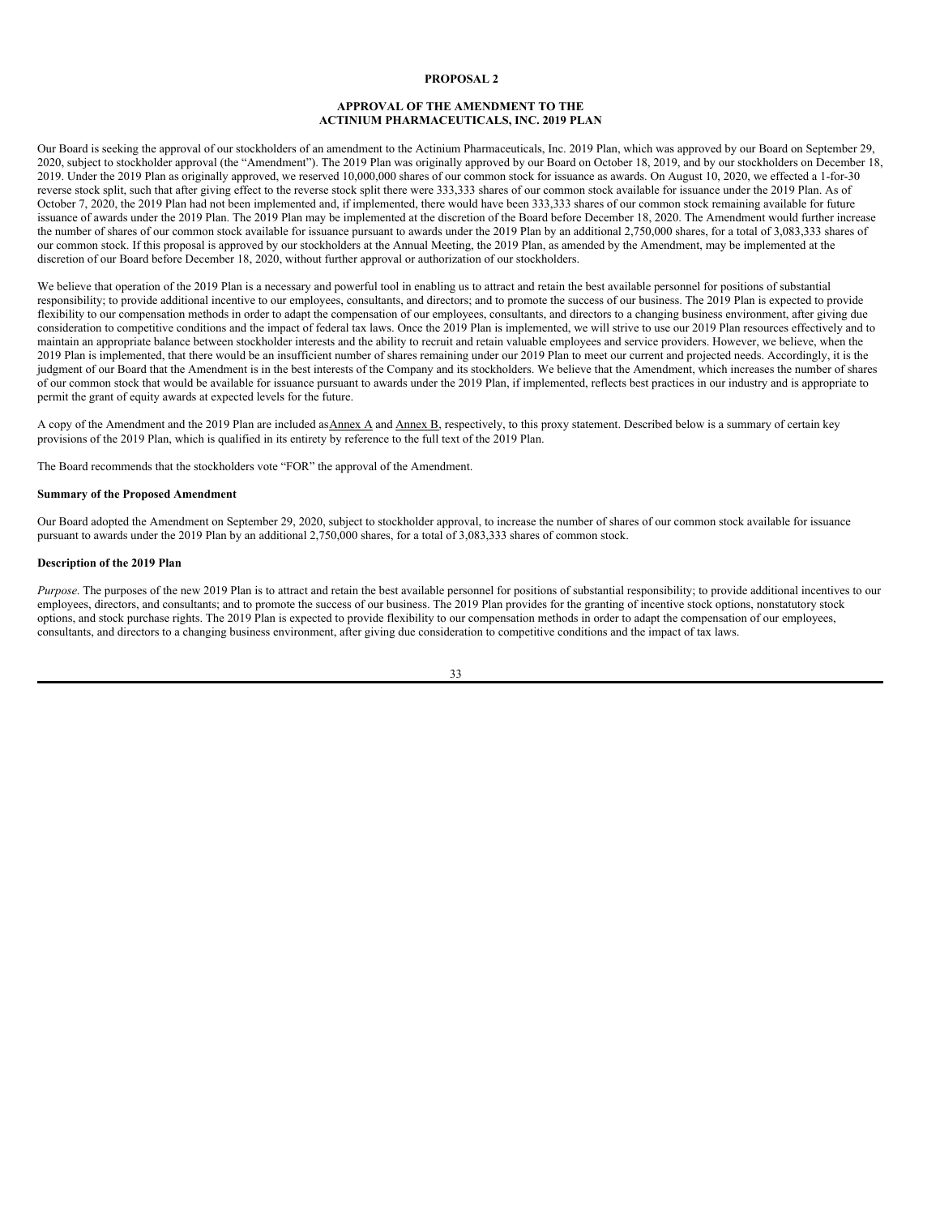## PROPOSAL 2

## APPROVAL OF THE AMENDMENT TO THE ACTINIUM PHARMACEUTICALS, INC. 2019 PLAN

Our Board is seeking the approval of our stockholders of an amendment to the Actinium Pharmaceuticals, Inc. 2019 Plan, which was approved by our Board on September 29, 2020, subject to stockholder approval (the "Amendment"). The 2019 Plan was originally approved by our Board on October 18, 2019, and by our stockholders on December 18, 2019. Under the 2019 Plan as originally approved, we reserved 10,000,000 shares of our common stock for issuance as awards. On August 10, 2020, we effected a 1-for-30 reverse stock split, such that after giving effect to the reverse stock split there were 333,333 shares of our common stock available for issuance under the 2019 Plan. As of October 7, 2020, the 2019 Plan had not been implemented and, if implemented, there would have been 333,333 shares of our common stock remaining available for future issuance of awards under the 2019 Plan. The 2019 Plan may be implemented at the discretion of the Board before December 18, 2020. The Amendment would further increase the number of shares of our common stock available for issuance pursuant to awards under the 2019 Plan by an additional 2,750,000 shares, for a total of 3,083,333 shares of our common stock. If this proposal is approved by our stockholders at the Annual Meeting, the 2019 Plan, as amended by the Amendment, may be implemented at the discretion of our Board before December 18, 2020, without further approval or authorization of our stockholders.

We believe that operation of the 2019 Plan is a necessary and powerful tool in enabling us to attract and retain the best available personnel for positions of substantial responsibility; to provide additional incentive to our employees, consultants, and directors; and to promote the success of our business. The 2019 Plan is expected to provide flexibility to our compensation methods in order to adapt the compensation of our employees, consultants, and directors to a changing business environment, after giving due consideration to competitive conditions and the impact of federal tax laws. Once the 2019 Plan is implemented, we will strive to use our 2019 Plan resources effectively and to maintain an appropriate balance between stockholder interests and the ability to recruit and retain valuable employees and service providers. However, we believe, when the 2019 Plan is implemented, that there would be an insufficient number of shares remaining under our 2019 Plan to meet our current and projected needs. Accordingly, it is the judgment of our Board that the Amendment is in the best interests of the Company and its stockholders. We believe that the Amendment, which increases the number of shares of our common stock that would be available for issuance pursuant to awards under the 2019 Plan, if implemented, reflects best practices in our industry and is appropriate to permit the grant of equity awards at expected levels for the future.

A copy of the Amendment and the 2019 Plan are included as Annex A and Annex B, respectively, to this proxy statement. Described below is a summary of certain key provisions of the 2019 Plan, which is qualified in its entirety by reference to the full text of the 2019 Plan.

The Board recommends that the stockholders vote "FOR" the approval of the Amendment.

**Summary of the Proposed Amendment**

Our Board adopted the Amendment on September 29, 2020, subject to stockholder approval, to increase the number of shares of our common stock available for issuance pursuant to awards under the 2019 Plan by an additional 2,750,000 shares, for a total of 3,083,333 shares of common stock.

**Description of the 2019 Plan**

*Purpose*. The purposes of the new 2019 Plan is to attract and retain the best available personnel for positions of substantial responsibility; to provide additional incentives to our employees, directors, and consultants; and to promote the success of our business. The 2019 Plan provides for the granting of incentive stock options, nonstatutory stock options, and stock purchase rights. The 2019 Plan is expected to provide flexibility to our compensation methods in order to adapt the compensation of our employees, consultants, and directors to a changing business environment, after giving due consideration to competitive conditions and the impact of tax laws.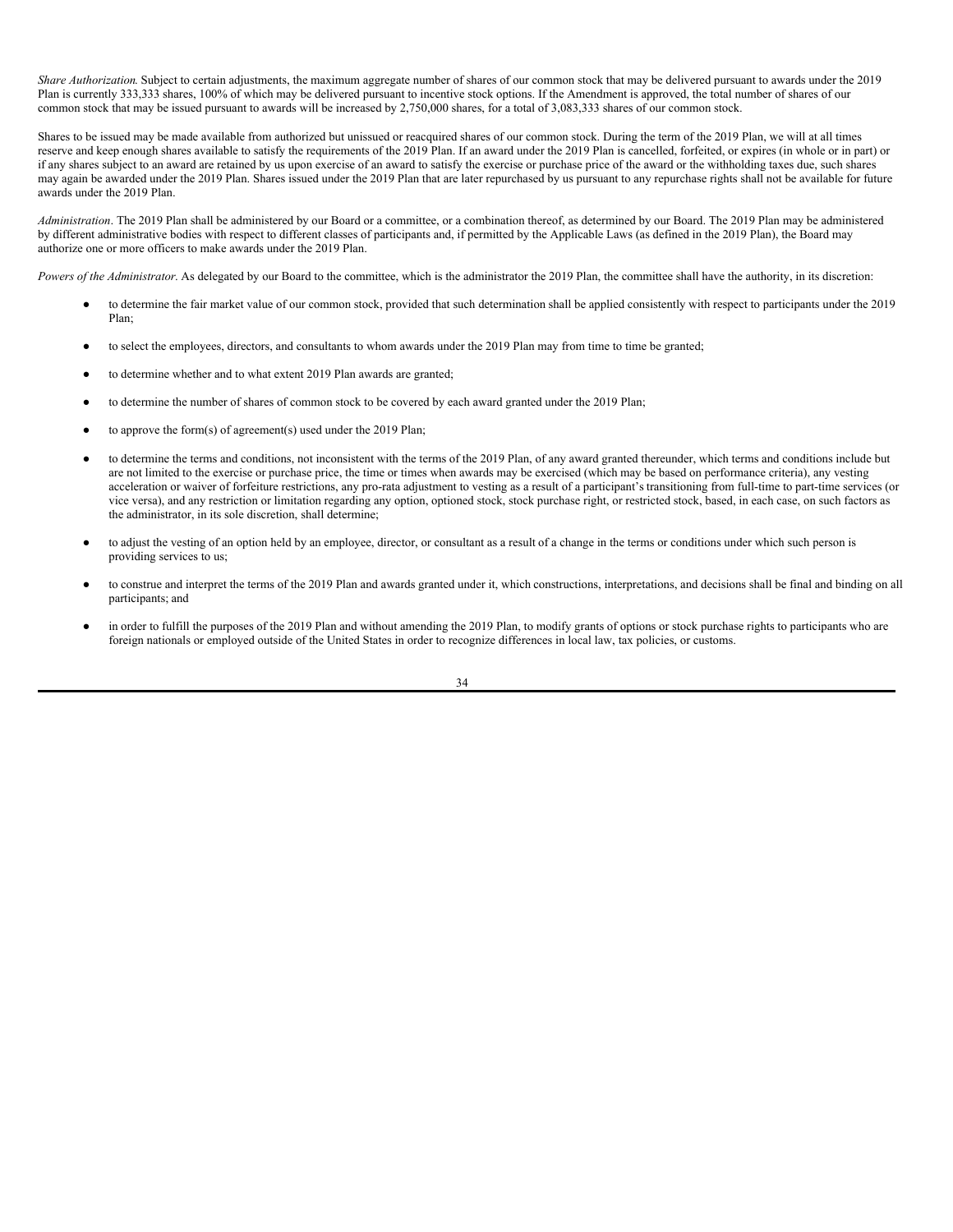*Share Authorization*. Subject to certain adjustments, the maximum aggregate number of shares of our common stock that may be delivered pursuant to awards under the 2019 Plan is currently 333,333 shares, 100% of which may be delivered pursuant to incentive stock options. If the Amendment is approved, the total number of shares of our common stock that may be issued pursuant to awards will be increased by 2,750,000 shares, for a total of 3,083,333 shares of our common stock.

Shares to be issued may be made available from authorized but unissued or reacquired shares of our common stock. During the term of the 2019 Plan, we will at all times reserve and keep enough shares available to satisfy the requirements of the 2019 Plan. If an award under the 2019 Plan is cancelled, forfeited, or expires (in whole or in part) or if any shares subject to an award are retained by us upon exercise of an award to satisfy the exercise or purchase price of the award or the withholding taxes due, such shares may again be awarded under the 2019 Plan. Shares issued under the 2019 Plan that are later repurchased by us pursuant to any repurchase rights shall not be available for future awards under the 2019 Plan.

*Administration*. The 2019 Plan shall be administered by our Board or a committee, or a combination thereof, as determined by our Board. The 2019 Plan may be administered by different administrative bodies with respect to different classes of participants and, if permitted by the Applicable Laws (as defined in the 2019 Plan), the Board may authorize one or more officers to make awards under the 2019 Plan.

*Powers of the Administrator*. As delegated by our Board to the committee, which is the administrator the 2019 Plan, the committee shall have the authority, in its discretion:

- to determine the fair market value of our common stock, provided that such determination shall be applied consistently with respect to participants under the 2019 Plan;
- to select the employees, directors, and consultants to whom awards under the 2019 Plan may from time to time be granted;
- to determine whether and to what extent 2019 Plan awards are granted;
- to determine the number of shares of common stock to be covered by each award granted under the 2019 Plan;
- to approve the form(s) of agreement(s) used under the 2019 Plan;
- to determine the terms and conditions, not inconsistent with the terms of the 2019 Plan, of any award granted thereunder, which terms and conditions include but are not limited to the exercise or purchase price, the time or times when awards may be exercised (which may be based on performance criteria), any vesting acceleration or waiver of forfeiture restrictions, any pro-rata adjustment to vesting as a result of a participant's transitioning from full-time to part-time services (or vice versa), and any restriction or limitation regarding any option, optioned stock, stock purchase right, or restricted stock, based, in each case, on such factors as the administrator, in its sole discretion, shall determine;
- to adjust the vesting of an option held by an employee, director, or consultant as a result of a change in the terms or conditions under which such person is providing services to us;
- to construe and interpret the terms of the 2019 Plan and awards granted under it, which constructions, interpretations, and decisions shall be final and binding on all participants; and
- in order to fulfill the purposes of the 2019 Plan and without amending the 2019 Plan, to modify grants of options or stock purchase rights to participants who are foreign nationals or employed outside of the United States in order to recognize differences in local law, tax policies, or customs.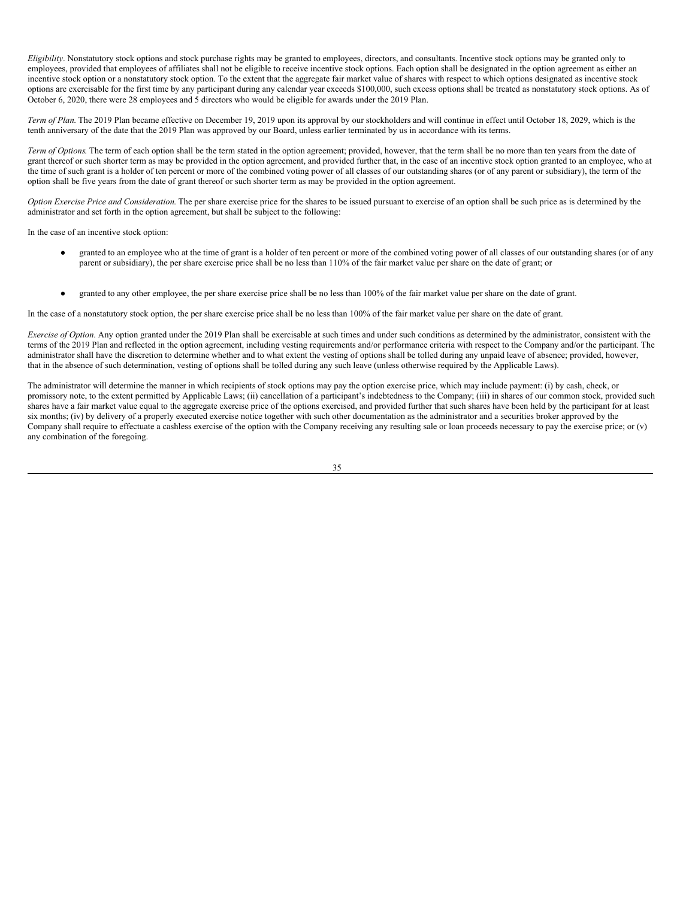*Eligibility*. Nonstatutory stock options and stock purchase rights may be granted to employees, directors, and consultants. Incentive stock options may be granted only to employees, provided that employees of affiliates shall not be eligible to receive incentive stock options. Each option shall be designated in the option agreement as either an incentive stock option or a nonstatutory stock option. To the extent that the aggregate fair market value of shares with respect to which options designated as incentive stock options are exercisable for the first time by any participant during any calendar year exceeds $100,000, such excess options shall be treated as nonstatutory stock options. As of October 6, 2020, there were 28 employees and 5 directors who would be eligible for awards under the 2019 Plan.

*Term of Plan*. The 2019 Plan became effective on December 19, 2019 upon its approval by our stockholders and will continue in effect until October 18, 2029, which is the tenth anniversary of the date that the 2019 Plan was approved by our Board, unless earlier terminated by us in accordance with its terms.

*Term of Options*. The term of each option shall be the term stated in the option agreement; provided, however, that the term shall be no more than ten years from the date of grant thereof or such shorter term as may be provided in the option agreement, and provided further that, in the case of an incentive stock option granted to an employee, who at the time of such grant is a holder of ten percent or more of the combined voting power of all classes of our outstanding shares (or of any parent or subsidiary), the term of the option shall be five years from the date of grant thereof or such shorter term as may be provided in the option agreement.

*Option Exercise Price and Consideration*. The per share exercise price for the shares to be issued pursuant to exercise of an option shall be such price as is determined by the administrator and set forth in the option agreement, but shall be subject to the following:

In the case of an incentive stock option:

- granted to an employee who at the time of grant is a holder of ten percent or more of the combined voting power of all classes of our outstanding shares (or of any parent or subsidiary), the per share exercise price shall be no less than 110% of the fair market value per share on the date of grant; or
- granted to any other employee, the per share exercise price shall be no less than 100% of the fair market value per share on the date of grant.

In the case of a nonstatutory stock option, the per share exercise price shall be no less than 100% of the fair market value per share on the date of grant.

*Exercise of Option*. Any option granted under the 2019 Plan shall be exercisable at such times and under such conditions as determined by the administrator, consistent with the terms of the 2019 Plan and reflected in the option agreement, including vesting requirements and/or performance criteria with respect to the Company and/or the participant. The administrator shall have the discretion to determine whether and to what extent the vesting of options shall be tolled during any unpaid leave of absence; provided, however, that in the absence of such determination, vesting of options shall be tolled during any such leave (unless otherwise required by the Applicable Laws).

The administrator will determine the manner in which recipients of stock options may pay the option exercise price, which may include payment: (i) by cash, check, or promissory note, to the extent permitted by Applicable Laws; (ii) cancellation of a participant's indebtedness to the Company; (iii) in shares of our common stock, provided such shares have a fair market value equal to the aggregate exercise price of the options exercised, and provided further that such shares have been held by the participant for at least six months; (iv) by delivery of a properly executed exercise notice together with such other documentation as the administrator and a securities broker approved by the Company shall require to effectuate a cashless exercise of the option with the Company receiving any resulting sale or loan proceeds necessary to pay the exercise price; or (v) any combination of the foregoing.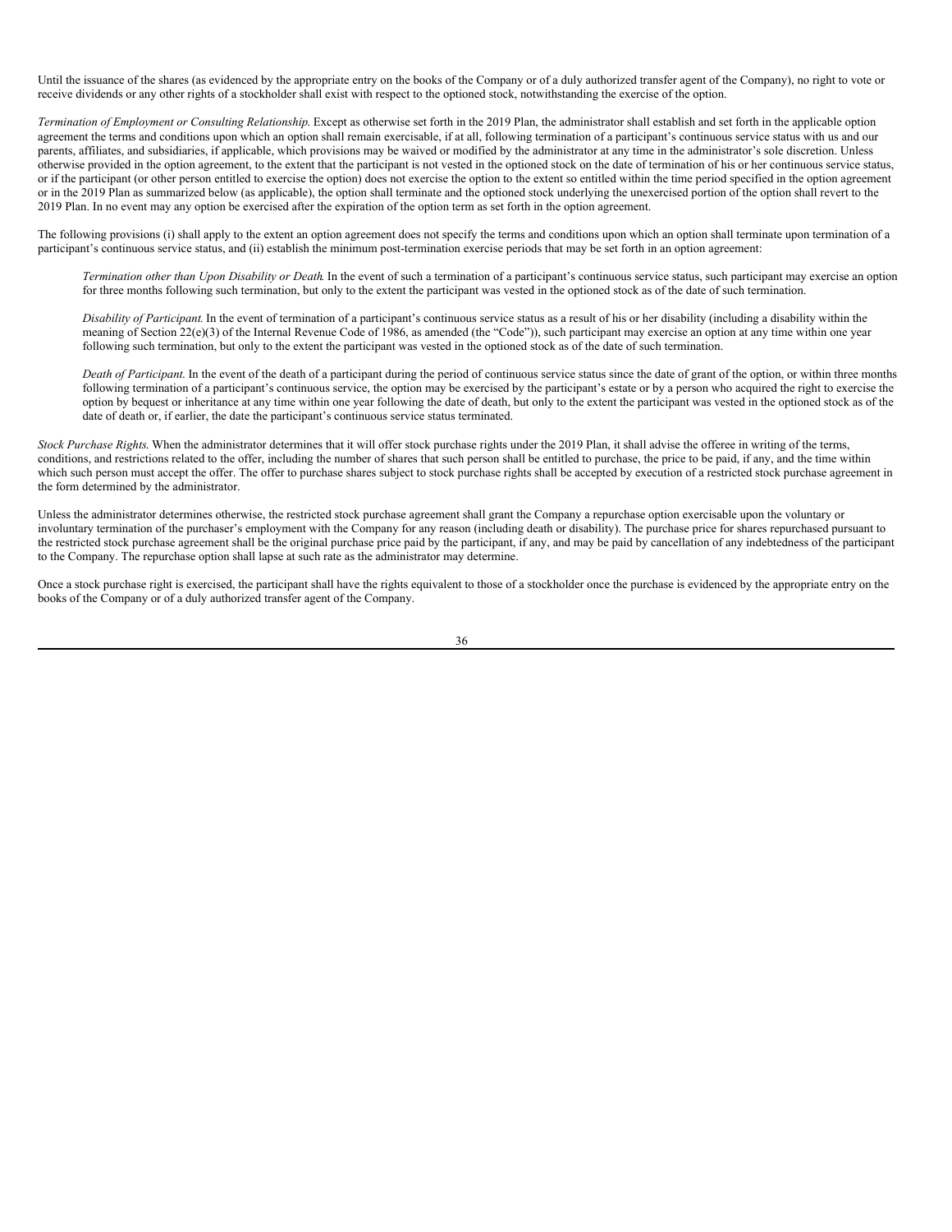Until the issuance of the shares (as evidenced by the appropriate entry on the books of the Company or of a duly authorized transfer agent of the Company), no right to vote or receive dividends or any other rights of a stockholder shall exist with respect to the optioned stock, notwithstanding the exercise of the option.

*Termination of Employment or Consulting Relationship.* Except as otherwise set forth in the 2019 Plan, the administrator shall establish and set forth in the applicable option agreement the terms and conditions upon which an option shall remain exercisable, if at all, following termination of a participant's continuous service status with us and our parents, affiliates, and subsidiaries, if applicable, which provisions may be waived or modified by the administrator at any time in the administrator's sole discretion. Unless otherwise provided in the option agreement, to the extent that the participant is not vested in the optioned stock on the date of termination of his or her continuous service status, or if the participant (or other person entitled to exercise the option) does not exercise the option to the extent so entitled within the time period specified in the option agreement or in the 2019 Plan as summarized below (as applicable), the option shall terminate and the optioned stock underlying the unexercised portion of the option shall revert to the 2019 Plan. In no event may any option be exercised after the expiration of the option term as set forth in the option agreement.

The following provisions (i) shall apply to the extent an option agreement does not specify the terms and conditions upon which an option shall terminate upon termination of a participant's continuous service status, and (ii) establish the minimum post-termination exercise periods that may be set forth in an option agreement:

*Termination other than Upon Disability or Death.* In the event of such a termination of a participant's continuous service status, such participant may exercise an option for three months following such termination, but only to the extent the participant was vested in the optioned stock as of the date of such termination.

*Disability of Participant.* In the event of termination of a participant's continuous service status as a result of his or her disability (including a disability within the meaning of Section 22(e)(3) of the Internal Revenue Code of 1986, as amended (the "Code")), such participant may exercise an option at any time within one year following such termination, but only to the extent the participant was vested in the optioned stock as of the date of such termination.

*Death of Participant.* In the event of the death of a participant during the period of continuous service status since the date of grant of the option, or within three months following termination of a participant's continuous service, the option may be exercised by the participant's estate or by a person who acquired the right to exercise the option by bequest or inheritance at any time within one year following the date of death, but only to the extent the participant was vested in the optioned stock as of the date of death or, if earlier, the date the participant's continuous service status terminated.

*Stock Purchase Rights.* When the administrator determines that it will offer stock purchase rights under the 2019 Plan, it shall advise the offeree in writing of the terms, conditions, and restrictions related to the offer, including the number of shares that such person shall be entitled to purchase, the price to be paid, if any, and the time within which such person must accept the offer. The offer to purchase shares subject to stock purchase rights shall be accepted by execution of a restricted stock purchase agreement in the form determined by the administrator.

Unless the administrator determines otherwise, the restricted stock purchase agreement shall grant the Company a repurchase option exercisable upon the voluntary or involuntary termination of the purchaser's employment with the Company for any reason (including death or disability). The purchase price for shares repurchased pursuant to the restricted stock purchase agreement shall be the original purchase price paid by the participant, if any, and may be paid by cancellation of any indebtedness of the participant to the Company. The repurchase option shall lapse at such rate as the administrator may determine.

Once a stock purchase right is exercised, the participant shall have the rights equivalent to those of a stockholder once the purchase is evidenced by the appropriate entry on the books of the Company or of a duly authorized transfer agent of the Company.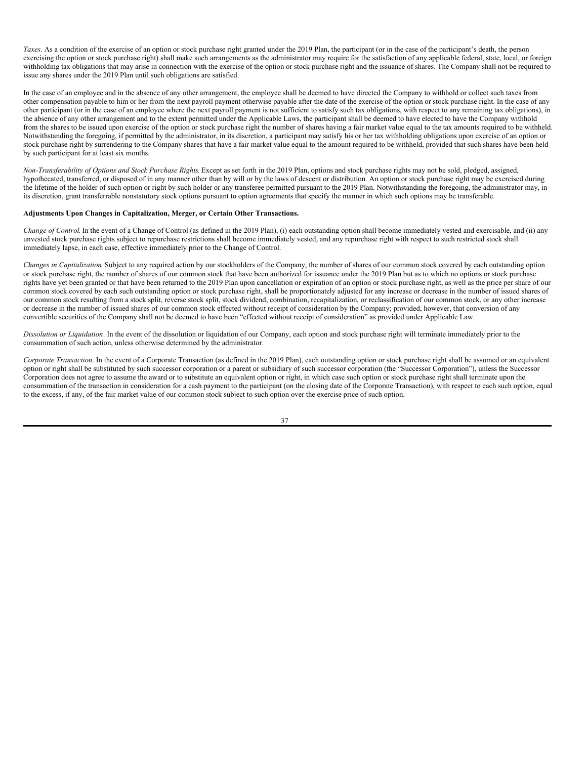*Taxes*. As a condition of the exercise of an option or stock purchase right granted under the 2019 Plan, the participant (or in the case of the participant's death, the person exercising the option or stock purchase right) shall make such arrangements as the administrator may require for the satisfaction of any applicable federal, state, local, or foreign withholding tax obligations that may arise in connection with the exercise of the option or stock purchase right and the issuance of shares. The Company shall not be required to issue any shares under the 2019 Plan until such obligations are satisfied.

In the case of an employee and in the absence of any other arrangement, the employee shall be deemed to have directed the Company to withhold or collect such taxes from other compensation payable to him or her from the next payroll payment otherwise payable after the date of the exercise of the option or stock purchase right. In the case of any other participant (or in the case of an employee where the next payroll payment is not sufficient to satisfy such tax obligations, with respect to any remaining tax obligations), in the absence of any other arrangement and to the extent permitted under the Applicable Laws, the participant shall be deemed to have elected to have the Company withhold from the shares to be issued upon exercise of the option or stock purchase right the number of shares having a fair market value equal to the tax amounts required to be withheld. Notwithstanding the foregoing, if permitted by the administrator, in its discretion, a participant may satisfy his or her tax withholding obligations upon exercise of an option or stock purchase right by surrendering to the Company shares that have a fair market value equal to the amount required to be withheld, provided that such shares have been held by such participant for at least six months.

*Non-Transferability of Options and Stock Purchase Rights*. Except as set forth in the 2019 Plan, options and stock purchase rights may not be sold, pledged, assigned, hypothecated, transferred, or disposed of in any manner other than by will or by the laws of descent or distribution. An option or stock purchase right may be exercised during the lifetime of the holder of such option or right by such holder or any transferee permitted pursuant to the 2019 Plan. Notwithstanding the foregoing, the administrator may, in its discretion, grant transferrable nonstatutory stock options pursuant to option agreements that specify the manner in which such options may be transferable.

**Adjustments Upon Changes in Capitalization, Merger, or Certain Other Transactions.**

*Change of Control*. In the event of a Change of Control (as defined in the 2019 Plan), (i) each outstanding option shall become immediately vested and exercisable, and (ii) any unvested stock purchase rights subject to repurchase restrictions shall become immediately vested, and any repurchase right with respect to such restricted stock shall immediately lapse, in each case, effective immediately prior to the Change of Control.

*Changes in Capitalization*. Subject to any required action by our stockholders of the Company, the number of shares of our common stock covered by each outstanding option or stock purchase right, the number of shares of our common stock that have been authorized for issuance under the 2019 Plan but as to which no options or stock purchase rights have yet been granted or that have been returned to the 2019 Plan upon cancellation or expiration of an option or stock purchase right, as well as the price per share of our common stock covered by each such outstanding option or stock purchase right, shall be proportionately adjusted for any increase or decrease in the number of issued shares of our common stock resulting from a stock split, reverse stock split, stock dividend, combination, recapitalization, or reclassification of our common stock, or any other increase or decrease in the number of issued shares of our common stock effected without receipt of consideration by the Company; provided, however, that conversion of any convertible securities of the Company shall not be deemed to have been "effected without receipt of consideration" as provided under Applicable Law.

*Dissolution or Liquidation*. In the event of the dissolution or liquidation of our Company, each option and stock purchase right will terminate immediately prior to the consummation of such action, unless otherwise determined by the administrator.

*Corporate Transaction*. In the event of a Corporate Transaction (as defined in the 2019 Plan), each outstanding option or stock purchase right shall be assumed or an equivalent option or right shall be substituted by such successor corporation or a parent or subsidiary of such successor corporation (the "Successor Corporation"), unless the Successor Corporation does not agree to assume the award or to substitute an equivalent option or right, in which case such option or stock purchase right shall terminate upon the consummation of the transaction in consideration for a cash payment to the participant (on the closing date of the Corporate Transaction), with respect to each such option, equal to the excess, if any, of the fair market value of our common stock subject to such option over the exercise price of such option.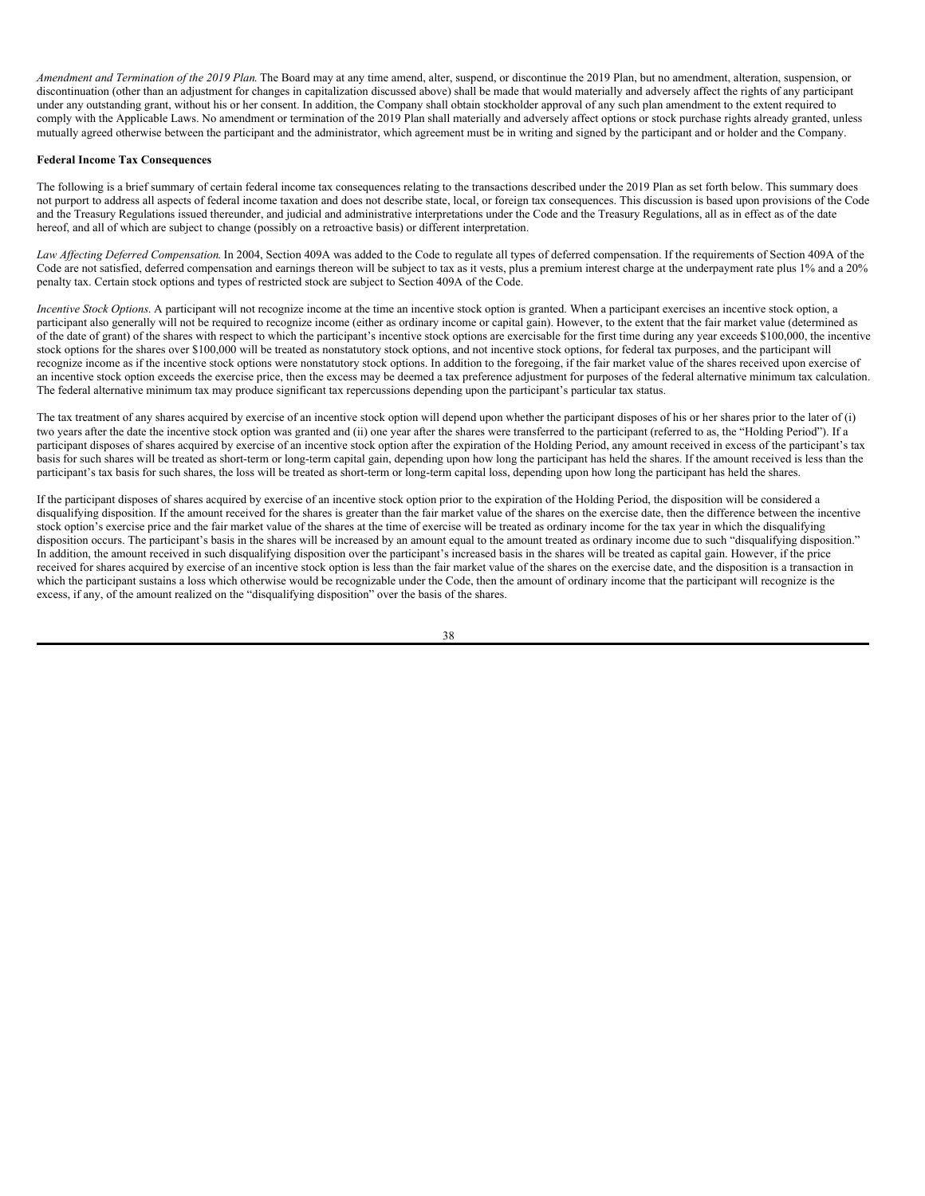*Amendment and Termination of the 2019 Plan.* The Board may at any time amend, alter, suspend, or discontinue the 2019 Plan, but no amendment, alteration, suspension, or discontinuation (other than an adjustment for changes in capitalization discussed above) shall be made that would materially and adversely affect the rights of any participant under any outstanding grant, without his or her consent. In addition, the Company shall obtain stockholder approval of any such plan amendment to the extent required to comply with the Applicable Laws. No amendment or termination of the 2019 Plan shall materially and adversely affect options or stock purchase rights already granted, unless mutually agreed otherwise between the participant and the administrator, which agreement must be in writing and signed by the participant and or holder and the Company.

**Federal Income Tax Consequences**

The following is a brief summary of certain federal income tax consequences relating to the transactions described under the 2019 Plan as set forth below. This summary does not purport to address all aspects of federal income taxation and does not describe state, local, or foreign tax consequences. This discussion is based upon provisions of the Code and the Treasury Regulations issued thereunder, and judicial and administrative interpretations under the Code and the Treasury Regulations, all as in effect as of the date hereof, and all of which are subject to change (possibly on a retroactive basis) or different interpretation.

*Law Affecting Deferred Compensation.* In 2004, Section 409A was added to the Code to regulate all types of deferred compensation. If the requirements of Section 409A of the Code are not satisfied, deferred compensation and earnings thereon will be subject to tax as it vests, plus a premium interest charge at the underpayment rate plus 1% and a 20% penalty tax. Certain stock options and types of restricted stock are subject to Section 409A of the Code.

*Incentive Stock Options.* A participant will not recognize income at the time an incentive stock option is granted. When a participant exercises an incentive stock option, a participant also generally will not be required to recognize income (either as ordinary income or capital gain). However, to the extent that the fair market value (determined as of the date of grant) of the shares with respect to which the participant's incentive stock options are exercisable for the first time during any year exceeds $100,000, the incentive stock options for the shares over $100,000 will be treated as nonstatutory stock options, and not incentive stock options, for federal tax purposes, and the participant will recognize income as if the incentive stock options were nonstatutory stock options. In addition to the foregoing, if the fair market value of the shares received upon exercise of an incentive stock option exceeds the exercise price, then the excess may be deemed a tax preference adjustment for purposes of the federal alternative minimum tax calculation. The federal alternative minimum tax may produce significant tax repercussions depending upon the participant's particular tax status.

The tax treatment of any shares acquired by exercise of an incentive stock option will depend upon whether the participant disposes of his or her shares prior to the later of (i) two years after the date the incentive stock option was granted and (ii) one year after the shares were transferred to the participant (referred to as, the "Holding Period"). If a participant disposes of shares acquired by exercise of an incentive stock option after the expiration of the Holding Period, any amount received in excess of the participant's tax basis for such shares will be treated as short-term or long-term capital gain, depending upon how long the participant has held the shares. If the amount received is less than the participant's tax basis for such shares, the loss will be treated as short-term or long-term capital loss, depending upon how long the participant has held the shares.

If the participant disposes of shares acquired by exercise of an incentive stock option prior to the expiration of the Holding Period, the disposition will be considered a disqualifying disposition. If the amount received for the shares is greater than the fair market value of the shares on the exercise date, then the difference between the incentive stock option's exercise price and the fair market value of the shares at the time of exercise will be treated as ordinary income for the tax year in which the disqualifying disposition occurs. The participant's basis in the shares will be increased by an amount equal to the amount treated as ordinary income due to such "disqualifying disposition." In addition, the amount received in such disqualifying disposition over the participant's increased basis in the shares will be treated as capital gain. However, if the price received for shares acquired by exercise of an incentive stock option is less than the fair market value of the shares on the exercise date, and the disposition is a transaction in which the participant sustains a loss which otherwise would be recognizable under the Code, then the amount of ordinary income that the participant will recognize is the excess, if any, of the amount realized on the "disqualifying disposition" over the basis of the shares.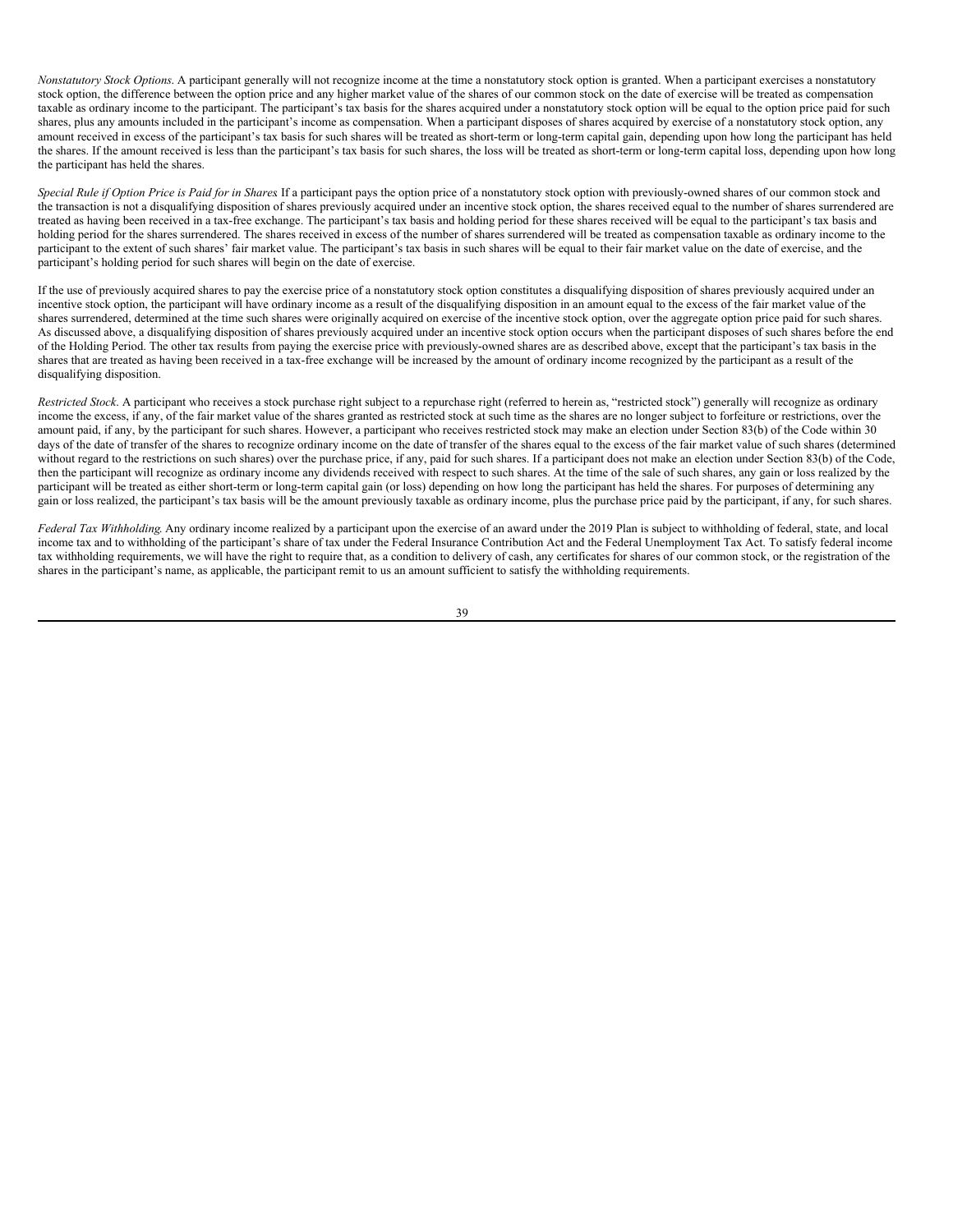*Nonstatutory Stock Options*. A participant generally will not recognize income at the time a nonstatutory stock option is granted. When a participant exercises a nonstatutory stock option, the difference between the option price and any higher market value of the shares of our common stock on the date of exercise will be treated as compensation taxable as ordinary income to the participant. The participant's tax basis for the shares acquired under a nonstatutory stock option will be equal to the option price paid for such shares, plus any amounts included in the participant's income as compensation. When a participant disposes of shares acquired by exercise of a nonstatutory stock option, any amount received in excess of the participant's tax basis for such shares will be treated as short-term or long-term capital gain, depending upon how long the participant has held the shares. If the amount received is less than the participant's tax basis for such shares, the loss will be treated as short-term or long-term capital loss, depending upon how long the participant has held the shares.

*Special Rule if Option Price is Paid for in Shares.* If a participant pays the option price of a nonstatutory stock option with previously-owned shares of our common stock and the transaction is not a disqualifying disposition of shares previously acquired under an incentive stock option, the shares received equal to the number of shares surrendered are treated as having been received in a tax-free exchange. The participant's tax basis and holding period for these shares received will be equal to the participant's tax basis and holding period for the shares surrendered. The shares received in excess of the number of shares surrendered will be treated as compensation taxable as ordinary income to the participant to the extent of such shares' fair market value. The participant's tax basis in such shares will be equal to their fair market value on the date of exercise, and the participant's holding period for such shares will begin on the date of exercise.

If the use of previously acquired shares to pay the exercise price of a nonstatutory stock option constitutes a disqualifying disposition of shares previously acquired under an incentive stock option, the participant will have ordinary income as a result of the disqualifying disposition in an amount equal to the excess of the fair market value of the shares surrendered, determined at the time such shares were originally acquired on exercise of the incentive stock option, over the aggregate option price paid for such shares. As discussed above, a disqualifying disposition of shares previously acquired under an incentive stock option occurs when the participant disposes of such shares before the end of the Holding Period. The other tax results from paying the exercise price with previously-owned shares are as described above, except that the participant's tax basis in the shares that are treated as having been received in a tax-free exchange will be increased by the amount of ordinary income recognized by the participant as a result of the disqualifying disposition.

*Restricted Stock*. A participant who receives a stock purchase right subject to a repurchase right (referred to herein as, "restricted stock") generally will recognize as ordinary income the excess, if any, of the fair market value of the shares granted as restricted stock at such time as the shares are no longer subject to forfeiture or restrictions, over the amount paid, if any, by the participant for such shares. However, a participant who receives restricted stock may make an election under Section 83(b) of the Code within 30 days of the date of transfer of the shares to recognize ordinary income on the date of transfer of the shares equal to the excess of the fair market value of such shares (determined without regard to the restrictions on such shares) over the purchase price, if any, paid for such shares. If a participant does not make an election under Section 83(b) of the Code, then the participant will recognize as ordinary income any dividends received with respect to such shares. At the time of the sale of such shares, any gain or loss realized by the participant will be treated as either short-term or long-term capital gain (or loss) depending on how long the participant has held the shares. For purposes of determining any gain or loss realized, the participant's tax basis will be the amount previously taxable as ordinary income, plus the purchase price paid by the participant, if any, for such shares.

*Federal Tax Withholding.* Any ordinary income realized by a participant upon the exercise of an award under the 2019 Plan is subject to withholding of federal, state, and local income tax and to withholding of the participant's share of tax under the Federal Insurance Contribution Act and the Federal Unemployment Tax Act. To satisfy federal income tax withholding requirements, we will have the right to require that, as a condition to delivery of cash, any certificates for shares of our common stock, or the registration of the shares in the participant's name, as applicable, the participant remit to us an amount sufficient to satisfy the withholding requirements.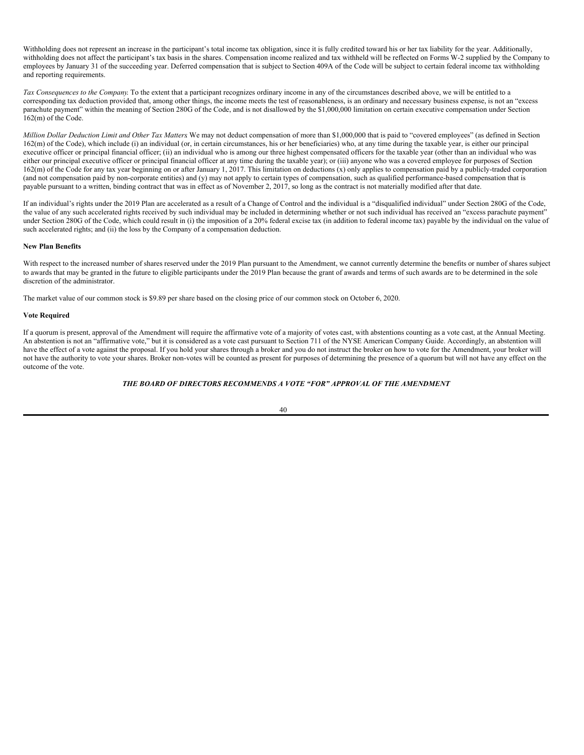Withholding does not represent an increase in the participant's total income tax obligation, since it is fully credited toward his or her tax liability for the year. Additionally, withholding does not affect the participant's tax basis in the shares. Compensation income realized and tax withheld will be reflected on Forms W-2 supplied by the Company to employees by January 31 of the succeeding year. Deferred compensation that is subject to Section 409A of the Code will be subject to certain federal income tax withholding and reporting requirements.

*Tax Consequences to the Company.* To the extent that a participant recognizes ordinary income in any of the circumstances described above, we will be entitled to a corresponding tax deduction provided that, among other things, the income meets the test of reasonableness, is an ordinary and necessary business expense, is not an "excess parachute payment" within the meaning of Section 280G of the Code, and is not disallowed by the $1,000,000 limitation on certain executive compensation under Section 162(m) of the Code.

*Million Dollar Deduction Limit and Other Tax Matters.* We may not deduct compensation of more than $1,000,000 that is paid to "covered employees" (as defined in Section 162(m) of the Code), which include (i) an individual (or, in certain circumstances, his or her beneficiaries) who, at any time during the taxable year, is either our principal executive officer or principal financial officer; (ii) an individual who is among our three highest compensated officers for the taxable year (other than an individual who was either our principal executive officer or principal financial officer at any time during the taxable year); or (iii) anyone who was a covered employee for purposes of Section 162(m) of the Code for any tax year beginning on or after January 1, 2017. This limitation on deductions (x) only applies to compensation paid by a publicly-traded corporation (and not compensation paid by non-corporate entities) and (y) may not apply to certain types of compensation, such as qualified performance-based compensation that is payable pursuant to a written, binding contract that was in effect as of November 2, 2017, so long as the contract is not materially modified after that date.

If an individual's rights under the 2019 Plan are accelerated as a result of a Change of Control and the individual is a "disqualified individual" under Section 280G of the Code, the value of any such accelerated rights received by such individual may be included in determining whether or not such individual has received an "excess parachute payment" under Section 280G of the Code, which could result in (i) the imposition of a 20% federal excise tax (in addition to federal income tax) payable by the individual on the value of such accelerated rights; and (ii) the loss by the Company of a compensation deduction.

**New Plan Benefits**

With respect to the increased number of shares reserved under the 2019 Plan pursuant to the Amendment, we cannot currently determine the benefits or number of shares subject to awards that may be granted in the future to eligible participants under the 2019 Plan because the grant of awards and terms of such awards are to be determined in the sole discretion of the administrator.

The market value of our common stock is $9.89 per share based on the closing price of our common stock on October 6, 2020.

**Vote Required**

If a quorum is present, approval of the Amendment will require the affirmative vote of a majority of votes cast, with abstentions counting as a vote cast, at the Annual Meeting. An abstention is not an "affirmative vote," but it is considered as a vote cast pursuant to Section 711 of the NYSE American Company Guide. Accordingly, an abstention will have the effect of a vote against the proposal. If you hold your shares through a broker and you do not instruct the broker on how to vote for the Amendment, your broker will not have the authority to vote your shares. Broker non-votes will be counted as present for purposes of determining the presence of a quorum but will not have any effect on the outcome of the vote.

***THE BOARD OF DIRECTORS RECOMMENDS A VOTE "FOR" APPROVAL OF THE AMENDMENT***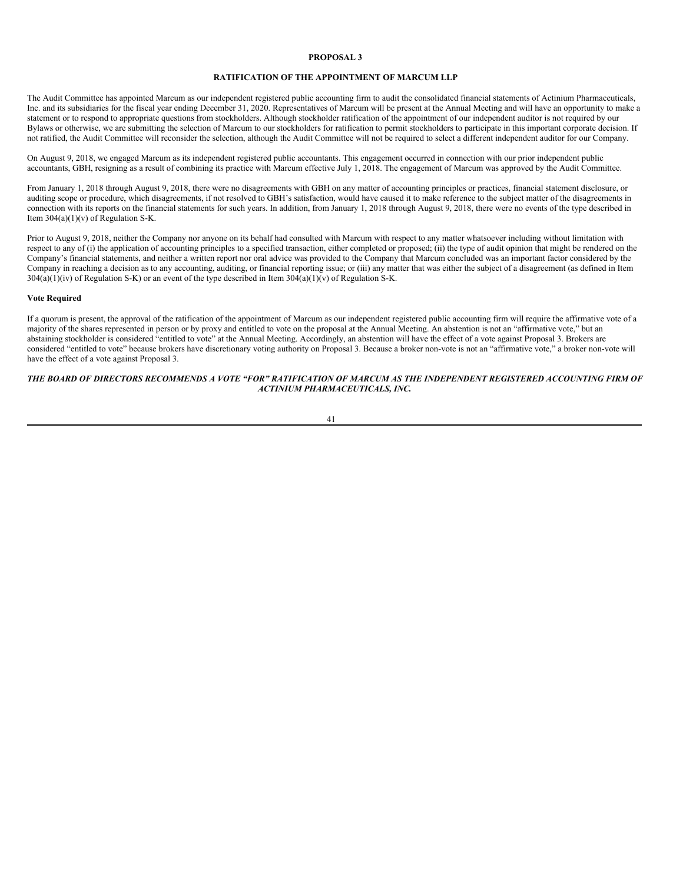## PROPOSAL 3

## RATIFICATION OF THE APPOINTMENT OF MARCUM LLP

The Audit Committee has appointed Marcum as our independent registered public accounting firm to audit the consolidated financial statements of Actinium Pharmaceuticals, Inc. and its subsidiaries for the fiscal year ending December 31, 2020. Representatives of Marcum will be present at the Annual Meeting and will have an opportunity to make a statement or to respond to appropriate questions from stockholders. Although stockholder ratification of the appointment of our independent auditor is not required by our Bylaws or otherwise, we are submitting the selection of Marcum to our stockholders for ratification to permit stockholders to participate in this important corporate decision. If not ratified, the Audit Committee will reconsider the selection, although the Audit Committee will not be required to select a different independent auditor for our Company.

On August 9, 2018, we engaged Marcum as its independent registered public accountants. This engagement occurred in connection with our prior independent public accountants, GBH, resigning as a result of combining its practice with Marcum effective July 1, 2018. The engagement of Marcum was approved by the Audit Committee.

From January 1, 2018 through August 9, 2018, there were no disagreements with GBH on any matter of accounting principles or practices, financial statement disclosure, or auditing scope or procedure, which disagreements, if not resolved to GBH's satisfaction, would have caused it to make reference to the subject matter of the disagreements in connection with its reports on the financial statements for such years. In addition, from January 1, 2018 through August 9, 2018, there were no events of the type described in Item 304(a)(1)(v) of Regulation S-K.

Prior to August 9, 2018, neither the Company nor anyone on its behalf had consulted with Marcum with respect to any matter whatsoever including without limitation with respect to any of (i) the application of accounting principles to a specified transaction, either completed or proposed; (ii) the type of audit opinion that might be rendered on the Company's financial statements, and neither a written report nor oral advice was provided to the Company that Marcum concluded was an important factor considered by the Company in reaching a decision as to any accounting, auditing, or financial reporting issue; or (iii) any matter that was either the subject of a disagreement (as defined in Item 304(a)(1)(iv) of Regulation S-K) or an event of the type described in Item 304(a)(1)(v) of Regulation S-K.

**Vote Required**

If a quorum is present, the approval of the ratification of the appointment of Marcum as our independent registered public accounting firm will require the affirmative vote of a majority of the shares represented in person or by proxy and entitled to vote on the proposal at the Annual Meeting. An abstention is not an "affirmative vote," but an abstaining stockholder is considered "entitled to vote" at the Annual Meeting. Accordingly, an abstention will have the effect of a vote against Proposal 3. Brokers are considered "entitled to vote" because brokers have discretionary voting authority on Proposal 3. Because a broker non-vote is not an "affirmative vote," a broker non-vote will have the effect of a vote against Proposal 3.

***THE BOARD OF DIRECTORS RECOMMENDS A VOTE "FOR" RATIFICATION OF MARCUM AS THE INDEPENDENT REGISTERED ACCOUNTING FIRM OF ACTINIUM PHARMACEUTICALS, INC.***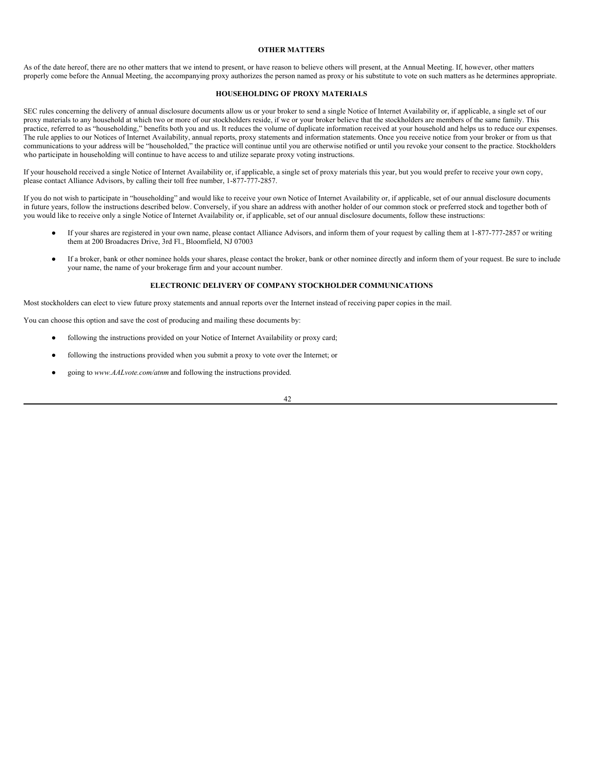## OTHER MATTERS

As of the date hereof, there are no other matters that we intend to present, or have reason to believe others will present, at the Annual Meeting. If, however, other matters properly come before the Annual Meeting, the accompanying proxy authorizes the person named as proxy or his substitute to vote on such matters as he determines appropriate.

## HOUSEHOLDING OF PROXY MATERIALS

SEC rules concerning the delivery of annual disclosure documents allow us or your broker to send a single Notice of Internet Availability or, if applicable, a single set of our proxy materials to any household at which two or more of our stockholders reside, if we or your broker believe that the stockholders are members of the same family. This practice, referred to as "householding," benefits both you and us. It reduces the volume of duplicate information received at your household and helps us to reduce our expenses. The rule applies to our Notices of Internet Availability, annual reports, proxy statements and information statements. Once you receive notice from your broker or from us that communications to your address will be "householded," the practice will continue until you are otherwise notified or until you revoke your consent to the practice. Stockholders who participate in householding will continue to have access to and utilize separate proxy voting instructions.

If your household received a single Notice of Internet Availability or, if applicable, a single set of proxy materials this year, but you would prefer to receive your own copy, please contact Alliance Advisors, by calling their toll free number, 1-877-777-2857.

If you do not wish to participate in "householding" and would like to receive your own Notice of Internet Availability or, if applicable, set of our annual disclosure documents in future years, follow the instructions described below. Conversely, if you share an address with another holder of our common stock or preferred stock and together both of you would like to receive only a single Notice of Internet Availability or, if applicable, set of our annual disclosure documents, follow these instructions:

- If your shares are registered in your own name, please contact Alliance Advisors, and inform them of your request by calling them at 1-877-777-2857 or writing them at 200 Broadacres Drive, 3rd Fl., Bloomfield, NJ 07003
- If a broker, bank or other nominee holds your shares, please contact the broker, bank or other nominee directly and inform them of your request. Be sure to include your name, the name of your brokerage firm and your account number.

## ELECTRONIC DELIVERY OF COMPANY STOCKHOLDER COMMUNICATIONS

Most stockholders can elect to view future proxy statements and annual reports over the Internet instead of receiving paper copies in the mail.

You can choose this option and save the cost of producing and mailing these documents by:

- following the instructions provided on your Notice of Internet Availability or proxy card;
- following the instructions provided when you submit a proxy to vote over the Internet; or
- going to *www.AALvote.com/atnm* and following the instructions provided.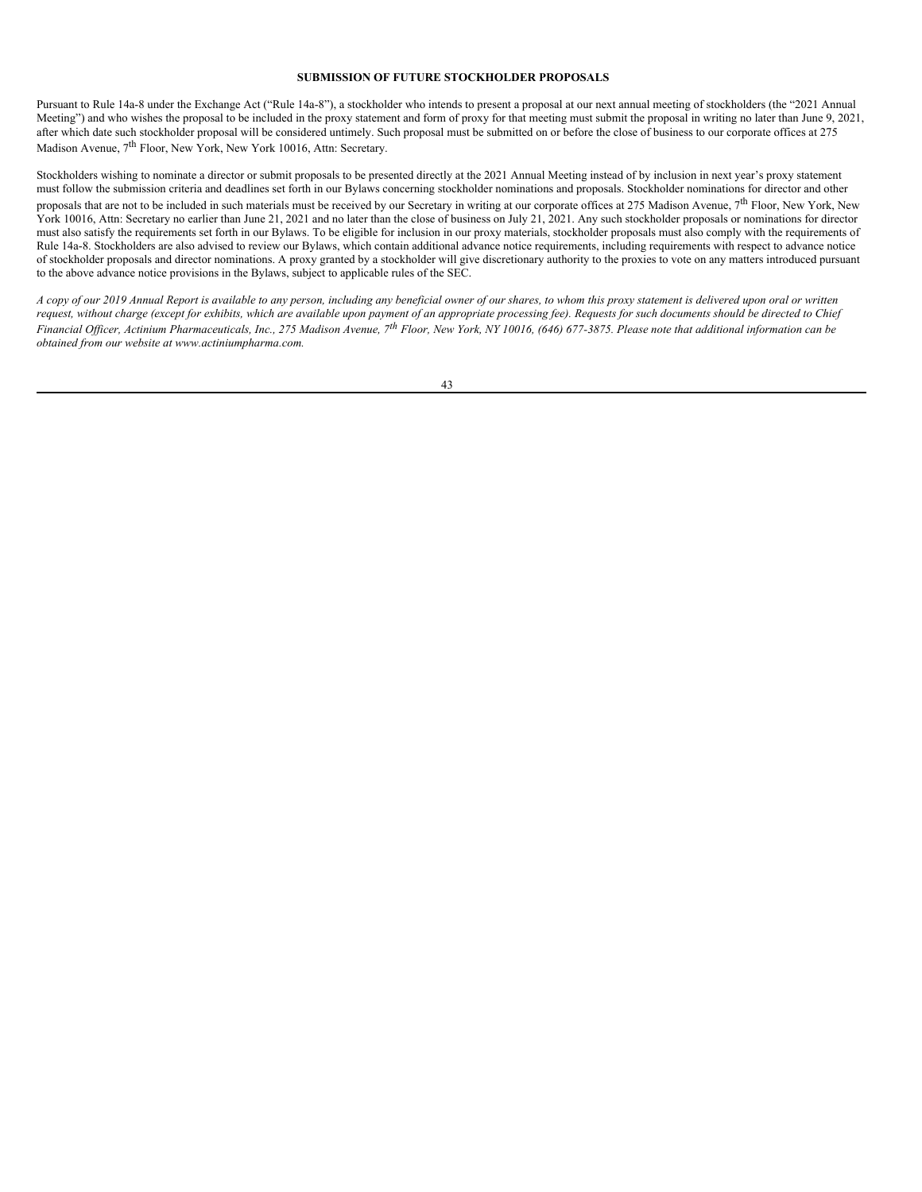## SUBMISSION OF FUTURE STOCKHOLDER PROPOSALS

Pursuant to Rule 14a-8 under the Exchange Act ("Rule 14a-8"), a stockholder who intends to present a proposal at our next annual meeting of stockholders (the "2021 Annual Meeting") and who wishes the proposal to be included in the proxy statement and form of proxy for that meeting must submit the proposal in writing no later than June 9, 2021, after which date such stockholder proposal will be considered untimely. Such proposal must be submitted on or before the close of business to our corporate offices at 275 Madison Avenue, 7th Floor, New York, New York 10016, Attn: Secretary.

Stockholders wishing to nominate a director or submit proposals to be presented directly at the 2021 Annual Meeting instead of by inclusion in next year's proxy statement must follow the submission criteria and deadlines set forth in our Bylaws concerning stockholder nominations and proposals. Stockholder nominations for director and other proposals that are not to be included in such materials must be received by our Secretary in writing at our corporate offices at 275 Madison Avenue, 7th Floor, New York, New York 10016, Attn: Secretary no earlier than June 21, 2021 and no later than the close of business on July 21, 2021. Any such stockholder proposals or nominations for director must also satisfy the requirements set forth in our Bylaws. To be eligible for inclusion in our proxy materials, stockholder proposals must also comply with the requirements of Rule 14a-8. Stockholders are also advised to review our Bylaws, which contain additional advance notice requirements, including requirements with respect to advance notice of stockholder proposals and director nominations. A proxy granted by a stockholder will give discretionary authority to the proxies to vote on any matters introduced pursuant to the above advance notice provisions in the Bylaws, subject to applicable rules of the SEC.

*A copy of our 2019 Annual Report is available to any person, including any beneficial owner of our shares, to whom this proxy statement is delivered upon oral or written request, without charge (except for exhibits, which are available upon payment of an appropriate processing fee). Requests for such documents should be directed to Chief Financial Officer, Actinium Pharmaceuticals, Inc., 275 Madison Avenue, 7th Floor, New York, NY 10016, (646) 677-3875. Please note that additional information can be obtained from our website at www.actiniumpharma.com.*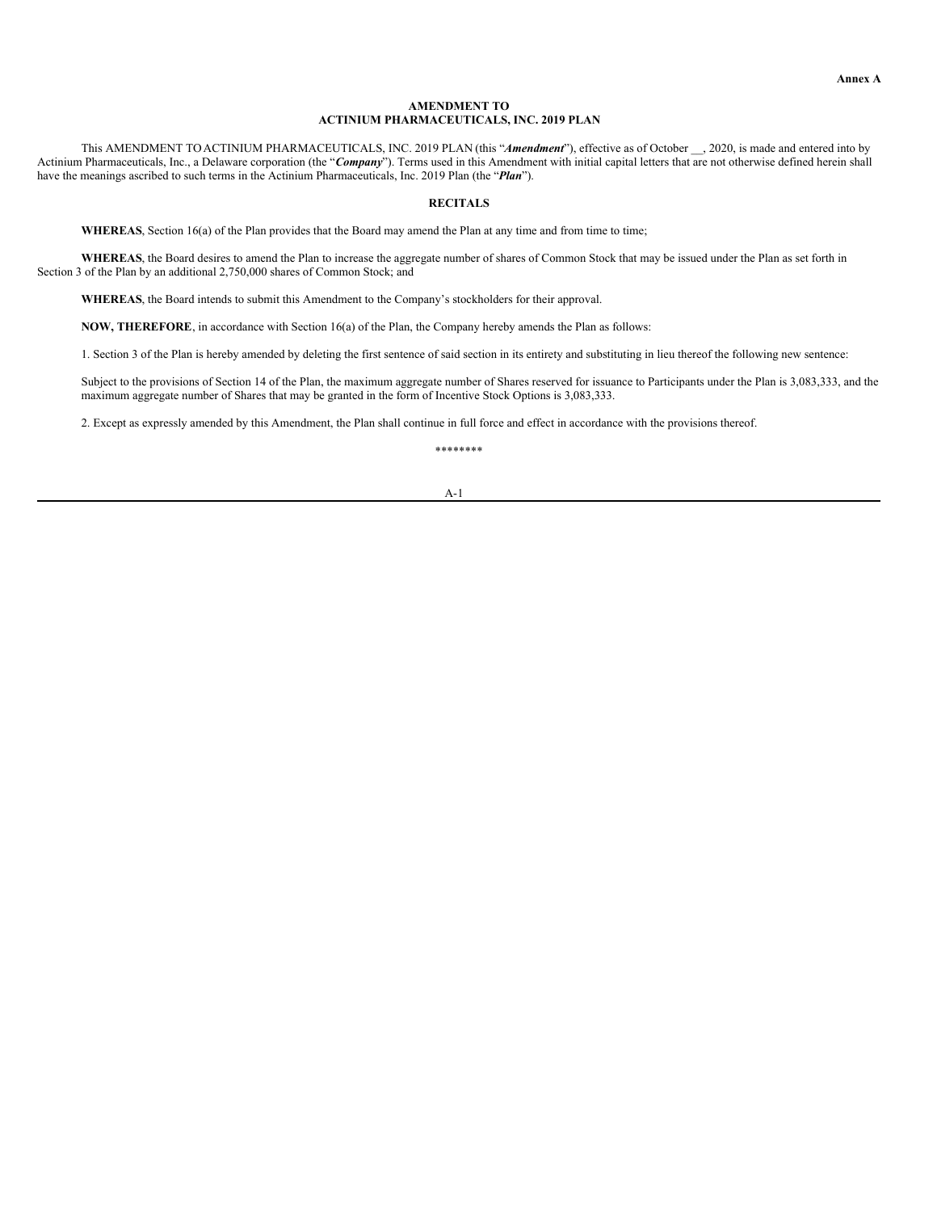**Annex A**

# AMENDMENT TO
# ACTINIUM PHARMACEUTICALS, INC. 2019 PLAN

This AMENDMENT TO ACTINIUM PHARMACEUTICALS, INC. 2019 PLAN (this "***Amendment***"), effective as of October __, 2020, is made and entered into by Actinium Pharmaceuticals, Inc., a Delaware corporation (the "***Company***"). Terms used in this Amendment with initial capital letters that are not otherwise defined herein shall have the meanings ascribed to such terms in the Actinium Pharmaceuticals, Inc. 2019 Plan (the "***Plan***").

## RECITALS

**WHEREAS**, Section 16(a) of the Plan provides that the Board may amend the Plan at any time and from time to time;

**WHEREAS**, the Board desires to amend the Plan to increase the aggregate number of shares of Common Stock that may be issued under the Plan as set forth in Section 3 of the Plan by an additional 2,750,000 shares of Common Stock; and

**WHEREAS**, the Board intends to submit this Amendment to the Company's stockholders for their approval.

**NOW, THEREFORE**, in accordance with Section 16(a) of the Plan, the Company hereby amends the Plan as follows:

1. Section 3 of the Plan is hereby amended by deleting the first sentence of said section in its entirety and substituting in lieu thereof the following new sentence:

Subject to the provisions of Section 14 of the Plan, the maximum aggregate number of Shares reserved for issuance to Participants under the Plan is 3,083,333, and the maximum aggregate number of Shares that may be granted in the form of Incentive Stock Options is 3,083,333.

2. Except as expressly amended by this Amendment, the Plan shall continue in full force and effect in accordance with the provisions thereof.

********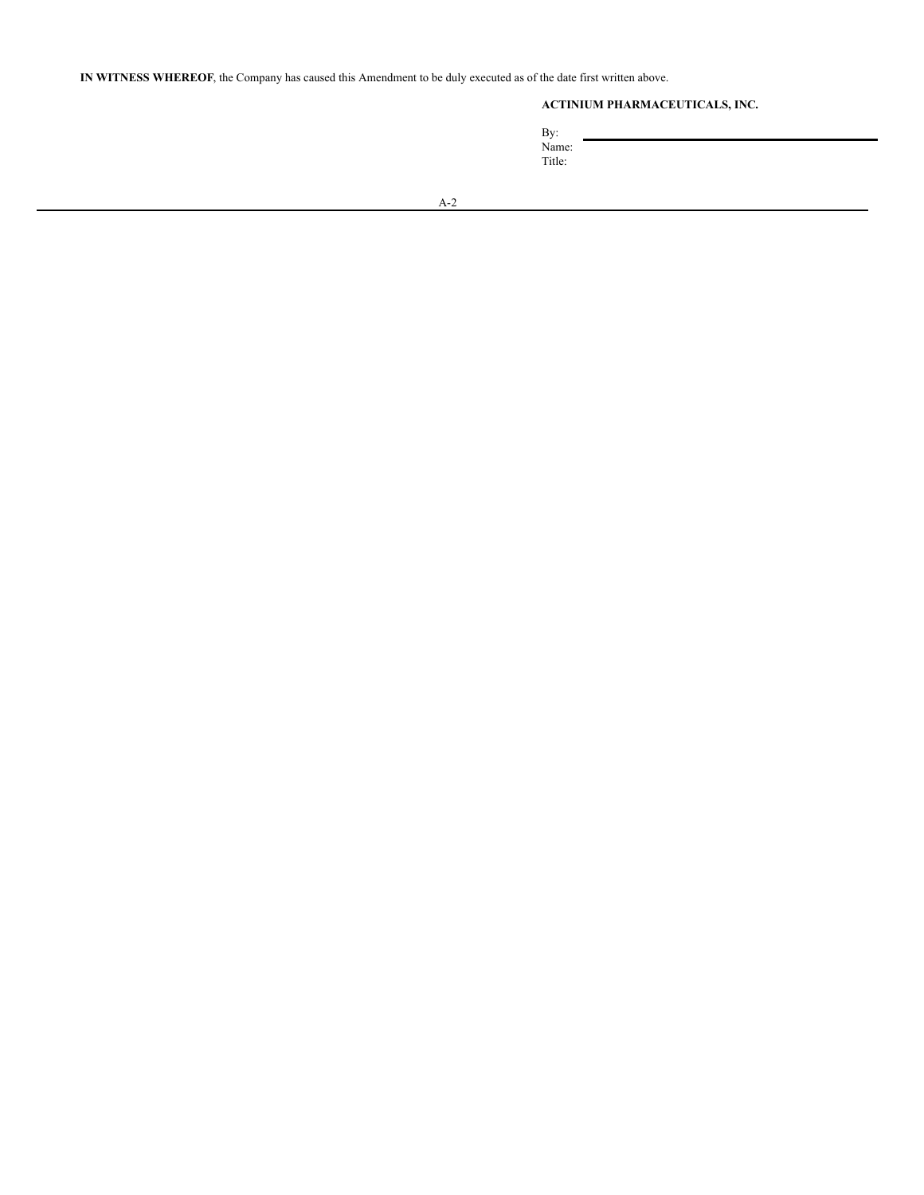**IN WITNESS WHEREOF**, the Company has caused this Amendment to be duly executed as of the date first written above.

**ACTINIUM PHARMACEUTICALS, INC.**

By: \_\_\_\_\_\_\_\_\_\_\_\_\_\_\_\_\_\_\_\_\_\_\_\_\_\_\_\_\_\_\_\_

Name:

Title: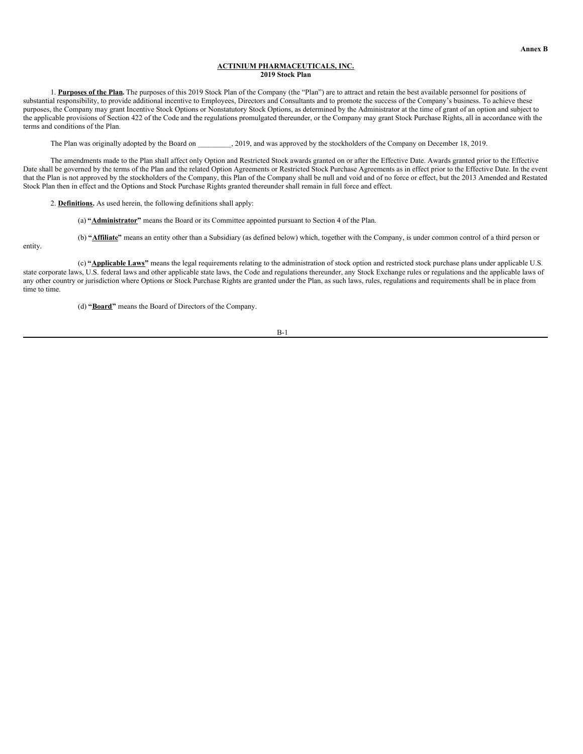Annex B

**ACTINIUM PHARMACEUTICALS, INC.**
**2019 Stock Plan**

1. **Purposes of the Plan.** The purposes of this 2019 Stock Plan of the Company (the "Plan") are to attract and retain the best available personnel for positions of substantial responsibility, to provide additional incentive to Employees, Directors and Consultants and to promote the success of the Company's business. To achieve these purposes, the Company may grant Incentive Stock Options or Nonstatutory Stock Options, as determined by the Administrator at the time of grant of an option and subject to the applicable provisions of Section 422 of the Code and the regulations promulgated thereunder, or the Company may grant Stock Purchase Rights, all in accordance with the terms and conditions of the Plan.

The Plan was originally adopted by the Board on _________, 2019, and was approved by the stockholders of the Company on December 18, 2019.

The amendments made to the Plan shall affect only Option and Restricted Stock awards granted on or after the Effective Date. Awards granted prior to the Effective Date shall be governed by the terms of the Plan and the related Option Agreements or Restricted Stock Purchase Agreements as in effect prior to the Effective Date. In the event that the Plan is not approved by the stockholders of the Company, this Plan of the Company shall be null and void and of no force or effect, but the 2013 Amended and Restated Stock Plan then in effect and the Options and Stock Purchase Rights granted thereunder shall remain in full force and effect.

2. **Definitions.** As used herein, the following definitions shall apply:

(a) **"Administrator"** means the Board or its Committee appointed pursuant to Section 4 of the Plan.

(b) **"Affiliate"** means an entity other than a Subsidiary (as defined below) which, together with the Company, is under common control of a third person or entity.

(c) **"Applicable Laws"** means the legal requirements relating to the administration of stock option and restricted stock purchase plans under applicable U.S. state corporate laws, U.S. federal laws and other applicable state laws, the Code and regulations thereunder, any Stock Exchange rules or regulations and the applicable laws of any other country or jurisdiction where Options or Stock Purchase Rights are granted under the Plan, as such laws, rules, regulations and requirements shall be in place from time to time.

(d) **"Board"** means the Board of Directors of the Company.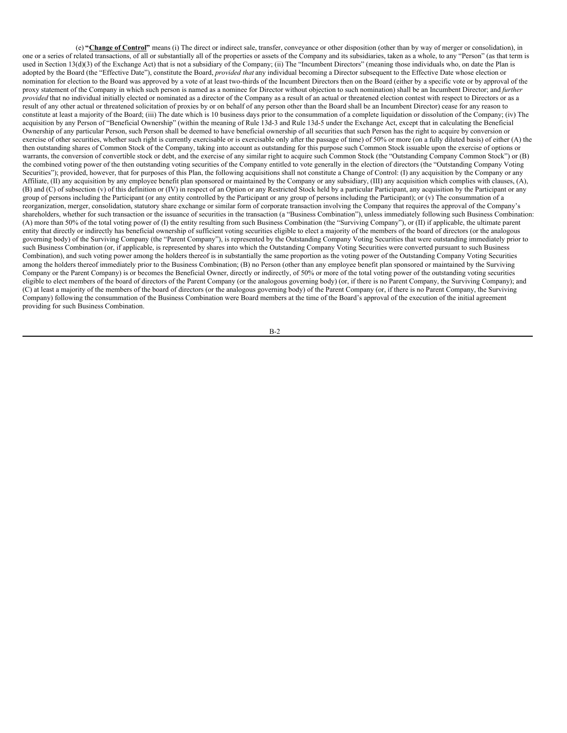(e) **"<u>Change of Control</u>"** means (i) The direct or indirect sale, transfer, conveyance or other disposition (other than by way of merger or consolidation), in one or a series of related transactions, of all or substantially all of the properties or assets of the Company and its subsidiaries, taken as a whole, to any "Person" (as that term is used in Section 13(d)(3) of the Exchange Act) that is not a subsidiary of the Company; (ii) The "Incumbent Directors" (meaning those individuals who, on date the Plan is adopted by the Board (the "Effective Date"), constitute the Board, *provided that* any individual becoming a Director subsequent to the Effective Date whose election or nomination for election to the Board was approved by a vote of at least two-thirds of the Incumbent Directors then on the Board (either by a specific vote or by approval of the proxy statement of the Company in which such person is named as a nominee for Director without objection to such nomination) shall be an Incumbent Director; and *further provided* that no individual initially elected or nominated as a director of the Company as a result of an actual or threatened election contest with respect to Directors or as a result of any other actual or threatened solicitation of proxies by or on behalf of any person other than the Board shall be an Incumbent Director) cease for any reason to constitute at least a majority of the Board; (iii) The date which is 10 business days prior to the consummation of a complete liquidation or dissolution of the Company; (iv) The acquisition by any Person of "Beneficial Ownership" (within the meaning of Rule 13d-3 and Rule 13d-5 under the Exchange Act, except that in calculating the Beneficial Ownership of any particular Person, such Person shall be deemed to have beneficial ownership of all securities that such Person has the right to acquire by conversion or exercise of other securities, whether such right is currently exercisable or is exercisable only after the passage of time) of 50% or more (on a fully diluted basis) of either (A) the then outstanding shares of Common Stock of the Company, taking into account as outstanding for this purpose such Common Stock issuable upon the exercise of options or warrants, the conversion of convertible stock or debt, and the exercise of any similar right to acquire such Common Stock (the "Outstanding Company Common Stock") or (B) the combined voting power of the then outstanding voting securities of the Company entitled to vote generally in the election of directors (the "Outstanding Company Voting Securities"); provided, however, that for purposes of this Plan, the following acquisitions shall not constitute a Change of Control: (I) any acquisition by the Company or any Affiliate, (II) any acquisition by any employee benefit plan sponsored or maintained by the Company or any subsidiary, (III) any acquisition which complies with clauses, (A), (B) and (C) of subsection (v) of this definition or (IV) in respect of an Option or any Restricted Stock held by a particular Participant, any acquisition by the Participant or any group of persons including the Participant (or any entity controlled by the Participant or any group of persons including the Participant); or (v) The consummation of a reorganization, merger, consolidation, statutory share exchange or similar form of corporate transaction involving the Company that requires the approval of the Company's shareholders, whether for such transaction or the issuance of securities in the transaction (a "Business Combination"), unless immediately following such Business Combination: (A) more than 50% of the total voting power of (I) the entity resulting from such Business Combination (the "Surviving Company"), or (II) if applicable, the ultimate parent entity that directly or indirectly has beneficial ownership of sufficient voting securities eligible to elect a majority of the members of the board of directors (or the analogous governing body) of the Surviving Company (the "Parent Company"), is represented by the Outstanding Company Voting Securities that were outstanding immediately prior to such Business Combination (or, if applicable, is represented by shares into which the Outstanding Company Voting Securities were converted pursuant to such Business Combination), and such voting power among the holders thereof is in substantially the same proportion as the voting power of the Outstanding Company Voting Securities among the holders thereof immediately prior to the Business Combination; (B) no Person (other than any employee benefit plan sponsored or maintained by the Surviving Company or the Parent Company) is or becomes the Beneficial Owner, directly or indirectly, of 50% or more of the total voting power of the outstanding voting securities eligible to elect members of the board of directors of the Parent Company (or the analogous governing body) (or, if there is no Parent Company, the Surviving Company); and (C) at least a majority of the members of the board of directors (or the analogous governing body) of the Parent Company (or, if there is no Parent Company, the Surviving Company) following the consummation of the Business Combination were Board members at the time of the Board's approval of the execution of the initial agreement providing for such Business Combination.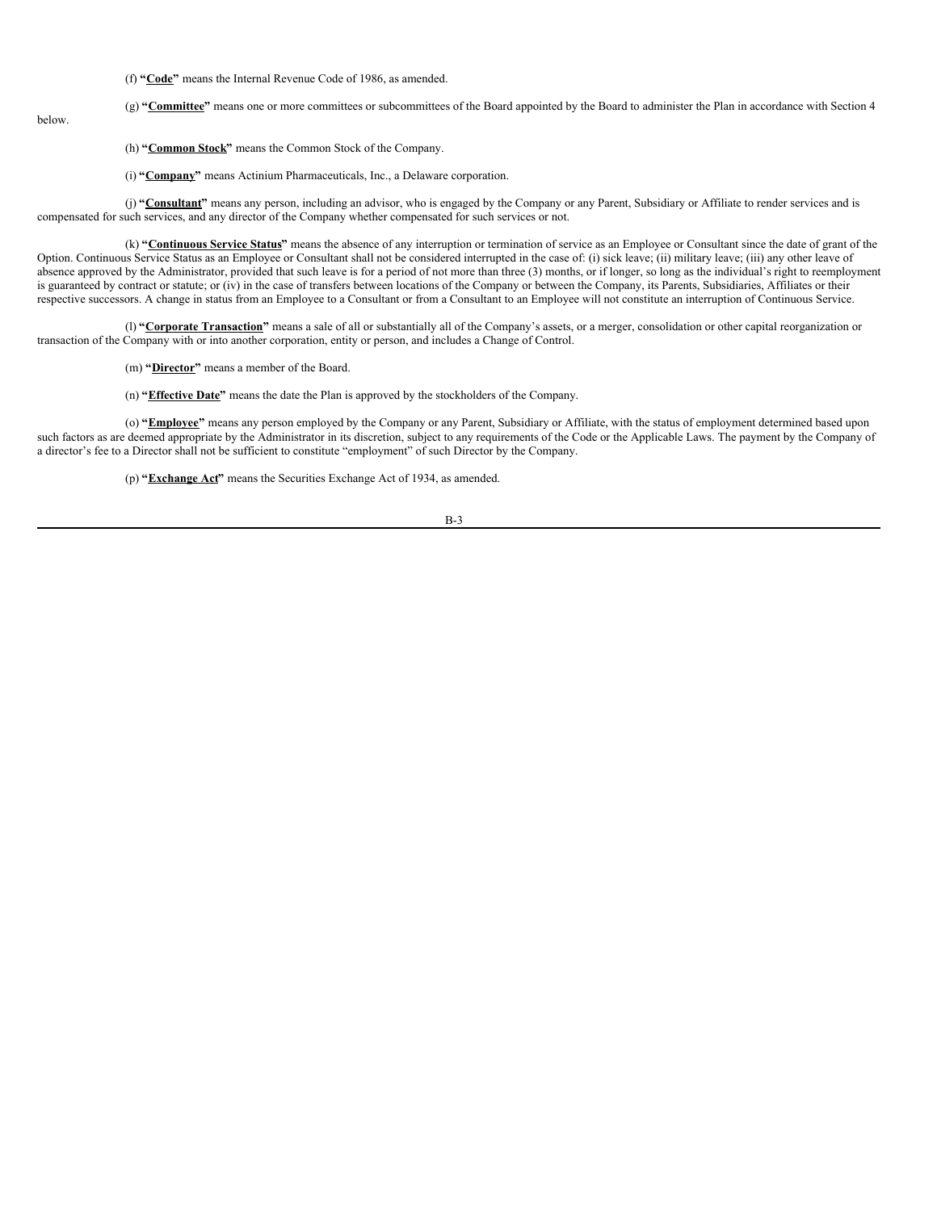(f) **"Code"** means the Internal Revenue Code of 1986, as amended.

(g) **"Committee"** means one or more committees or subcommittees of the Board appointed by the Board to administer the Plan in accordance with Section 4 below.

(h) **"Common Stock"** means the Common Stock of the Company.

(i) **"Company"** means Actinium Pharmaceuticals, Inc., a Delaware corporation.

(j) **"Consultant"** means any person, including an advisor, who is engaged by the Company or any Parent, Subsidiary or Affiliate to render services and is compensated for such services, and any director of the Company whether compensated for such services or not.

(k) **"Continuous Service Status"** means the absence of any interruption or termination of service as an Employee or Consultant since the date of grant of the Option. Continuous Service Status as an Employee or Consultant shall not be considered interrupted in the case of: (i) sick leave; (ii) military leave; (iii) any other leave of absence approved by the Administrator, provided that such leave is for a period of not more than three (3) months, or if longer, so long as the individual's right to reemployment is guaranteed by contract or statute; or (iv) in the case of transfers between locations of the Company or between the Company, its Parents, Subsidiaries, Affiliates or their respective successors. A change in status from an Employee to a Consultant or from a Consultant to an Employee will not constitute an interruption of Continuous Service.

(l) **"Corporate Transaction"** means a sale of all or substantially all of the Company's assets, or a merger, consolidation or other capital reorganization or transaction of the Company with or into another corporation, entity or person, and includes a Change of Control.

(m) **"Director"** means a member of the Board.

(n) **"Effective Date"** means the date the Plan is approved by the stockholders of the Company.

(o) **"Employee"** means any person employed by the Company or any Parent, Subsidiary or Affiliate, with the status of employment determined based upon such factors as are deemed appropriate by the Administrator in its discretion, subject to any requirements of the Code or the Applicable Laws. The payment by the Company of a director's fee to a Director shall not be sufficient to constitute "employment" of such Director by the Company.

(p) **"Exchange Act"** means the Securities Exchange Act of 1934, as amended.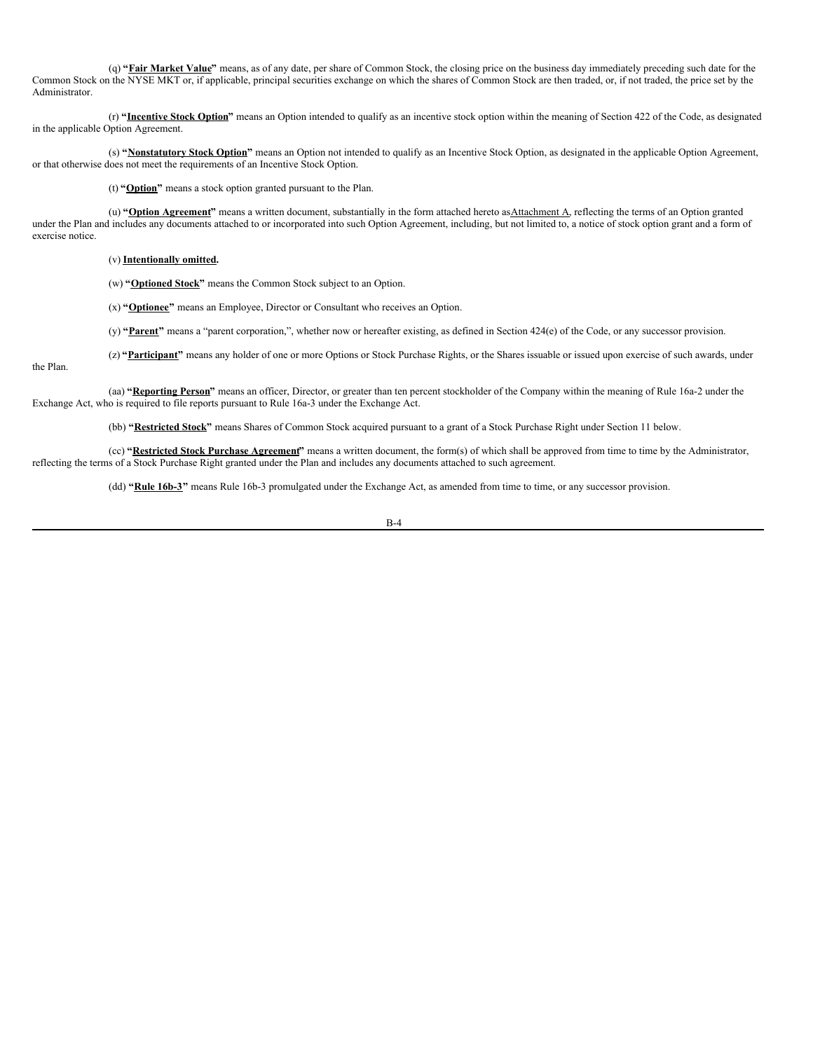(q) **"Fair Market Value"** means, as of any date, per share of Common Stock, the closing price on the business day immediately preceding such date for the Common Stock on the NYSE MKT or, if applicable, principal securities exchange on which the shares of Common Stock are then traded, or, if not traded, the price set by the Administrator.

(r) **"Incentive Stock Option"** means an Option intended to qualify as an incentive stock option within the meaning of Section 422 of the Code, as designated in the applicable Option Agreement.

(s) **"Nonstatutory Stock Option"** means an Option not intended to qualify as an Incentive Stock Option, as designated in the applicable Option Agreement, or that otherwise does not meet the requirements of an Incentive Stock Option.

(t) **"Option"** means a stock option granted pursuant to the Plan.

(u) **"Option Agreement"** means a written document, substantially in the form attached hereto asAttachment A, reflecting the terms of an Option granted under the Plan and includes any documents attached to or incorporated into such Option Agreement, including, but not limited to, a notice of stock option grant and a form of exercise notice.

(v) **Intentionally omitted.**

(w) **"Optioned Stock"** means the Common Stock subject to an Option.

(x) **"Optionee"** means an Employee, Director or Consultant who receives an Option.

(y) **"Parent"** means a "parent corporation,", whether now or hereafter existing, as defined in Section 424(e) of the Code, or any successor provision.

(z) **"Participant"** means any holder of one or more Options or Stock Purchase Rights, or the Shares issuable or issued upon exercise of such awards, under the Plan.

(aa) **"Reporting Person"** means an officer, Director, or greater than ten percent stockholder of the Company within the meaning of Rule 16a-2 under the Exchange Act, who is required to file reports pursuant to Rule 16a-3 under the Exchange Act.

(bb) **"Restricted Stock"** means Shares of Common Stock acquired pursuant to a grant of a Stock Purchase Right under Section 11 below.

(cc) **"Restricted Stock Purchase Agreement"** means a written document, the form(s) of which shall be approved from time to time by the Administrator, reflecting the terms of a Stock Purchase Right granted under the Plan and includes any documents attached to such agreement.

(dd) **"Rule 16b-3"** means Rule 16b-3 promulgated under the Exchange Act, as amended from time to time, or any successor provision.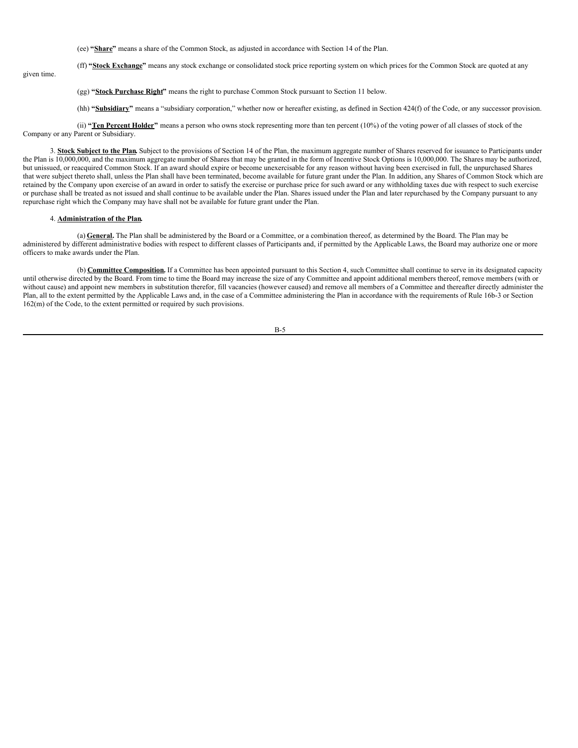(ee) **"Share"** means a share of the Common Stock, as adjusted in accordance with Section 14 of the Plan.

(ff) **"Stock Exchange"** means any stock exchange or consolidated stock price reporting system on which prices for the Common Stock are quoted at any given time.

(gg) **"Stock Purchase Right"** means the right to purchase Common Stock pursuant to Section 11 below.

(hh) **"Subsidiary"** means a "subsidiary corporation," whether now or hereafter existing, as defined in Section 424(f) of the Code, or any successor provision.

(ii) **"Ten Percent Holder"** means a person who owns stock representing more than ten percent (10%) of the voting power of all classes of stock of the Company or any Parent or Subsidiary.

3. **Stock Subject to the Plan.** Subject to the provisions of Section 14 of the Plan, the maximum aggregate number of Shares reserved for issuance to Participants under the Plan is 10,000,000, and the maximum aggregate number of Shares that may be granted in the form of Incentive Stock Options is 10,000,000. The Shares may be authorized, but unissued, or reacquired Common Stock. If an award should expire or become unexercisable for any reason without having been exercised in full, the unpurchased Shares that were subject thereto shall, unless the Plan shall have been terminated, become available for future grant under the Plan. In addition, any Shares of Common Stock which are retained by the Company upon exercise of an award in order to satisfy the exercise or purchase price for such award or any withholding taxes due with respect to such exercise or purchase shall be treated as not issued and shall continue to be available under the Plan. Shares issued under the Plan and later repurchased by the Company pursuant to any repurchase right which the Company may have shall not be available for future grant under the Plan.

4. **Administration of the Plan.**

(a) **General.** The Plan shall be administered by the Board or a Committee, or a combination thereof, as determined by the Board. The Plan may be administered by different administrative bodies with respect to different classes of Participants and, if permitted by the Applicable Laws, the Board may authorize one or more officers to make awards under the Plan.

(b) **Committee Composition.** If a Committee has been appointed pursuant to this Section 4, such Committee shall continue to serve in its designated capacity until otherwise directed by the Board. From time to time the Board may increase the size of any Committee and appoint additional members thereof, remove members (with or without cause) and appoint new members in substitution therefor, fill vacancies (however caused) and remove all members of a Committee and thereafter directly administer the Plan, all to the extent permitted by the Applicable Laws and, in the case of a Committee administering the Plan in accordance with the requirements of Rule 16b-3 or Section 162(m) of the Code, to the extent permitted or required by such provisions.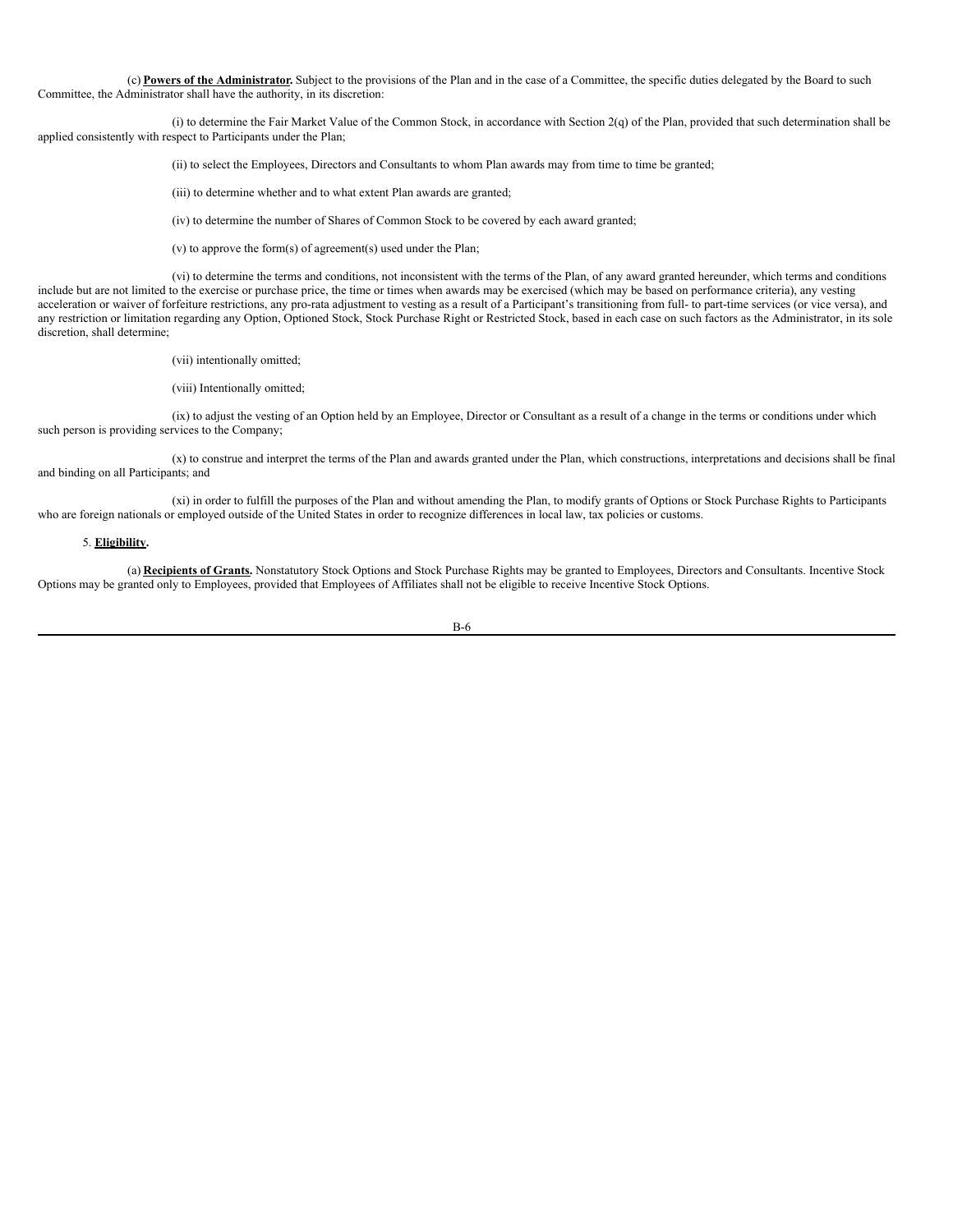(c) **Powers of the Administrator.** Subject to the provisions of the Plan and in the case of a Committee, the specific duties delegated by the Board to such Committee, the Administrator shall have the authority, in its discretion:

(i) to determine the Fair Market Value of the Common Stock, in accordance with Section 2(q) of the Plan, provided that such determination shall be applied consistently with respect to Participants under the Plan;

(ii) to select the Employees, Directors and Consultants to whom Plan awards may from time to time be granted;

(iii) to determine whether and to what extent Plan awards are granted;

(iv) to determine the number of Shares of Common Stock to be covered by each award granted;

(v) to approve the form(s) of agreement(s) used under the Plan;

(vi) to determine the terms and conditions, not inconsistent with the terms of the Plan, of any award granted hereunder, which terms and conditions include but are not limited to the exercise or purchase price, the time or times when awards may be exercised (which may be based on performance criteria), any vesting acceleration or waiver of forfeiture restrictions, any pro-rata adjustment to vesting as a result of a Participant's transitioning from full- to part-time services (or vice versa), and any restriction or limitation regarding any Option, Optioned Stock, Stock Purchase Right or Restricted Stock, based in each case on such factors as the Administrator, in its sole discretion, shall determine;

(vii) intentionally omitted;

(viii) Intentionally omitted;

(ix) to adjust the vesting of an Option held by an Employee, Director or Consultant as a result of a change in the terms or conditions under which such person is providing services to the Company;

(x) to construe and interpret the terms of the Plan and awards granted under the Plan, which constructions, interpretations and decisions shall be final and binding on all Participants; and

(xi) in order to fulfill the purposes of the Plan and without amending the Plan, to modify grants of Options or Stock Purchase Rights to Participants who are foreign nationals or employed outside of the United States in order to recognize differences in local law, tax policies or customs.

5. **Eligibility.**

(a) **Recipients of Grants.** Nonstatutory Stock Options and Stock Purchase Rights may be granted to Employees, Directors and Consultants. Incentive Stock Options may be granted only to Employees, provided that Employees of Affiliates shall not be eligible to receive Incentive Stock Options.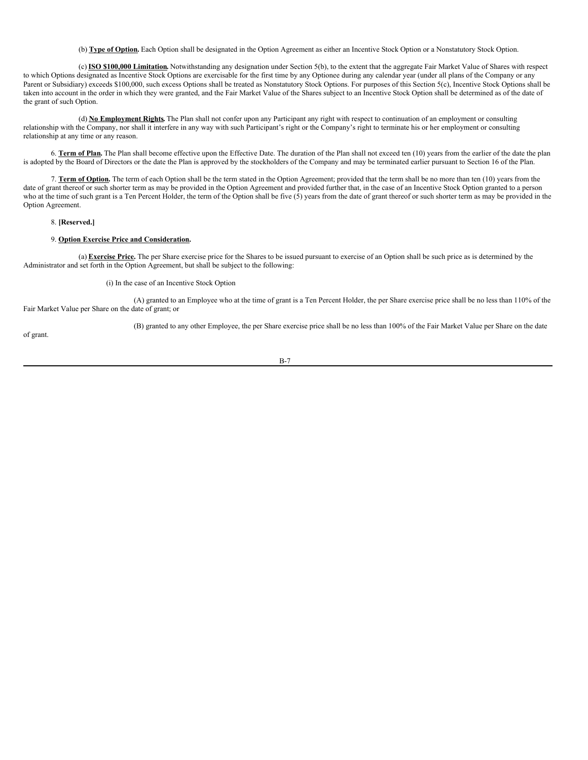(b) **Type of Option.** Each Option shall be designated in the Option Agreement as either an Incentive Stock Option or a Nonstatutory Stock Option.

(c) **ISO $100,000 Limitation.** Notwithstanding any designation under Section 5(b), to the extent that the aggregate Fair Market Value of Shares with respect to which Options designated as Incentive Stock Options are exercisable for the first time by any Optionee during any calendar year (under all plans of the Company or any Parent or Subsidiary) exceeds $100,000, such excess Options shall be treated as Nonstatutory Stock Options. For purposes of this Section 5(c), Incentive Stock Options shall be taken into account in the order in which they were granted, and the Fair Market Value of the Shares subject to an Incentive Stock Option shall be determined as of the date of the grant of such Option.

(d) **No Employment Rights.** The Plan shall not confer upon any Participant any right with respect to continuation of an employment or consulting relationship with the Company, nor shall it interfere in any way with such Participant's right or the Company's right to terminate his or her employment or consulting relationship at any time or any reason.

6. **Term of Plan.** The Plan shall become effective upon the Effective Date. The duration of the Plan shall not exceed ten (10) years from the earlier of the date the plan is adopted by the Board of Directors or the date the Plan is approved by the stockholders of the Company and may be terminated earlier pursuant to Section 16 of the Plan.

7. **Term of Option.** The term of each Option shall be the term stated in the Option Agreement; provided that the term shall be no more than ten (10) years from the date of grant thereof or such shorter term as may be provided in the Option Agreement and provided further that, in the case of an Incentive Stock Option granted to a person who at the time of such grant is a Ten Percent Holder, the term of the Option shall be five (5) years from the date of grant thereof or such shorter term as may be provided in the Option Agreement.

8. **[Reserved.]**

9. **Option Exercise Price and Consideration.**

(a) **Exercise Price.** The per Share exercise price for the Shares to be issued pursuant to exercise of an Option shall be such price as is determined by the Administrator and set forth in the Option Agreement, but shall be subject to the following:

(i) In the case of an Incentive Stock Option

(A) granted to an Employee who at the time of grant is a Ten Percent Holder, the per Share exercise price shall be no less than 110% of the Fair Market Value per Share on the date of grant; or

(B) granted to any other Employee, the per Share exercise price shall be no less than 100% of the Fair Market Value per Share on the date of grant.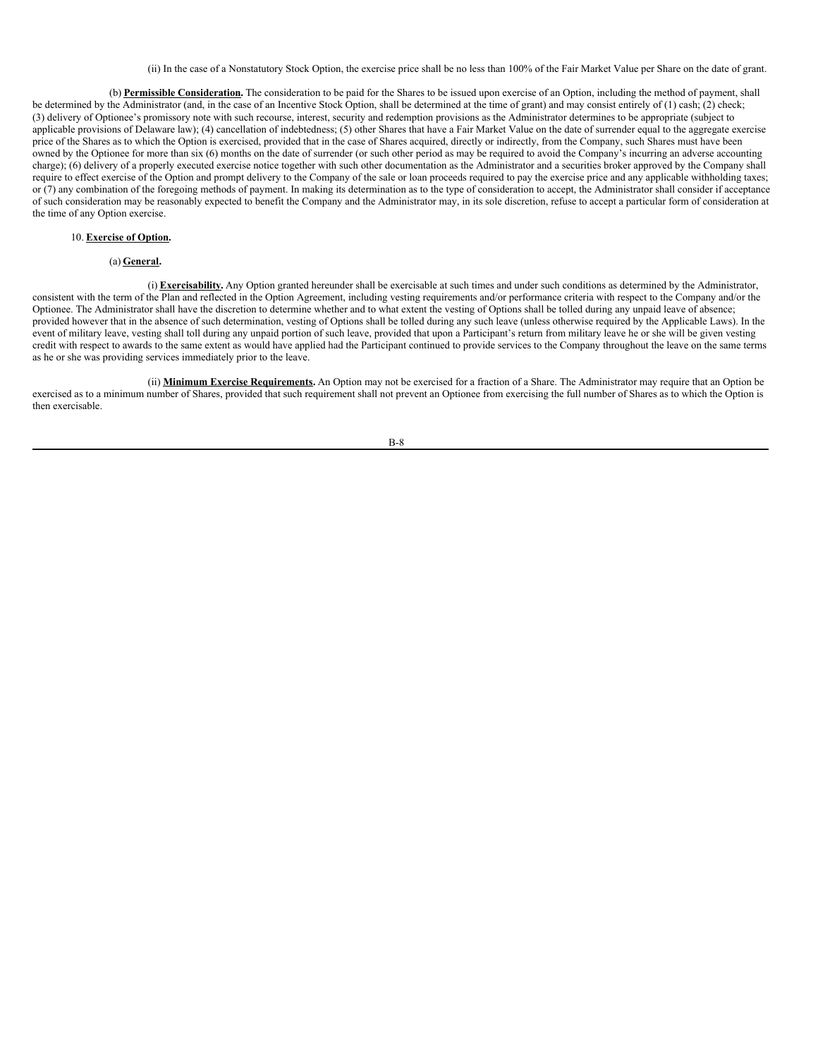(ii) In the case of a Nonstatutory Stock Option, the exercise price shall be no less than 100% of the Fair Market Value per Share on the date of grant.

(b) **Permissible Consideration.** The consideration to be paid for the Shares to be issued upon exercise of an Option, including the method of payment, shall be determined by the Administrator (and, in the case of an Incentive Stock Option, shall be determined at the time of grant) and may consist entirely of (1) cash; (2) check; (3) delivery of Optionee's promissory note with such recourse, interest, security and redemption provisions as the Administrator determines to be appropriate (subject to applicable provisions of Delaware law); (4) cancellation of indebtedness; (5) other Shares that have a Fair Market Value on the date of surrender equal to the aggregate exercise price of the Shares as to which the Option is exercised, provided that in the case of Shares acquired, directly or indirectly, from the Company, such Shares must have been owned by the Optionee for more than six (6) months on the date of surrender (or such other period as may be required to avoid the Company's incurring an adverse accounting charge); (6) delivery of a properly executed exercise notice together with such other documentation as the Administrator and a securities broker approved by the Company shall require to effect exercise of the Option and prompt delivery to the Company of the sale or loan proceeds required to pay the exercise price and any applicable withholding taxes; or (7) any combination of the foregoing methods of payment. In making its determination as to the type of consideration to accept, the Administrator shall consider if acceptance of such consideration may be reasonably expected to benefit the Company and the Administrator may, in its sole discretion, refuse to accept a particular form of consideration at the time of any Option exercise.

10. **Exercise of Option.**

(a) **General.**

(i) **Exercisability.** Any Option granted hereunder shall be exercisable at such times and under such conditions as determined by the Administrator, consistent with the term of the Plan and reflected in the Option Agreement, including vesting requirements and/or performance criteria with respect to the Company and/or the Optionee. The Administrator shall have the discretion to determine whether and to what extent the vesting of Options shall be tolled during any unpaid leave of absence; provided however that in the absence of such determination, vesting of Options shall be tolled during any such leave (unless otherwise required by the Applicable Laws). In the event of military leave, vesting shall toll during any unpaid portion of such leave, provided that upon a Participant's return from military leave he or she will be given vesting credit with respect to awards to the same extent as would have applied had the Participant continued to provide services to the Company throughout the leave on the same terms as he or she was providing services immediately prior to the leave.

(ii) **Minimum Exercise Requirements.** An Option may not be exercised for a fraction of a Share. The Administrator may require that an Option be exercised as to a minimum number of Shares, provided that such requirement shall not prevent an Optionee from exercising the full number of Shares as to which the Option is then exercisable.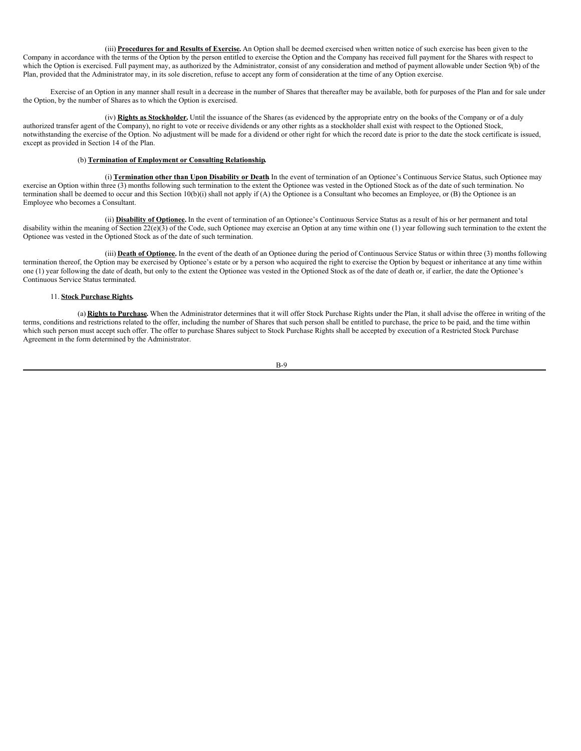(iii) **Procedures for and Results of Exercise.** An Option shall be deemed exercised when written notice of such exercise has been given to the Company in accordance with the terms of the Option by the person entitled to exercise the Option and the Company has received full payment for the Shares with respect to which the Option is exercised. Full payment may, as authorized by the Administrator, consist of any consideration and method of payment allowable under Section 9(b) of the Plan, provided that the Administrator may, in its sole discretion, refuse to accept any form of consideration at the time of any Option exercise.

Exercise of an Option in any manner shall result in a decrease in the number of Shares that thereafter may be available, both for purposes of the Plan and for sale under the Option, by the number of Shares as to which the Option is exercised.

(iv) **Rights as Stockholder.** Until the issuance of the Shares (as evidenced by the appropriate entry on the books of the Company or of a duly authorized transfer agent of the Company), no right to vote or receive dividends or any other rights as a stockholder shall exist with respect to the Optioned Stock, notwithstanding the exercise of the Option. No adjustment will be made for a dividend or other right for which the record date is prior to the date the stock certificate is issued, except as provided in Section 14 of the Plan.

(b) **Termination of Employment or Consulting Relationship.**

(i) **Termination other than Upon Disability or Death.** In the event of termination of an Optionee's Continuous Service Status, such Optionee may exercise an Option within three (3) months following such termination to the extent the Optionee was vested in the Optioned Stock as of the date of such termination. No termination shall be deemed to occur and this Section 10(b)(i) shall not apply if (A) the Optionee is a Consultant who becomes an Employee, or (B) the Optionee is an Employee who becomes a Consultant.

(ii) **Disability of Optionee.** In the event of termination of an Optionee's Continuous Service Status as a result of his or her permanent and total disability within the meaning of Section 22(e)(3) of the Code, such Optionee may exercise an Option at any time within one (1) year following such termination to the extent the Optionee was vested in the Optioned Stock as of the date of such termination.

(iii) **Death of Optionee.** In the event of the death of an Optionee during the period of Continuous Service Status or within three (3) months following termination thereof, the Option may be exercised by Optionee's estate or by a person who acquired the right to exercise the Option by bequest or inheritance at any time within one (1) year following the date of death, but only to the extent the Optionee was vested in the Optioned Stock as of the date of death or, if earlier, the date the Optionee's Continuous Service Status terminated.

11. **Stock Purchase Rights.**

(a) **Rights to Purchase.** When the Administrator determines that it will offer Stock Purchase Rights under the Plan, it shall advise the offeree in writing of the terms, conditions and restrictions related to the offer, including the number of Shares that such person shall be entitled to purchase, the price to be paid, and the time within which such person must accept such offer. The offer to purchase Shares subject to Stock Purchase Rights shall be accepted by execution of a Restricted Stock Purchase Agreement in the form determined by the Administrator.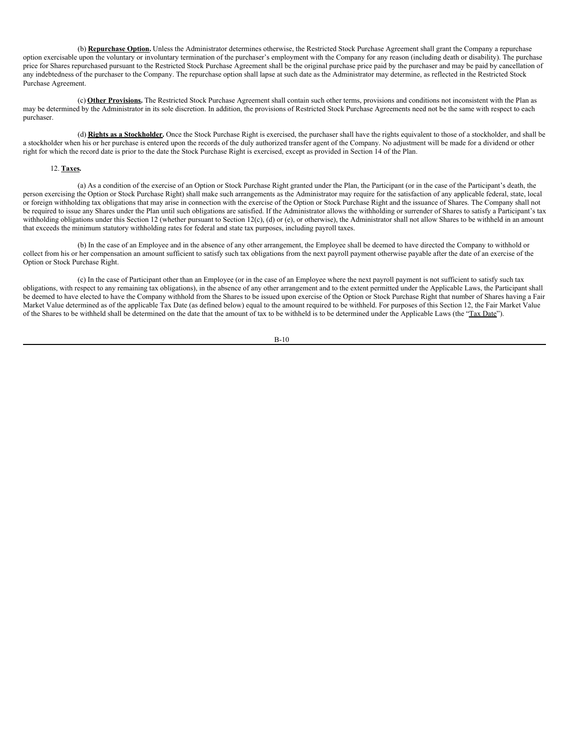(b) **Repurchase Option.** Unless the Administrator determines otherwise, the Restricted Stock Purchase Agreement shall grant the Company a repurchase option exercisable upon the voluntary or involuntary termination of the purchaser's employment with the Company for any reason (including death or disability). The purchase price for Shares repurchased pursuant to the Restricted Stock Purchase Agreement shall be the original purchase price paid by the purchaser and may be paid by cancellation of any indebtedness of the purchaser to the Company. The repurchase option shall lapse at such date as the Administrator may determine, as reflected in the Restricted Stock Purchase Agreement.

(c) **Other Provisions.** The Restricted Stock Purchase Agreement shall contain such other terms, provisions and conditions not inconsistent with the Plan as may be determined by the Administrator in its sole discretion. In addition, the provisions of Restricted Stock Purchase Agreements need not be the same with respect to each purchaser.

(d) **Rights as a Stockholder.** Once the Stock Purchase Right is exercised, the purchaser shall have the rights equivalent to those of a stockholder, and shall be a stockholder when his or her purchase is entered upon the records of the duly authorized transfer agent of the Company. No adjustment will be made for a dividend or other right for which the record date is prior to the date the Stock Purchase Right is exercised, except as provided in Section 14 of the Plan.

12. **Taxes.**

(a) As a condition of the exercise of an Option or Stock Purchase Right granted under the Plan, the Participant (or in the case of the Participant's death, the person exercising the Option or Stock Purchase Right) shall make such arrangements as the Administrator may require for the satisfaction of any applicable federal, state, local or foreign withholding tax obligations that may arise in connection with the exercise of the Option or Stock Purchase Right and the issuance of Shares. The Company shall not be required to issue any Shares under the Plan until such obligations are satisfied. If the Administrator allows the withholding or surrender of Shares to satisfy a Participant's tax withholding obligations under this Section 12 (whether pursuant to Section 12(c), (d) or (e), or otherwise), the Administrator shall not allow Shares to be withheld in an amount that exceeds the minimum statutory withholding rates for federal and state tax purposes, including payroll taxes.

(b) In the case of an Employee and in the absence of any other arrangement, the Employee shall be deemed to have directed the Company to withhold or collect from his or her compensation an amount sufficient to satisfy such tax obligations from the next payroll payment otherwise payable after the date of an exercise of the Option or Stock Purchase Right.

(c) In the case of Participant other than an Employee (or in the case of an Employee where the next payroll payment is not sufficient to satisfy such tax obligations, with respect to any remaining tax obligations), in the absence of any other arrangement and to the extent permitted under the Applicable Laws, the Participant shall be deemed to have elected to have the Company withhold from the Shares to be issued upon exercise of the Option or Stock Purchase Right that number of Shares having a Fair Market Value determined as of the applicable Tax Date (as defined below) equal to the amount required to be withheld. For purposes of this Section 12, the Fair Market Value of the Shares to be withheld shall be determined on the date that the amount of tax to be withheld is to be determined under the Applicable Laws (the "Tax Date").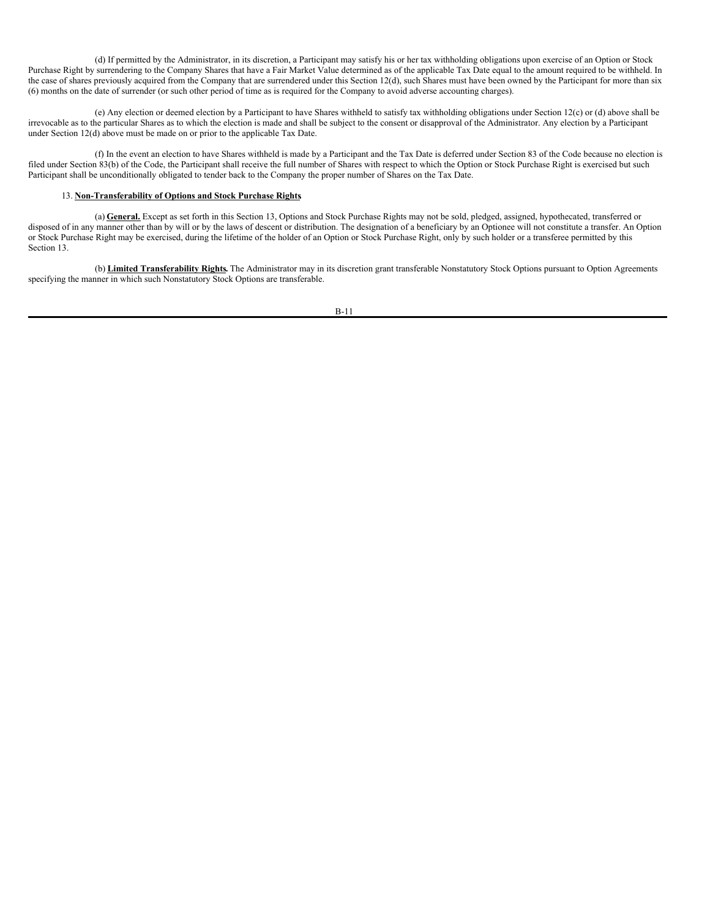(d) If permitted by the Administrator, in its discretion, a Participant may satisfy his or her tax withholding obligations upon exercise of an Option or Stock Purchase Right by surrendering to the Company Shares that have a Fair Market Value determined as of the applicable Tax Date equal to the amount required to be withheld. In the case of shares previously acquired from the Company that are surrendered under this Section 12(d), such Shares must have been owned by the Participant for more than six (6) months on the date of surrender (or such other period of time as is required for the Company to avoid adverse accounting charges).

(e) Any election or deemed election by a Participant to have Shares withheld to satisfy tax withholding obligations under Section 12(c) or (d) above shall be irrevocable as to the particular Shares as to which the election is made and shall be subject to the consent or disapproval of the Administrator. Any election by a Participant under Section 12(d) above must be made on or prior to the applicable Tax Date.

(f) In the event an election to have Shares withheld is made by a Participant and the Tax Date is deferred under Section 83 of the Code because no election is filed under Section 83(b) of the Code, the Participant shall receive the full number of Shares with respect to which the Option or Stock Purchase Right is exercised but such Participant shall be unconditionally obligated to tender back to the Company the proper number of Shares on the Tax Date.

13. **Non-Transferability of Options and Stock Purchase Rights**

(a) **General.** Except as set forth in this Section 13, Options and Stock Purchase Rights may not be sold, pledged, assigned, hypothecated, transferred or disposed of in any manner other than by will or by the laws of descent or distribution. The designation of a beneficiary by an Optionee will not constitute a transfer. An Option or Stock Purchase Right may be exercised, during the lifetime of the holder of an Option or Stock Purchase Right, only by such holder or a transferee permitted by this Section 13.

(b) **Limited Transferability Rights.** The Administrator may in its discretion grant transferable Nonstatutory Stock Options pursuant to Option Agreements specifying the manner in which such Nonstatutory Stock Options are transferable.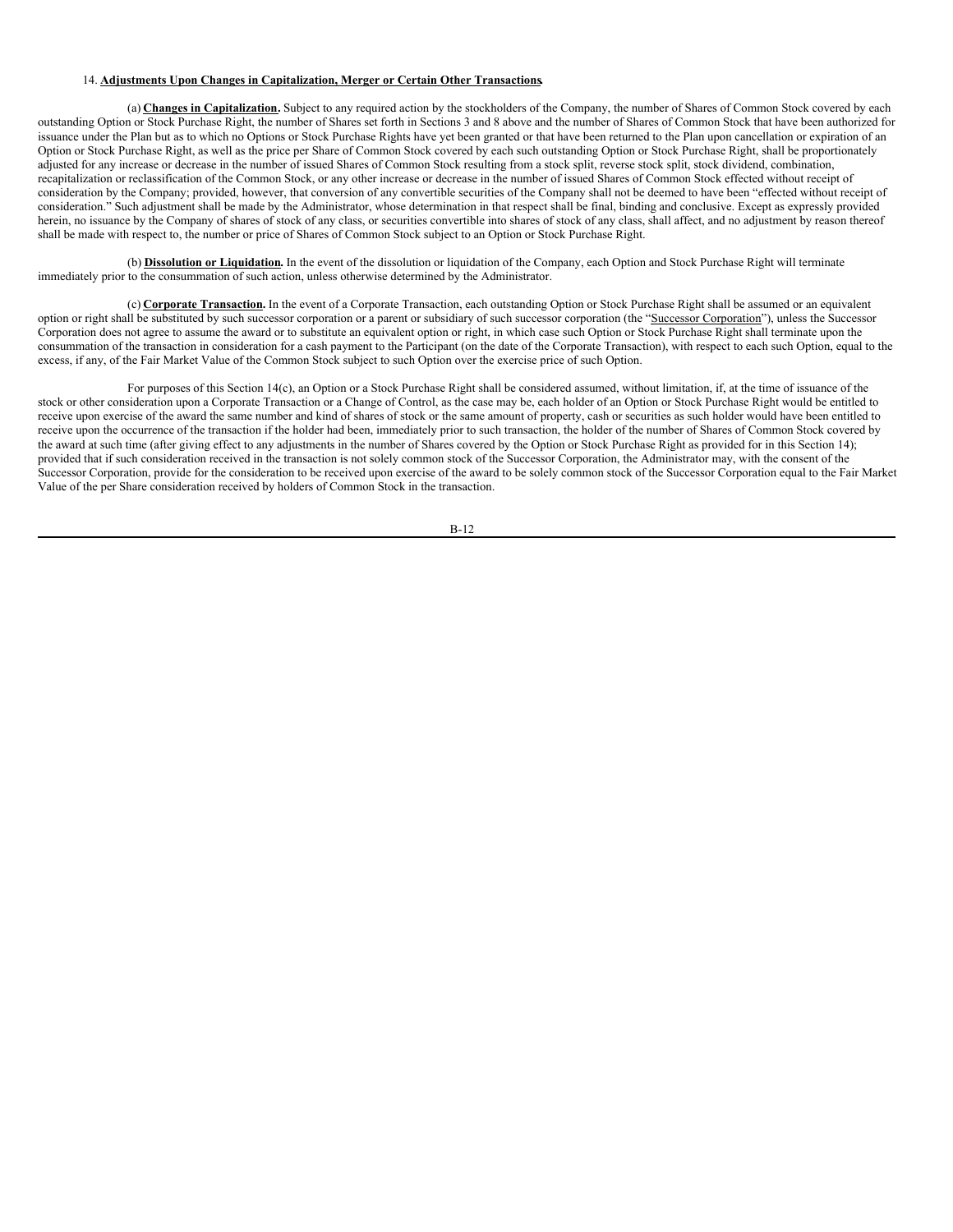14. **Adjustments Upon Changes in Capitalization, Merger or Certain Other Transactions**.

(a) **Changes in Capitalization.** Subject to any required action by the stockholders of the Company, the number of Shares of Common Stock covered by each outstanding Option or Stock Purchase Right, the number of Shares set forth in Sections 3 and 8 above and the number of Shares of Common Stock that have been authorized for issuance under the Plan but as to which no Options or Stock Purchase Rights have yet been granted or that have been returned to the Plan upon cancellation or expiration of an Option or Stock Purchase Right, as well as the price per Share of Common Stock covered by each such outstanding Option or Stock Purchase Right, shall be proportionately adjusted for any increase or decrease in the number of issued Shares of Common Stock resulting from a stock split, reverse stock split, stock dividend, combination, recapitalization or reclassification of the Common Stock, or any other increase or decrease in the number of issued Shares of Common Stock effected without receipt of consideration by the Company; provided, however, that conversion of any convertible securities of the Company shall not be deemed to have been "effected without receipt of consideration." Such adjustment shall be made by the Administrator, whose determination in that respect shall be final, binding and conclusive. Except as expressly provided herein, no issuance by the Company of shares of stock of any class, or securities convertible into shares of stock of any class, shall affect, and no adjustment by reason thereof shall be made with respect to, the number or price of Shares of Common Stock subject to an Option or Stock Purchase Right.

(b) **Dissolution or Liquidation.** In the event of the dissolution or liquidation of the Company, each Option and Stock Purchase Right will terminate immediately prior to the consummation of such action, unless otherwise determined by the Administrator.

(c) **Corporate Transaction.** In the event of a Corporate Transaction, each outstanding Option or Stock Purchase Right shall be assumed or an equivalent option or right shall be substituted by such successor corporation or a parent or subsidiary of such successor corporation (the "Successor Corporation"), unless the Successor Corporation does not agree to assume the award or to substitute an equivalent option or right, in which case such Option or Stock Purchase Right shall terminate upon the consummation of the transaction in consideration for a cash payment to the Participant (on the date of the Corporate Transaction), with respect to each such Option, equal to the excess, if any, of the Fair Market Value of the Common Stock subject to such Option over the exercise price of such Option.

For purposes of this Section 14(c), an Option or a Stock Purchase Right shall be considered assumed, without limitation, if, at the time of issuance of the stock or other consideration upon a Corporate Transaction or a Change of Control, as the case may be, each holder of an Option or Stock Purchase Right would be entitled to receive upon exercise of the award the same number and kind of shares of stock or the same amount of property, cash or securities as such holder would have been entitled to receive upon the occurrence of the transaction if the holder had been, immediately prior to such transaction, the holder of the number of Shares of Common Stock covered by the award at such time (after giving effect to any adjustments in the number of Shares covered by the Option or Stock Purchase Right as provided for in this Section 14); provided that if such consideration received in the transaction is not solely common stock of the Successor Corporation, the Administrator may, with the consent of the Successor Corporation, provide for the consideration to be received upon exercise of the award to be solely common stock of the Successor Corporation equal to the Fair Market Value of the per Share consideration received by holders of Common Stock in the transaction.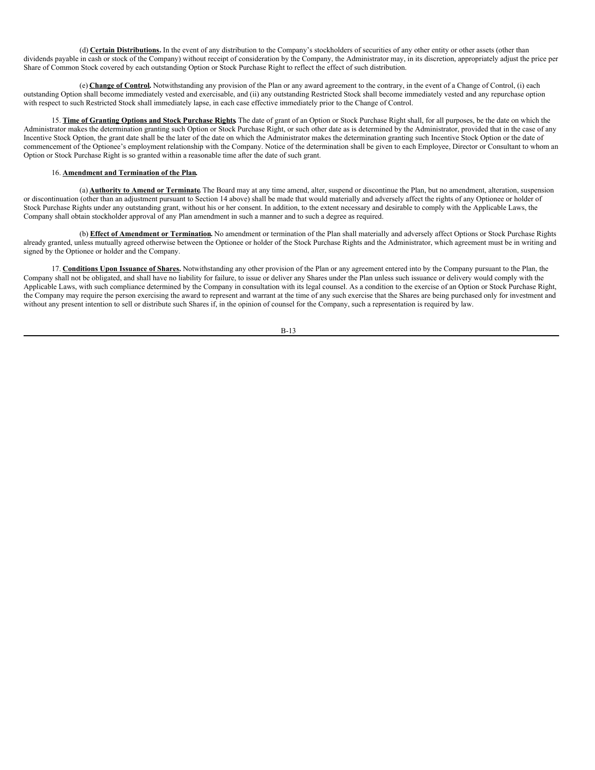(d) **Certain Distributions.** In the event of any distribution to the Company's stockholders of securities of any other entity or other assets (other than dividends payable in cash or stock of the Company) without receipt of consideration by the Company, the Administrator may, in its discretion, appropriately adjust the price per Share of Common Stock covered by each outstanding Option or Stock Purchase Right to reflect the effect of such distribution.

(e) **Change of Control.** Notwithstanding any provision of the Plan or any award agreement to the contrary, in the event of a Change of Control, (i) each outstanding Option shall become immediately vested and exercisable, and (ii) any outstanding Restricted Stock shall become immediately vested and any repurchase option with respect to such Restricted Stock shall immediately lapse, in each case effective immediately prior to the Change of Control.

15. **Time of Granting Options and Stock Purchase Rights.** The date of grant of an Option or Stock Purchase Right shall, for all purposes, be the date on which the Administrator makes the determination granting such Option or Stock Purchase Right, or such other date as is determined by the Administrator, provided that in the case of any Incentive Stock Option, the grant date shall be the later of the date on which the Administrator makes the determination granting such Incentive Stock Option or the date of commencement of the Optionee's employment relationship with the Company. Notice of the determination shall be given to each Employee, Director or Consultant to whom an Option or Stock Purchase Right is so granted within a reasonable time after the date of such grant.

16. **Amendment and Termination of the Plan.**

(a) **Authority to Amend or Terminate.** The Board may at any time amend, alter, suspend or discontinue the Plan, but no amendment, alteration, suspension or discontinuation (other than an adjustment pursuant to Section 14 above) shall be made that would materially and adversely affect the rights of any Optionee or holder of Stock Purchase Rights under any outstanding grant, without his or her consent. In addition, to the extent necessary and desirable to comply with the Applicable Laws, the Company shall obtain stockholder approval of any Plan amendment in such a manner and to such a degree as required.

(b) **Effect of Amendment or Termination.** No amendment or termination of the Plan shall materially and adversely affect Options or Stock Purchase Rights already granted, unless mutually agreed otherwise between the Optionee or holder of the Stock Purchase Rights and the Administrator, which agreement must be in writing and signed by the Optionee or holder and the Company.

17. **Conditions Upon Issuance of Shares.** Notwithstanding any other provision of the Plan or any agreement entered into by the Company pursuant to the Plan, the Company shall not be obligated, and shall have no liability for failure, to issue or deliver any Shares under the Plan unless such issuance or delivery would comply with the Applicable Laws, with such compliance determined by the Company in consultation with its legal counsel. As a condition to the exercise of an Option or Stock Purchase Right, the Company may require the person exercising the award to represent and warrant at the time of any such exercise that the Shares are being purchased only for investment and without any present intention to sell or distribute such Shares if, in the opinion of counsel for the Company, such a representation is required by law.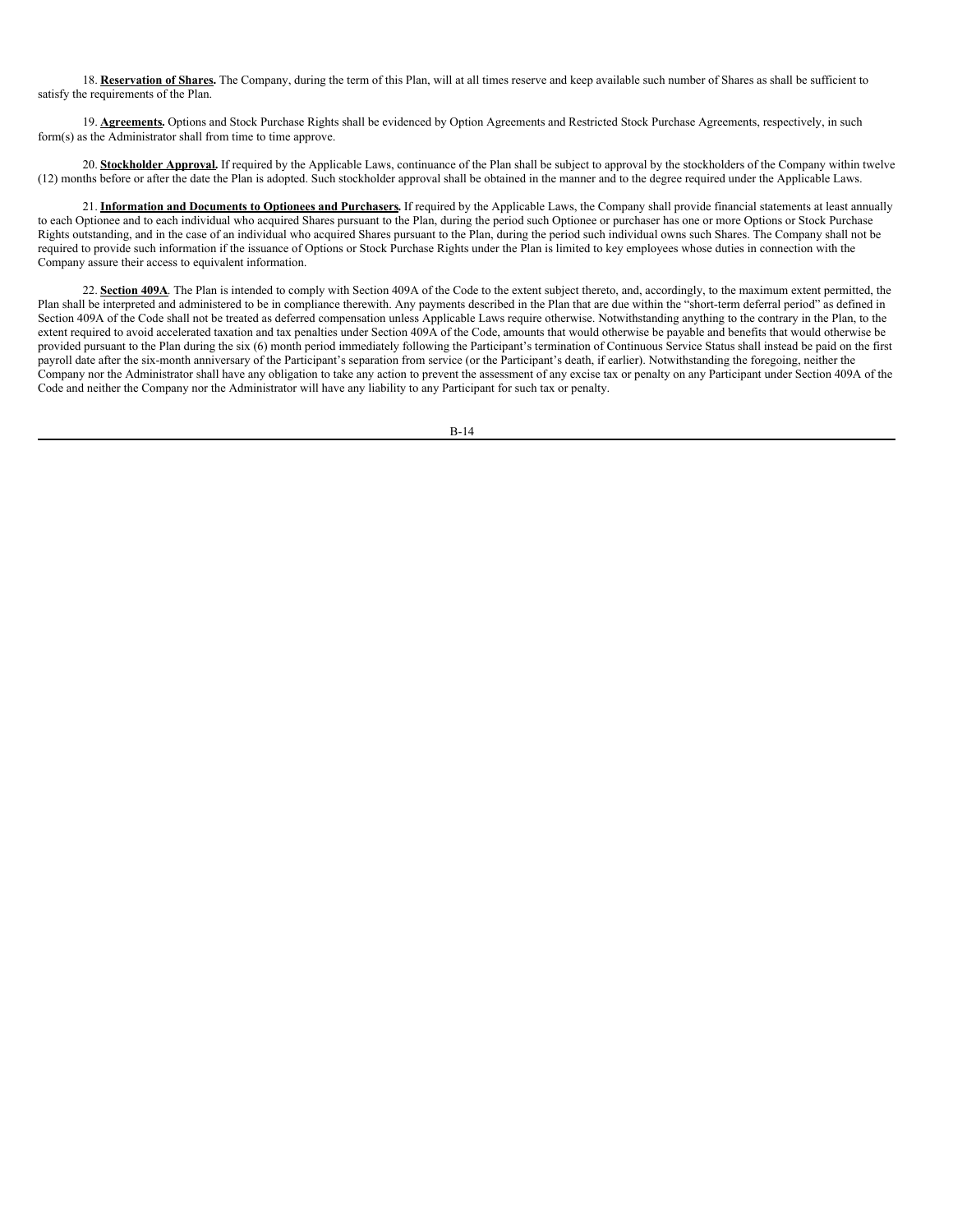18. **Reservation of Shares.** The Company, during the term of this Plan, will at all times reserve and keep available such number of Shares as shall be sufficient to satisfy the requirements of the Plan.

19. **Agreements.** Options and Stock Purchase Rights shall be evidenced by Option Agreements and Restricted Stock Purchase Agreements, respectively, in such form(s) as the Administrator shall from time to time approve.

20. **Stockholder Approval.** If required by the Applicable Laws, continuance of the Plan shall be subject to approval by the stockholders of the Company within twelve (12) months before or after the date the Plan is adopted. Such stockholder approval shall be obtained in the manner and to the degree required under the Applicable Laws.

21. **Information and Documents to Optionees and Purchasers.** If required by the Applicable Laws, the Company shall provide financial statements at least annually to each Optionee and to each individual who acquired Shares pursuant to the Plan, during the period such Optionee or purchaser has one or more Options or Stock Purchase Rights outstanding, and in the case of an individual who acquired Shares pursuant to the Plan, during the period such individual owns such Shares. The Company shall not be required to provide such information if the issuance of Options or Stock Purchase Rights under the Plan is limited to key employees whose duties in connection with the Company assure their access to equivalent information.

22. **Section 409A**. The Plan is intended to comply with Section 409A of the Code to the extent subject thereto, and, accordingly, to the maximum extent permitted, the Plan shall be interpreted and administered to be in compliance therewith. Any payments described in the Plan that are due within the "short-term deferral period" as defined in Section 409A of the Code shall not be treated as deferred compensation unless Applicable Laws require otherwise. Notwithstanding anything to the contrary in the Plan, to the extent required to avoid accelerated taxation and tax penalties under Section 409A of the Code, amounts that would otherwise be payable and benefits that would otherwise be provided pursuant to the Plan during the six (6) month period immediately following the Participant's termination of Continuous Service Status shall instead be paid on the first payroll date after the six-month anniversary of the Participant's separation from service (or the Participant's death, if earlier). Notwithstanding the foregoing, neither the Company nor the Administrator shall have any obligation to take any action to prevent the assessment of any excise tax or penalty on any Participant under Section 409A of the Code and neither the Company nor the Administrator will have any liability to any Participant for such tax or penalty.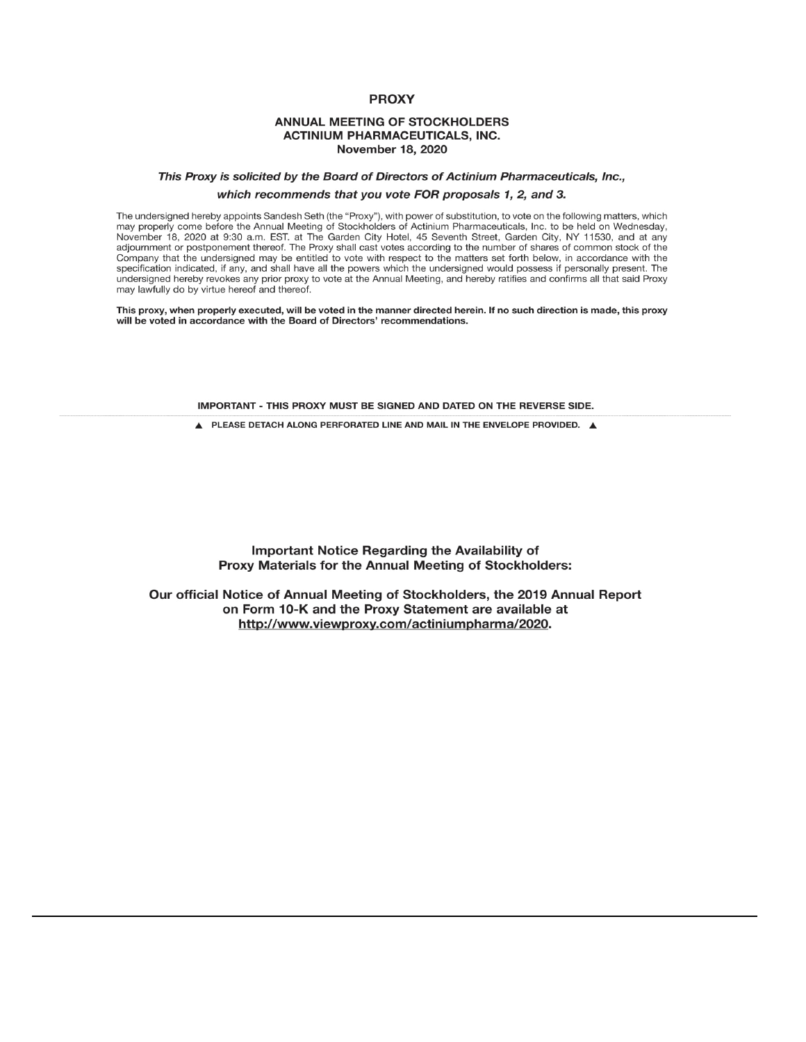# PROXY

## ANNUAL MEETING OF STOCKHOLDERS
## ACTINIUM PHARMACEUTICALS, INC.
## November 18, 2020

***This Proxy is solicited by the Board of Directors of Actinium Pharmaceuticals, Inc., which recommends that you vote FOR proposals 1, 2, and 3.***

The undersigned hereby appoints Sandesh Seth (the "Proxy"), with power of substitution, to vote on the following matters, which may properly come before the Annual Meeting of Stockholders of Actinium Pharmaceuticals, Inc. to be held on Wednesday, November 18, 2020 at 9:30 a.m. EST. at The Garden City Hotel, 45 Seventh Street, Garden City, NY 11530, and at any adjournment or postponement thereof. The Proxy shall cast votes according to the number of shares of common stock of the Company that the undersigned may be entitled to vote with respect to the matters set forth below, in accordance with the specification indicated, if any, and shall have all the powers which the undersigned would possess if personally present. The undersigned hereby revokes any prior proxy to vote at the Annual Meeting, and hereby ratifies and confirms all that said Proxy may lawfully do by virtue hereof and thereof.

**This proxy, when properly executed, will be voted in the manner directed herein. If no such direction is made, this proxy will be voted in accordance with the Board of Directors' recommendations.**

**IMPORTANT - THIS PROXY MUST BE SIGNED AND DATED ON THE REVERSE SIDE.**

▲ PLEASE DETACH ALONG PERFORATED LINE AND MAIL IN THE ENVELOPE PROVIDED. ▲

**Important Notice Regarding the Availability of Proxy Materials for the Annual Meeting of Stockholders:**

**Our official Notice of Annual Meeting of Stockholders, the 2019 Annual Report on Form 10-K and the Proxy Statement are available at http://www.viewproxy.com/actiniumpharma/2020.**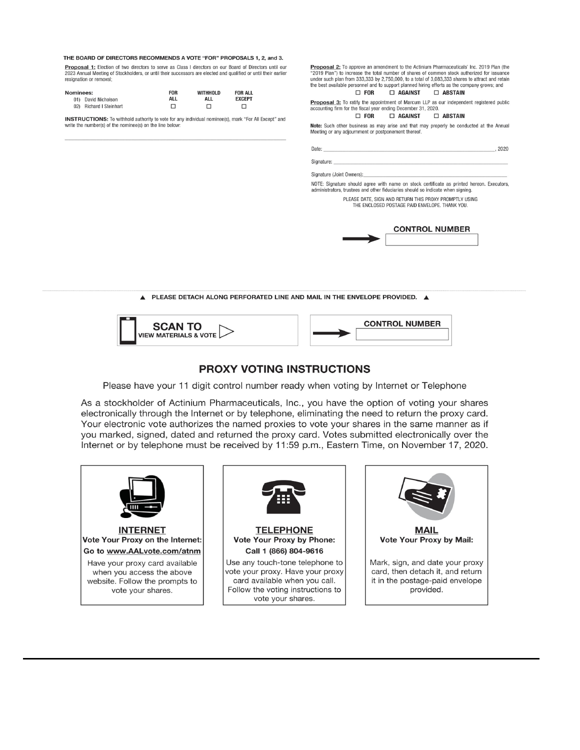**THE BOARD OF DIRECTORS RECOMMENDS A VOTE "FOR" PROPOSALS 1, 2, and 3.**

**Proposal 1:** Election of two directors to serve as Class I directors on our Board of Directors until our 2023 Annual Meeting of Stockholders, or until their successors are elected and qualified or until their earlier resignation or removal;

| Nominees: | FOR ALL | WITHHOLD ALL | FOR ALL EXCEPT |
|---|---|---|---|
| 01) David Nicholson | ☐ | ☐ | ☐ |
| 02) Richard I Steinhart | | | |

**INSTRUCTIONS:** To withhold authority to vote for any individual nominee(s), mark "For All Except" and write the number(s) of the nominee(s) on the line below:

\_\_\_\_\_\_\_\_\_\_\_\_\_\_\_\_\_\_\_\_\_\_\_\_\_\_\_\_\_\_\_\_\_\_\_\_\_\_\_\_

**Proposal 2:** To approve an amendment to the Actinium Pharmaceuticals' Inc. 2019 Plan (the "2019 Plan") to increase the total number of shares of common stock authorized for issuance under such plan from 333,333 by 2,750,000, to a total of 3,083,333 shares to attract and retain the best available personnel and to support planned hiring efforts as the company grows; and

☐ **FOR** ☐ **AGAINST** ☐ **ABSTAIN**

**Proposal 3:** To ratify the appointment of Marcum LLP as our independent registered public accounting firm for the fiscal year ending December 31, 2020.

☐ **FOR** ☐ **AGAINST** ☐ **ABSTAIN**

**Note:** Such other business as may arise and that may properly be conducted at the Annual Meeting or any adjournment or postponement thereof.

Date: \_\_\_\_\_\_\_\_\_\_\_\_\_\_\_\_\_\_\_\_\_\_\_\_\_\_\_\_\_\_, 2020

Signature: \_\_\_\_\_\_\_\_\_\_\_\_\_\_\_\_\_\_\_\_\_\_\_\_\_\_\_\_\_\_

Signature (Joint Owners): \_\_\_\_\_\_\_\_\_\_\_\_\_\_\_\_\_\_\_\_\_\_\_\_\_\_\_\_\_\_

NOTE: Signature should agree with name on stock certificate as printed hereon. Executors, administrators, trustees and other fiduciaries should so indicate when signing.

PLEASE DATE, SIGN AND RETURN THIS PROXY PROMPTLY USING THE ENCLOSED POSTAGE PAID ENVELOPE. THANK YOU.

**CONTROL NUMBER**

▲ **PLEASE DETACH ALONG PERFORATED LINE AND MAIL IN THE ENVELOPE PROVIDED.** ▲

**SCAN TO VIEW MATERIALS & VOTE**

**CONTROL NUMBER**

## PROXY VOTING INSTRUCTIONS

Please have your 11 digit control number ready when voting by Internet or Telephone

As a stockholder of Actinium Pharmaceuticals, Inc., you have the option of voting your shares electronically through the Internet or by telephone, eliminating the need to return the proxy card. Your electronic vote authorizes the named proxies to vote your shares in the same manner as if you marked, signed, dated and returned the proxy card. Votes submitted electronically over the Internet or by telephone must be received by 11:59 p.m., Eastern Time, on November 17, 2020.

**INTERNET**

**Vote Your Proxy on the Internet:**

**Go to www.AALvote.com/atnm**

Have your proxy card available when you access the above website. Follow the prompts to vote your shares.

**TELEPHONE**

**Vote Your Proxy by Phone:**

**Call 1 (866) 804-9616**

Use any touch-tone telephone to vote your proxy. Have your proxy card available when you call. Follow the voting instructions to vote your shares.

**MAIL**

**Vote Your Proxy by Mail:**

Mark, sign, and date your proxy card, then detach it, and return it in the postage-paid envelope provided.